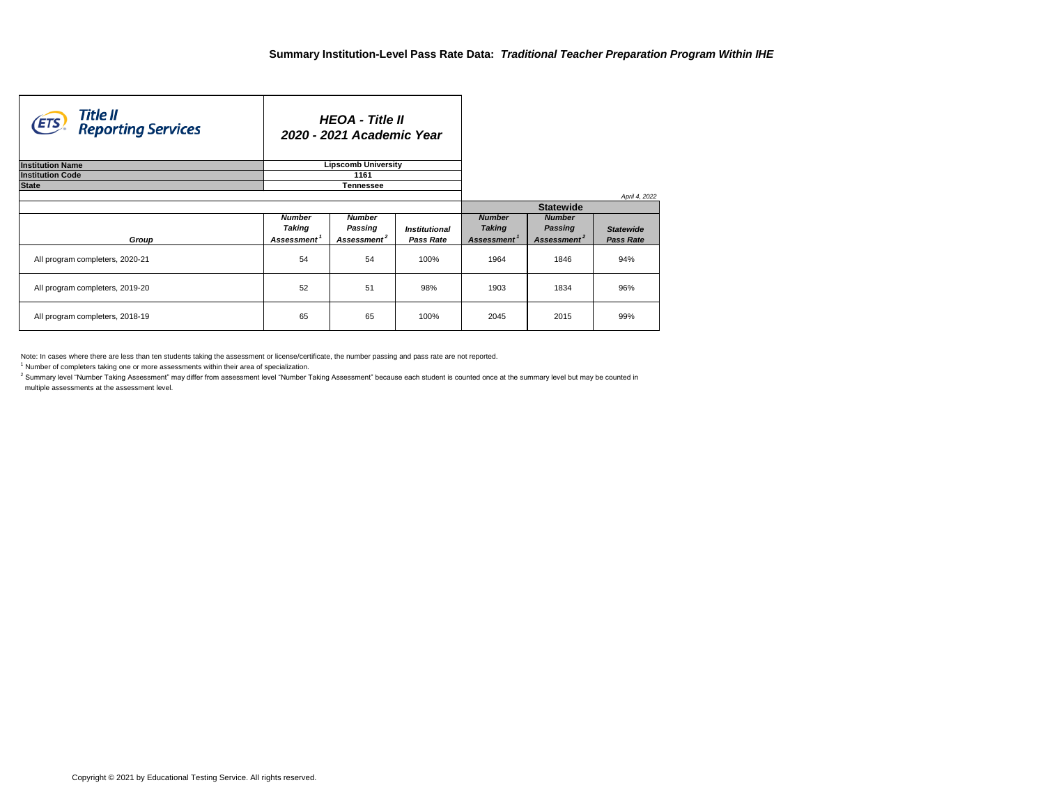## Summary Institution-Level Pass Rate Data: *Traditional Teacher Preparation Program Within IHE*

Title II Reporting Services

**HEOA - Title II**
**2020 - 2021 Academic Year**

| | |
|---|---|
| **Institution Name** | **Lipscomb University** |
| **Institution Code** | **1161** |
| **State** | **Tennessee** |

*April 4, 2022*

| Group | Number Taking Assessment[1] | Number Passing Assessment[2] | Institutional Pass Rate | Statewide: Number Taking Assessment[1] | Statewide: Number Passing Assessment[2] | Statewide Pass Rate |
|---|---|---|---|---|---|---|
| All program completers, 2020-21 | 54 | 54 | 100% | 1964 | 1846 | 94% |
| All program completers, 2019-20 | 52 | 51 | 98% | 1903 | 1834 | 96% |
| All program completers, 2018-19 | 65 | 65 | 100% | 2045 | 2015 | 99% |

Note: In cases where there are less than ten students taking the assessment or license/certificate, the number passing and pass rate are not reported.

[1] Number of completers taking one or more assessments within their area of specialization.

[2] Summary level "Number Taking Assessment" may differ from assessment level "Number Taking Assessment" because each student is counted once at the summary level but may be counted in multiple assessments at the assessment level.

Copyright © 2021 by Educational Testing Service. All rights reserved.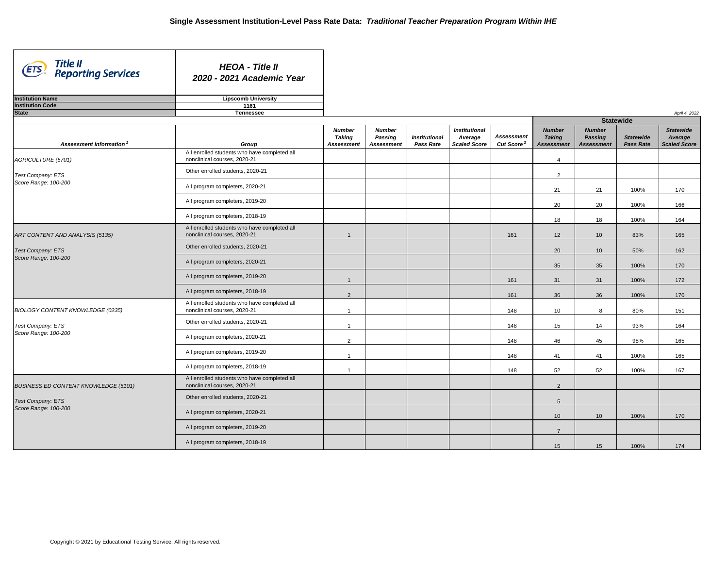# Single Assessment Institution-Level Pass Rate Data: *Traditional Teacher Preparation Program Within IHE*

**Title II Reporting Services**

***HEOA - Title II***
***2020 - 2021 Academic Year***

| | |
|---|---|
| **Institution Name** | **Lipscomb University** |
| **Institution Code** | **1161** |
| **State** | **Tennessee** |

*April 4, 2022*

| Assessment Information[1] | Group | Number Taking Assessment | Number Passing Assessment | Institutional Pass Rate | Institutional Average Scaled Score | Assessment Cut Score[2] | Statewide Number Taking Assessment | Statewide Number Passing Assessment | Statewide Pass Rate | Statewide Average Scaled Score |
|---|---|---|---|---|---|---|---|---|---|---|
| *AGRICULTURE (5701)* | All enrolled students who have completed all nonclinical courses, 2020-21 | | | | | | 4 | | | |
| *Test Company: ETS* | Other enrolled students, 2020-21 | | | | | | 2 | | | |
| *Score Range: 100-200* | All program completers, 2020-21 | | | | | | 21 | 21 | 100% | 170 |
| | All program completers, 2019-20 | | | | | | 20 | 20 | 100% | 166 |
| | All program completers, 2018-19 | | | | | | 18 | 18 | 100% | 164 |
| *ART CONTENT AND ANALYSIS (5135)* | All enrolled students who have completed all nonclinical courses, 2020-21 | 1 | | | | 161 | 12 | 10 | 83% | 165 |
| *Test Company: ETS* | Other enrolled students, 2020-21 | | | | | | 20 | 10 | 50% | 162 |
| *Score Range: 100-200* | All program completers, 2020-21 | | | | | | 35 | 35 | 100% | 170 |
| | All program completers, 2019-20 | 1 | | | | 161 | 31 | 31 | 100% | 172 |
| | All program completers, 2018-19 | 2 | | | | 161 | 36 | 36 | 100% | 170 |
| *BIOLOGY CONTENT KNOWLEDGE (0235)* | All enrolled students who have completed all nonclinical courses, 2020-21 | 1 | | | | 148 | 10 | 8 | 80% | 151 |
| *Test Company: ETS* | Other enrolled students, 2020-21 | 1 | | | | 148 | 15 | 14 | 93% | 164 |
| *Score Range: 100-200* | All program completers, 2020-21 | 2 | | | | 148 | 46 | 45 | 98% | 165 |
| | All program completers, 2019-20 | 1 | | | | 148 | 41 | 41 | 100% | 165 |
| | All program completers, 2018-19 | 1 | | | | 148 | 52 | 52 | 100% | 167 |
| *BUSINESS ED CONTENT KNOWLEDGE (5101)* | All enrolled students who have completed all nonclinical courses, 2020-21 | | | | | | 2 | | | |
| *Test Company: ETS* | Other enrolled students, 2020-21 | | | | | | 5 | | | |
| *Score Range: 100-200* | All program completers, 2020-21 | | | | | | 10 | 10 | 100% | 170 |
| | All program completers, 2019-20 | | | | | | 7 | | | |
| | All program completers, 2018-19 | | | | | | 15 | 15 | 100% | 174 |

Copyright © 2021 by Educational Testing Service. All rights reserved.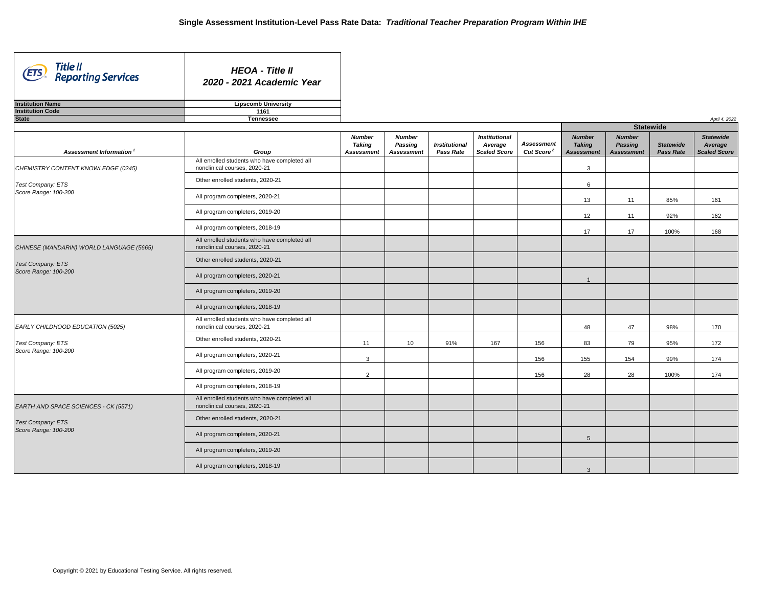# Single Assessment Institution-Level Pass Rate Data: *Traditional Teacher Preparation Program Within IHE*

**HEOA - Title II**
**2020 - 2021 Academic Year**

| | |
|---|---|
| **Institution Name** | **Lipscomb University** |
| **Institution Code** | **1161** |
| **State** | **Tennessee** |

*April 4, 2022*

| Assessment Information[1] | Group | Number Taking Assessment | Number Passing Assessment | Institutional Pass Rate | Institutional Average Scaled Score | Assessment Cut Score[2] | Statewide Number Taking Assessment | Statewide Number Passing Assessment | Statewide Pass Rate | Statewide Average Scaled Score |
|---|---|---|---|---|---|---|---|---|---|---|
| CHEMISTRY CONTENT KNOWLEDGE (0245) | All enrolled students who have completed all nonclinical courses, 2020-21 | | | | | | 3 | | | |
| Test Company: ETS<br>Score Range: 100-200 | Other enrolled students, 2020-21 | | | | | | 6 | | | |
| | All program completers, 2020-21 | | | | | | 13 | 11 | 85% | 161 |
| | All program completers, 2019-20 | | | | | | 12 | 11 | 92% | 162 |
| | All program completers, 2018-19 | | | | | | 17 | 17 | 100% | 168 |
| CHINESE (MANDARIN) WORLD LANGUAGE (5665) | All enrolled students who have completed all nonclinical courses, 2020-21 | | | | | | | | | |
| Test Company: ETS<br>Score Range: 100-200 | Other enrolled students, 2020-21 | | | | | | | | | |
| | All program completers, 2020-21 | | | | | | 1 | | | |
| | All program completers, 2019-20 | | | | | | | | | |
| | All program completers, 2018-19 | | | | | | | | | |
| EARLY CHILDHOOD EDUCATION (5025) | All enrolled students who have completed all nonclinical courses, 2020-21 | | | | | | 48 | 47 | 98% | 170 |
| Test Company: ETS<br>Score Range: 100-200 | Other enrolled students, 2020-21 | 11 | 10 | 91% | 167 | 156 | 83 | 79 | 95% | 172 |
| | All program completers, 2020-21 | 3 | | | | 156 | 155 | 154 | 99% | 174 |
| | All program completers, 2019-20 | 2 | | | | 156 | 28 | 28 | 100% | 174 |
| | All program completers, 2018-19 | | | | | | | | | |
| EARTH AND SPACE SCIENCES - CK (5571) | All enrolled students who have completed all nonclinical courses, 2020-21 | | | | | | | | | |
| Test Company: ETS<br>Score Range: 100-200 | Other enrolled students, 2020-21 | | | | | | | | | |
| | All program completers, 2020-21 | | | | | | 5 | | | |
| | All program completers, 2019-20 | | | | | | | | | |
| | All program completers, 2018-19 | | | | | | 3 | | | |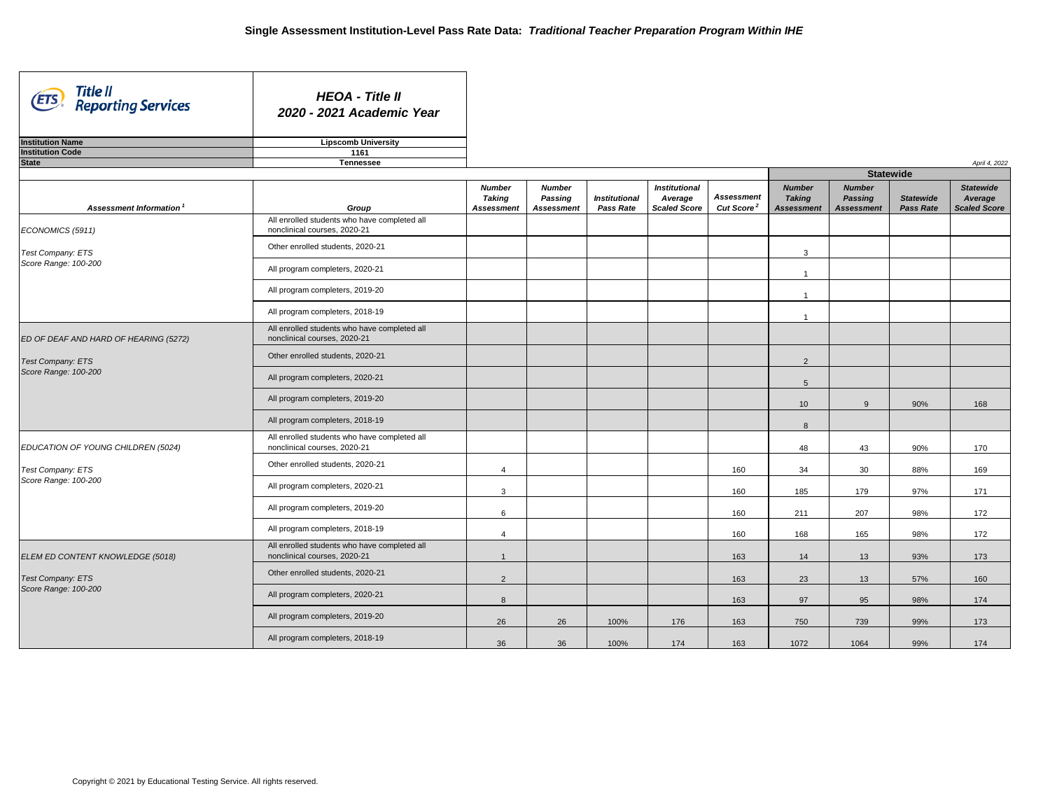# Single Assessment Institution-Level Pass Rate Data: *Traditional Teacher Preparation Program Within IHE*

**HEOA - Title II**
**2020 - 2021 Academic Year**

| | |
|---|---|
| **Institution Name** | **Lipscomb University** |
| **Institution Code** | **1161** |
| **State** | **Tennessee** |

*April 4, 2022*

| Assessment Information[1] | Group | Number Taking Assessment | Number Passing Assessment | Institutional Pass Rate | Institutional Average Scaled Score | Assessment Cut Score[2] | Statewide Number Taking Assessment | Statewide Number Passing Assessment | Statewide Pass Rate | Statewide Average Scaled Score |
|---|---|---|---|---|---|---|---|---|---|---|
| *ECONOMICS (5911)* *Test Company: ETS* *Score Range: 100-200* | All enrolled students who have completed all nonclinical courses, 2020-21 | | | | | | | | | |
| | Other enrolled students, 2020-21 | | | | | | 3 | | | |
| | All program completers, 2020-21 | | | | | | 1 | | | |
| | All program completers, 2019-20 | | | | | | 1 | | | |
| | All program completers, 2018-19 | | | | | | 1 | | | |
| *ED OF DEAF AND HARD OF HEARING (5272)* *Test Company: ETS* *Score Range: 100-200* | All enrolled students who have completed all nonclinical courses, 2020-21 | | | | | | | | | |
| | Other enrolled students, 2020-21 | | | | | | 2 | | | |
| | All program completers, 2020-21 | | | | | | 5 | | | |
| | All program completers, 2019-20 | | | | | | 10 | 9 | 90% | 168 |
| | All program completers, 2018-19 | | | | | | 8 | | | |
| *EDUCATION OF YOUNG CHILDREN (5024)* *Test Company: ETS* *Score Range: 100-200* | All enrolled students who have completed all nonclinical courses, 2020-21 | | | | | | 48 | 43 | 90% | 170 |
| | Other enrolled students, 2020-21 | 4 | | | | 160 | 34 | 30 | 88% | 169 |
| | All program completers, 2020-21 | 3 | | | | 160 | 185 | 179 | 97% | 171 |
| | All program completers, 2019-20 | 6 | | | | 160 | 211 | 207 | 98% | 172 |
| | All program completers, 2018-19 | 4 | | | | 160 | 168 | 165 | 98% | 172 |
| *ELEM ED CONTENT KNOWLEDGE (5018)* *Test Company: ETS* *Score Range: 100-200* | All enrolled students who have completed all nonclinical courses, 2020-21 | 1 | | | | 163 | 14 | 13 | 93% | 173 |
| | Other enrolled students, 2020-21 | 2 | | | | 163 | 23 | 13 | 57% | 160 |
| | All program completers, 2020-21 | 8 | | | | 163 | 97 | 95 | 98% | 174 |
| | All program completers, 2019-20 | 26 | 26 | 100% | 176 | 163 | 750 | 739 | 99% | 173 |
| | All program completers, 2018-19 | 36 | 36 | 100% | 174 | 163 | 1072 | 1064 | 99% | 174 |

Copyright © 2021 by Educational Testing Service. All rights reserved.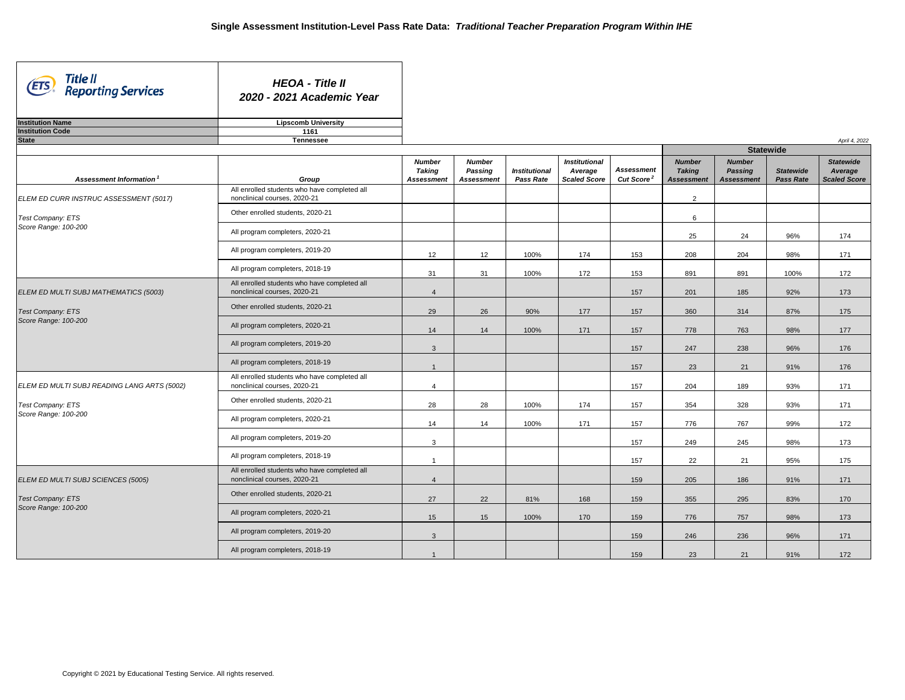# Single Assessment Institution-Level Pass Rate Data: *Traditional Teacher Preparation Program Within IHE*

**HEOA - Title II**
**2020 - 2021 Academic Year**

| | |
|---|---|
| **Institution Name** | **Lipscomb University** |
| **Institution Code** | **1161** |
| **State** | **Tennessee** |

*April 4, 2022*

| Assessment Information[1] | Group | Number Taking Assessment | Number Passing Assessment | Institutional Pass Rate | Institutional Average Scaled Score | Assessment Cut Score[2] | Statewide Number Taking Assessment | Statewide Number Passing Assessment | Statewide Pass Rate | Statewide Average Scaled Score |
|---|---|---|---|---|---|---|---|---|---|---|
| ELEM ED CURR INSTRUC ASSESSMENT (5017) | All enrolled students who have completed all nonclinical courses, 2020-21 | | | | | | 2 | | | |
| Test Company: ETS Score Range: 100-200 | Other enrolled students, 2020-21 | | | | | | 6 | | | |
| | All program completers, 2020-21 | | | | | | 25 | 24 | 96% | 174 |
| | All program completers, 2019-20 | 12 | 12 | 100% | 174 | 153 | 208 | 204 | 98% | 171 |
| | All program completers, 2018-19 | 31 | 31 | 100% | 172 | 153 | 891 | 891 | 100% | 172 |
| ELEM ED MULTI SUBJ MATHEMATICS (5003) | All enrolled students who have completed all nonclinical courses, 2020-21 | 4 | | | | 157 | 201 | 185 | 92% | 173 |
| Test Company: ETS Score Range: 100-200 | Other enrolled students, 2020-21 | 29 | 26 | 90% | 177 | 157 | 360 | 314 | 87% | 175 |
| | All program completers, 2020-21 | 14 | 14 | 100% | 171 | 157 | 778 | 763 | 98% | 177 |
| | All program completers, 2019-20 | 3 | | | | 157 | 247 | 238 | 96% | 176 |
| | All program completers, 2018-19 | 1 | | | | 157 | 23 | 21 | 91% | 176 |
| ELEM ED MULTI SUBJ READING LANG ARTS (5002) | All enrolled students who have completed all nonclinical courses, 2020-21 | 4 | | | | 157 | 204 | 189 | 93% | 171 |
| Test Company: ETS Score Range: 100-200 | Other enrolled students, 2020-21 | 28 | 28 | 100% | 174 | 157 | 354 | 328 | 93% | 171 |
| | All program completers, 2020-21 | 14 | 14 | 100% | 171 | 157 | 776 | 767 | 99% | 172 |
| | All program completers, 2019-20 | 3 | | | | 157 | 249 | 245 | 98% | 173 |
| | All program completers, 2018-19 | 1 | | | | 157 | 22 | 21 | 95% | 175 |
| ELEM ED MULTI SUBJ SCIENCES (5005) | All enrolled students who have completed all nonclinical courses, 2020-21 | 4 | | | | 159 | 205 | 186 | 91% | 171 |
| Test Company: ETS Score Range: 100-200 | Other enrolled students, 2020-21 | 27 | 22 | 81% | 168 | 159 | 355 | 295 | 83% | 170 |
| | All program completers, 2020-21 | 15 | 15 | 100% | 170 | 159 | 776 | 757 | 98% | 173 |
| | All program completers, 2019-20 | 3 | | | | 159 | 246 | 236 | 96% | 171 |
| | All program completers, 2018-19 | 1 | | | | 159 | 23 | 21 | 91% | 172 |

Copyright © 2021 by Educational Testing Service. All rights reserved.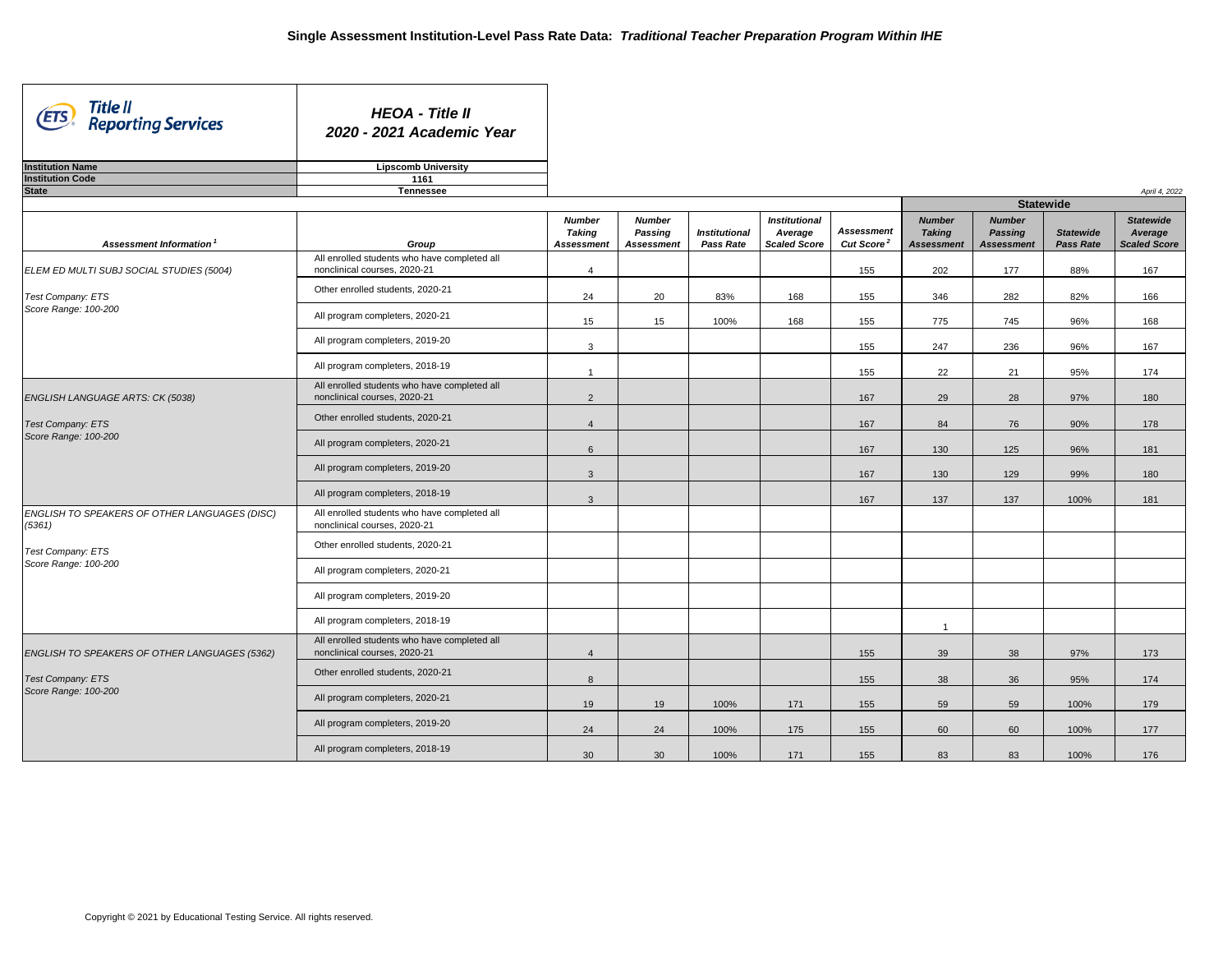# Single Assessment Institution-Level Pass Rate Data: *Traditional Teacher Preparation Program Within IHE*

**HEOA - Title II**
**2020 - 2021 Academic Year**

| | |
|---|---|
| **Institution Name** | **Lipscomb University** |
| **Institution Code** | **1161** |
| **State** | **Tennessee** |

*April 4, 2022*

| Assessment Information[1] | Group | Number Taking Assessment | Number Passing Assessment | Institutional Pass Rate | Institutional Average Scaled Score | Assessment Cut Score[2] | Statewide Number Taking Assessment | Statewide Number Passing Assessment | Statewide Pass Rate | Statewide Average Scaled Score |
|---|---|---|---|---|---|---|---|---|---|---|
| ELEM ED MULTI SUBJ SOCIAL STUDIES (5004) | All enrolled students who have completed all nonclinical courses, 2020-21 | 4 | | | | 155 | 202 | 177 | 88% | 167 |
| Test Company: ETS | Other enrolled students, 2020-21 | 24 | 20 | 83% | 168 | 155 | 346 | 282 | 82% | 166 |
| Score Range: 100-200 | All program completers, 2020-21 | 15 | 15 | 100% | 168 | 155 | 775 | 745 | 96% | 168 |
| | All program completers, 2019-20 | 3 | | | | 155 | 247 | 236 | 96% | 167 |
| | All program completers, 2018-19 | 1 | | | | 155 | 22 | 21 | 95% | 174 |
| ENGLISH LANGUAGE ARTS: CK (5038) | All enrolled students who have completed all nonclinical courses, 2020-21 | 2 | | | | 167 | 29 | 28 | 97% | 180 |
| Test Company: ETS | Other enrolled students, 2020-21 | 4 | | | | 167 | 84 | 76 | 90% | 178 |
| Score Range: 100-200 | All program completers, 2020-21 | 6 | | | | 167 | 130 | 125 | 96% | 181 |
| | All program completers, 2019-20 | 3 | | | | 167 | 130 | 129 | 99% | 180 |
| | All program completers, 2018-19 | 3 | | | | 167 | 137 | 137 | 100% | 181 |
| ENGLISH TO SPEAKERS OF OTHER LANGUAGES (DISC) (5361) | All enrolled students who have completed all nonclinical courses, 2020-21 | | | | | | | | | |
| Test Company: ETS | Other enrolled students, 2020-21 | | | | | | | | | |
| Score Range: 100-200 | All program completers, 2020-21 | | | | | | | | | |
| | All program completers, 2019-20 | | | | | | | | | |
| | All program completers, 2018-19 | | | | | | 1 | | | |
| ENGLISH TO SPEAKERS OF OTHER LANGUAGES (5362) | All enrolled students who have completed all nonclinical courses, 2020-21 | 4 | | | | 155 | 39 | 38 | 97% | 173 |
| Test Company: ETS | Other enrolled students, 2020-21 | 8 | | | | 155 | 38 | 36 | 95% | 174 |
| Score Range: 100-200 | All program completers, 2020-21 | 19 | 19 | 100% | 171 | 155 | 59 | 59 | 100% | 179 |
| | All program completers, 2019-20 | 24 | 24 | 100% | 175 | 155 | 60 | 60 | 100% | 177 |
| | All program completers, 2018-19 | 30 | 30 | 100% | 171 | 155 | 83 | 83 | 100% | 176 |

Copyright © 2021 by Educational Testing Service. All rights reserved.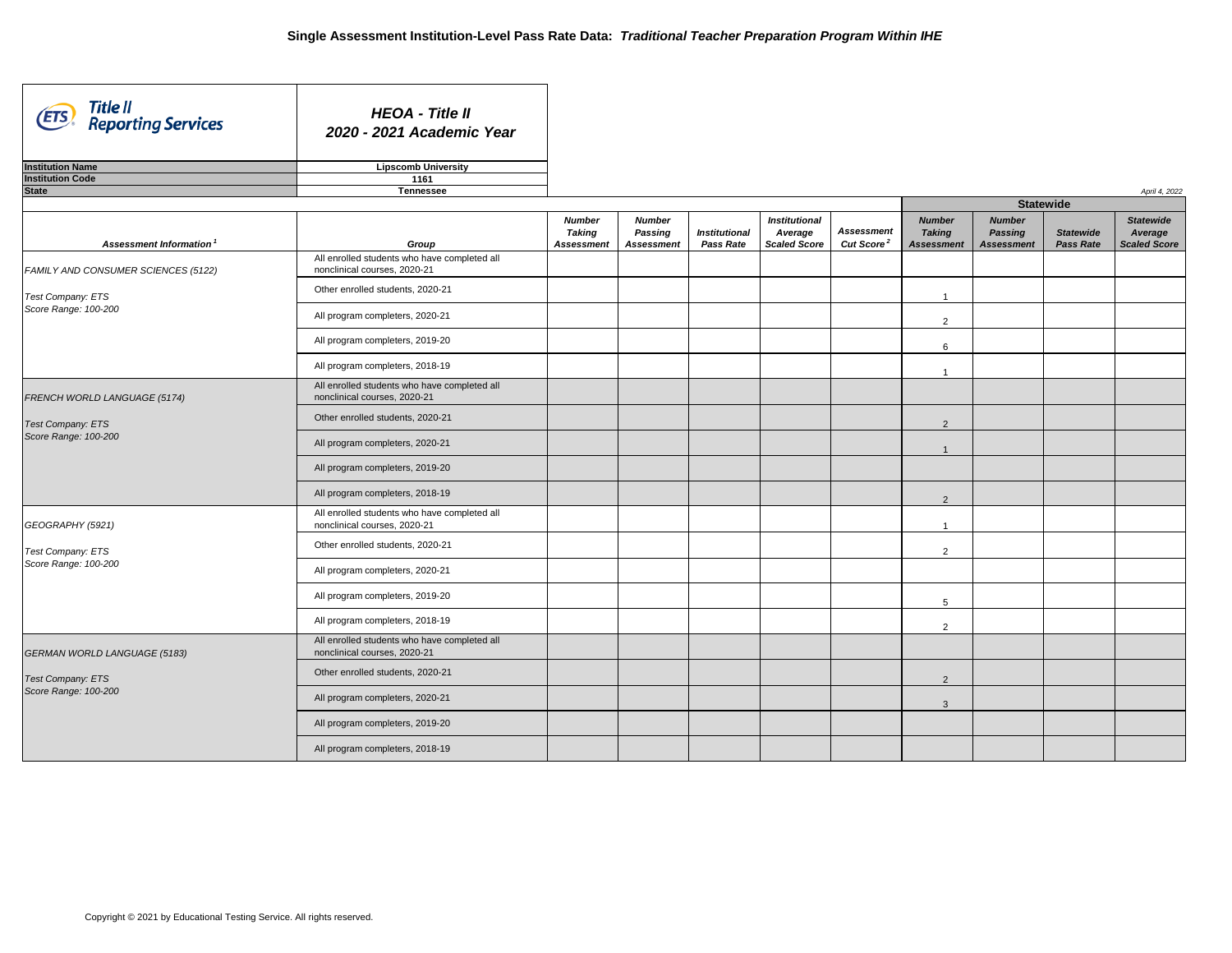# Single Assessment Institution-Level Pass Rate Data: *Traditional Teacher Preparation Program Within IHE*

**Title II Reporting Services**

***HEOA - Title II***
***2020 - 2021 Academic Year***

| | |
|---|---|
| **Institution Name** | **Lipscomb University** |
| **Institution Code** | **1161** |
| **State** | **Tennessee** |

*April 4, 2022*

| Assessment Information[1] | Group | Number Taking Assessment | Number Passing Assessment | Institutional Pass Rate | Institutional Average Scaled Score | Assessment Cut Score[2] | Statewide Number Taking Assessment | Statewide Number Passing Assessment | Statewide Pass Rate | Statewide Average Scaled Score |
|---|---|---|---|---|---|---|---|---|---|---|
| FAMILY AND CONSUMER SCIENCES (5122) | All enrolled students who have completed all nonclinical courses, 2020-21 | | | | | | | | | |
| Test Company: ETS | Other enrolled students, 2020-21 | | | | | | 1 | | | |
| Score Range: 100-200 | All program completers, 2020-21 | | | | | | 2 | | | |
| | All program completers, 2019-20 | | | | | | 6 | | | |
| | All program completers, 2018-19 | | | | | | 1 | | | |
| FRENCH WORLD LANGUAGE (5174) | All enrolled students who have completed all nonclinical courses, 2020-21 | | | | | | | | | |
| Test Company: ETS | Other enrolled students, 2020-21 | | | | | | 2 | | | |
| Score Range: 100-200 | All program completers, 2020-21 | | | | | | 1 | | | |
| | All program completers, 2019-20 | | | | | | | | | |
| | All program completers, 2018-19 | | | | | | 2 | | | |
| GEOGRAPHY (5921) | All enrolled students who have completed all nonclinical courses, 2020-21 | | | | | | 1 | | | |
| Test Company: ETS | Other enrolled students, 2020-21 | | | | | | 2 | | | |
| Score Range: 100-200 | All program completers, 2020-21 | | | | | | | | | |
| | All program completers, 2019-20 | | | | | | 5 | | | |
| | All program completers, 2018-19 | | | | | | 2 | | | |
| GERMAN WORLD LANGUAGE (5183) | All enrolled students who have completed all nonclinical courses, 2020-21 | | | | | | | | | |
| Test Company: ETS | Other enrolled students, 2020-21 | | | | | | 2 | | | |
| Score Range: 100-200 | All program completers, 2020-21 | | | | | | 3 | | | |
| | All program completers, 2019-20 | | | | | | | | | |
| | All program completers, 2018-19 | | | | | | | | | |

Copyright © 2021 by Educational Testing Service. All rights reserved.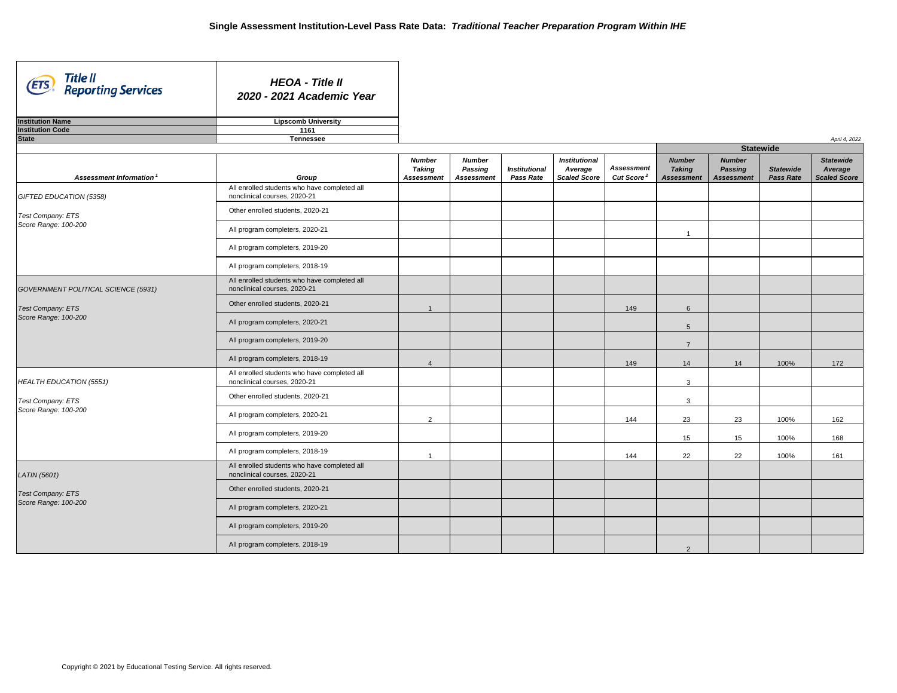# Single Assessment Institution-Level Pass Rate Data: *Traditional Teacher Preparation Program Within IHE*

**Title II Reporting Services**

***HEOA - Title II***
***2020 - 2021 Academic Year***

| | |
|---|---|
| **Institution Name** | **Lipscomb University** |
| **Institution Code** | **1161** |
| **State** | **Tennessee** |

*April 4, 2022*

| *Assessment Information*[1] | *Group* | *Number Taking Assessment* | *Number Passing Assessment* | *Institutional Pass Rate* | *Institutional Average Scaled Score* | *Assessment Cut Score*[2] | Statewide *Number Taking Assessment* | Statewide *Number Passing Assessment* | Statewide *Statewide Pass Rate* | Statewide *Statewide Average Scaled Score* |
|---|---|---|---|---|---|---|---|---|---|---|
| *GIFTED EDUCATION (5358)* *Test Company: ETS* *Score Range: 100-200* | All enrolled students who have completed all nonclinical courses, 2020-21 | | | | | | | | | |
| | Other enrolled students, 2020-21 | | | | | | | | | |
| | All program completers, 2020-21 | | | | | | 1 | | | |
| | All program completers, 2019-20 | | | | | | | | | |
| | All program completers, 2018-19 | | | | | | | | | |
| *GOVERNMENT POLITICAL SCIENCE (5931)* *Test Company: ETS* *Score Range: 100-200* | All enrolled students who have completed all nonclinical courses, 2020-21 | | | | | | | | | |
| | Other enrolled students, 2020-21 | 1 | | | | 149 | 6 | | | |
| | All program completers, 2020-21 | | | | | | 5 | | | |
| | All program completers, 2019-20 | | | | | | 7 | | | |
| | All program completers, 2018-19 | 4 | | | | 149 | 14 | 14 | 100% | 172 |
| *HEALTH EDUCATION (5551)* *Test Company: ETS* *Score Range: 100-200* | All enrolled students who have completed all nonclinical courses, 2020-21 | | | | | | 3 | | | |
| | Other enrolled students, 2020-21 | | | | | | 3 | | | |
| | All program completers, 2020-21 | 2 | | | | 144 | 23 | 23 | 100% | 162 |
| | All program completers, 2019-20 | | | | | | 15 | 15 | 100% | 168 |
| | All program completers, 2018-19 | 1 | | | | 144 | 22 | 22 | 100% | 161 |
| *LATIN (5601)* *Test Company: ETS* *Score Range: 100-200* | All enrolled students who have completed all nonclinical courses, 2020-21 | | | | | | | | | |
| | Other enrolled students, 2020-21 | | | | | | | | | |
| | All program completers, 2020-21 | | | | | | | | | |
| | All program completers, 2019-20 | | | | | | | | | |
| | All program completers, 2018-19 | | | | | | 2 | | | |

Copyright © 2021 by Educational Testing Service. All rights reserved.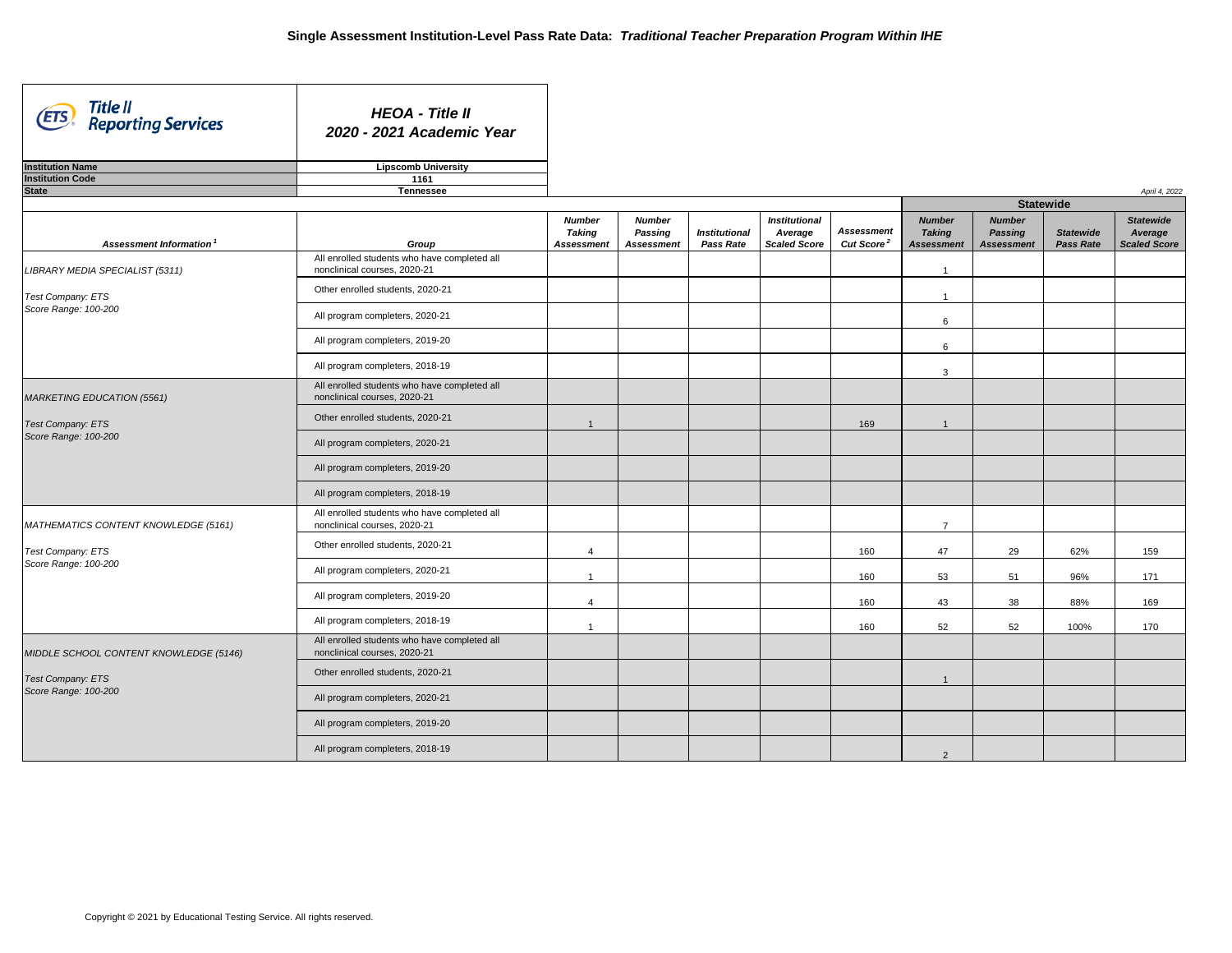# Single Assessment Institution-Level Pass Rate Data: *Traditional Teacher Preparation Program Within IHE*

**HEOA - Title II**
**2020 - 2021 Academic Year**

| | |
|---|---|
| **Institution Name** | **Lipscomb University** |
| **Institution Code** | **1161** |
| **State** | **Tennessee** |

*April 4, 2022*

| Assessment Information [1] | Group | Number Taking Assessment | Number Passing Assessment | Institutional Pass Rate | Institutional Average Scaled Score | Assessment Cut Score [2] | Statewide Number Taking Assessment | Statewide Number Passing Assessment | Statewide Pass Rate | Statewide Average Scaled Score |
|---|---|---|---|---|---|---|---|---|---|---|
| LIBRARY MEDIA SPECIALIST (5311) | All enrolled students who have completed all nonclinical courses, 2020-21 | | | | | | 1 | | | |
| Test Company: ETS | Other enrolled students, 2020-21 | | | | | | 1 | | | |
| Score Range: 100-200 | All program completers, 2020-21 | | | | | | 6 | | | |
| | All program completers, 2019-20 | | | | | | 6 | | | |
| | All program completers, 2018-19 | | | | | | 3 | | | |
| MARKETING EDUCATION (5561) | All enrolled students who have completed all nonclinical courses, 2020-21 | | | | | | | | | |
| Test Company: ETS | Other enrolled students, 2020-21 | 1 | | | | 169 | 1 | | | |
| Score Range: 100-200 | All program completers, 2020-21 | | | | | | | | | |
| | All program completers, 2019-20 | | | | | | | | | |
| | All program completers, 2018-19 | | | | | | | | | |
| MATHEMATICS CONTENT KNOWLEDGE (5161) | All enrolled students who have completed all nonclinical courses, 2020-21 | | | | | | 7 | | | |
| Test Company: ETS | Other enrolled students, 2020-21 | 4 | | | | 160 | 47 | 29 | 62% | 159 |
| Score Range: 100-200 | All program completers, 2020-21 | 1 | | | | 160 | 53 | 51 | 96% | 171 |
| | All program completers, 2019-20 | 4 | | | | 160 | 43 | 38 | 88% | 169 |
| | All program completers, 2018-19 | 1 | | | | 160 | 52 | 52 | 100% | 170 |
| MIDDLE SCHOOL CONTENT KNOWLEDGE (5146) | All enrolled students who have completed all nonclinical courses, 2020-21 | | | | | | | | | |
| Test Company: ETS | Other enrolled students, 2020-21 | | | | | | 1 | | | |
| Score Range: 100-200 | All program completers, 2020-21 | | | | | | | | | |
| | All program completers, 2019-20 | | | | | | | | | |
| | All program completers, 2018-19 | | | | | | 2 | | | |

Copyright © 2021 by Educational Testing Service. All rights reserved.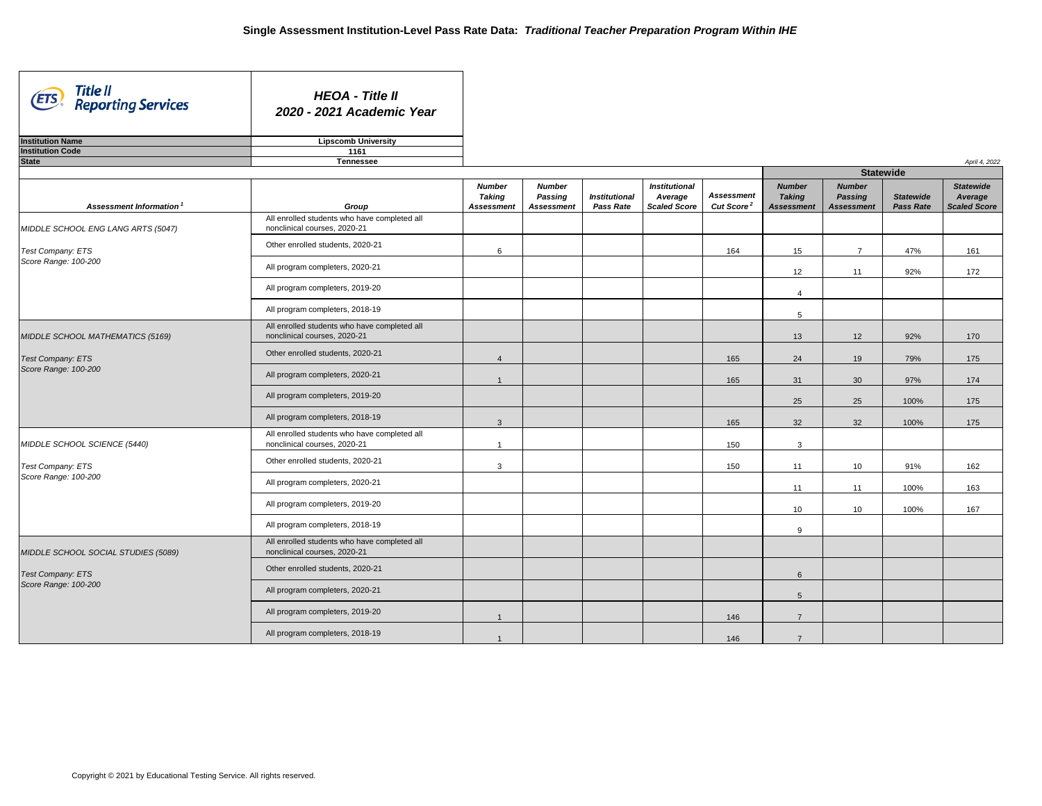# Single Assessment Institution-Level Pass Rate Data: *Traditional Teacher Preparation Program Within IHE*

**Title II Reporting Services**

***HEOA - Title II***
***2020 - 2021 Academic Year***

| | |
|---|---|
| **Institution Name** | **Lipscomb University** |
| **Institution Code** | **1161** |
| **State** | **Tennessee** |

*April 4, 2022*

| Assessment Information[1] | Group | Number Taking Assessment | Number Passing Assessment | Institutional Pass Rate | Institutional Average Scaled Score | Assessment Cut Score[2] | Statewide Number Taking Assessment | Statewide Number Passing Assessment | Statewide Pass Rate | Statewide Average Scaled Score |
|---|---|---|---|---|---|---|---|---|---|---|
| MIDDLE SCHOOL ENG LANG ARTS (5047) | All enrolled students who have completed all nonclinical courses, 2020-21 | | | | | | | | | |
| Test Company: ETS Score Range: 100-200 | Other enrolled students, 2020-21 | 6 | | | | 164 | 15 | 7 | 47% | 161 |
| | All program completers, 2020-21 | | | | | | 12 | 11 | 92% | 172 |
| | All program completers, 2019-20 | | | | | | 4 | | | |
| | All program completers, 2018-19 | | | | | | 5 | | | |
| MIDDLE SCHOOL MATHEMATICS (5169) | All enrolled students who have completed all nonclinical courses, 2020-21 | | | | | | 13 | 12 | 92% | 170 |
| Test Company: ETS Score Range: 100-200 | Other enrolled students, 2020-21 | 4 | | | | 165 | 24 | 19 | 79% | 175 |
| | All program completers, 2020-21 | 1 | | | | 165 | 31 | 30 | 97% | 174 |
| | All program completers, 2019-20 | | | | | | 25 | 25 | 100% | 175 |
| | All program completers, 2018-19 | 3 | | | | 165 | 32 | 32 | 100% | 175 |
| MIDDLE SCHOOL SCIENCE (5440) | All enrolled students who have completed all nonclinical courses, 2020-21 | 1 | | | | 150 | 3 | | | |
| Test Company: ETS Score Range: 100-200 | Other enrolled students, 2020-21 | 3 | | | | 150 | 11 | 10 | 91% | 162 |
| | All program completers, 2020-21 | | | | | | 11 | 11 | 100% | 163 |
| | All program completers, 2019-20 | | | | | | 10 | 10 | 100% | 167 |
| | All program completers, 2018-19 | | | | | | 9 | | | |
| MIDDLE SCHOOL SOCIAL STUDIES (5089) | All enrolled students who have completed all nonclinical courses, 2020-21 | | | | | | | | | |
| Test Company: ETS Score Range: 100-200 | Other enrolled students, 2020-21 | | | | | | 6 | | | |
| | All program completers, 2020-21 | | | | | | 5 | | | |
| | All program completers, 2019-20 | 1 | | | | 146 | 7 | | | |
| | All program completers, 2018-19 | 1 | | | | 146 | 7 | | | |

Copyright © 2021 by Educational Testing Service. All rights reserved.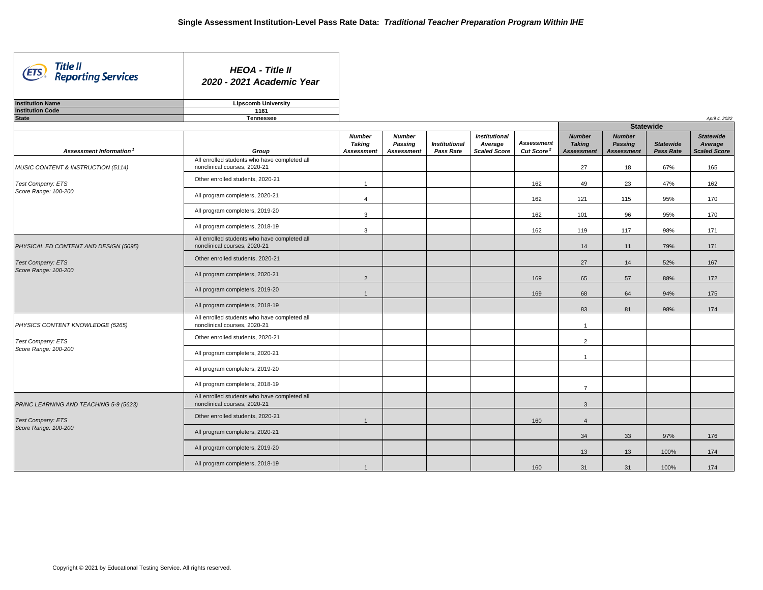# Single Assessment Institution-Level Pass Rate Data: *Traditional Teacher Preparation Program Within IHE*

**Title II Reporting Services**

***HEOA - Title II***
***2020 - 2021 Academic Year***

| | |
|---|---|
| **Institution Name** | **Lipscomb University** |
| **Institution Code** | **1161** |
| **State** | **Tennessee** |

*April 4, 2022*

| Assessment Information[1] | Group | Number Taking Assessment | Number Passing Assessment | Institutional Pass Rate | Institutional Average Scaled Score | Assessment Cut Score[2] | Statewide Number Taking Assessment | Statewide Number Passing Assessment | Statewide Pass Rate | Statewide Average Scaled Score |
|---|---|---|---|---|---|---|---|---|---|---|
| *MUSIC CONTENT & INSTRUCTION (5114)* | All enrolled students who have completed all nonclinical courses, 2020-21 | | | | | | 27 | 18 | 67% | 165 |
| *Test Company: ETS* *Score Range: 100-200* | Other enrolled students, 2020-21 | 1 | | | | 162 | 49 | 23 | 47% | 162 |
| | All program completers, 2020-21 | 4 | | | | 162 | 121 | 115 | 95% | 170 |
| | All program completers, 2019-20 | 3 | | | | 162 | 101 | 96 | 95% | 170 |
| | All program completers, 2018-19 | 3 | | | | 162 | 119 | 117 | 98% | 171 |
| *PHYSICAL ED CONTENT AND DESIGN (5095)* | All enrolled students who have completed all nonclinical courses, 2020-21 | | | | | | 14 | 11 | 79% | 171 |
| *Test Company: ETS* *Score Range: 100-200* | Other enrolled students, 2020-21 | | | | | | 27 | 14 | 52% | 167 |
| | All program completers, 2020-21 | 2 | | | | 169 | 65 | 57 | 88% | 172 |
| | All program completers, 2019-20 | 1 | | | | 169 | 68 | 64 | 94% | 175 |
| | All program completers, 2018-19 | | | | | | 83 | 81 | 98% | 174 |
| *PHYSICS CONTENT KNOWLEDGE (5265)* | All enrolled students who have completed all nonclinical courses, 2020-21 | | | | | | 1 | | | |
| *Test Company: ETS* *Score Range: 100-200* | Other enrolled students, 2020-21 | | | | | | 2 | | | |
| | All program completers, 2020-21 | | | | | | 1 | | | |
| | All program completers, 2019-20 | | | | | | | | | |
| | All program completers, 2018-19 | | | | | | 7 | | | |
| *PRINC LEARNING AND TEACHING 5-9 (5623)* | All enrolled students who have completed all nonclinical courses, 2020-21 | | | | | | 3 | | | |
| *Test Company: ETS* *Score Range: 100-200* | Other enrolled students, 2020-21 | 1 | | | | 160 | 4 | | | |
| | All program completers, 2020-21 | | | | | | 34 | 33 | 97% | 176 |
| | All program completers, 2019-20 | | | | | | 13 | 13 | 100% | 174 |
| | All program completers, 2018-19 | 1 | | | | 160 | 31 | 31 | 100% | 174 |

Copyright © 2021 by Educational Testing Service. All rights reserved.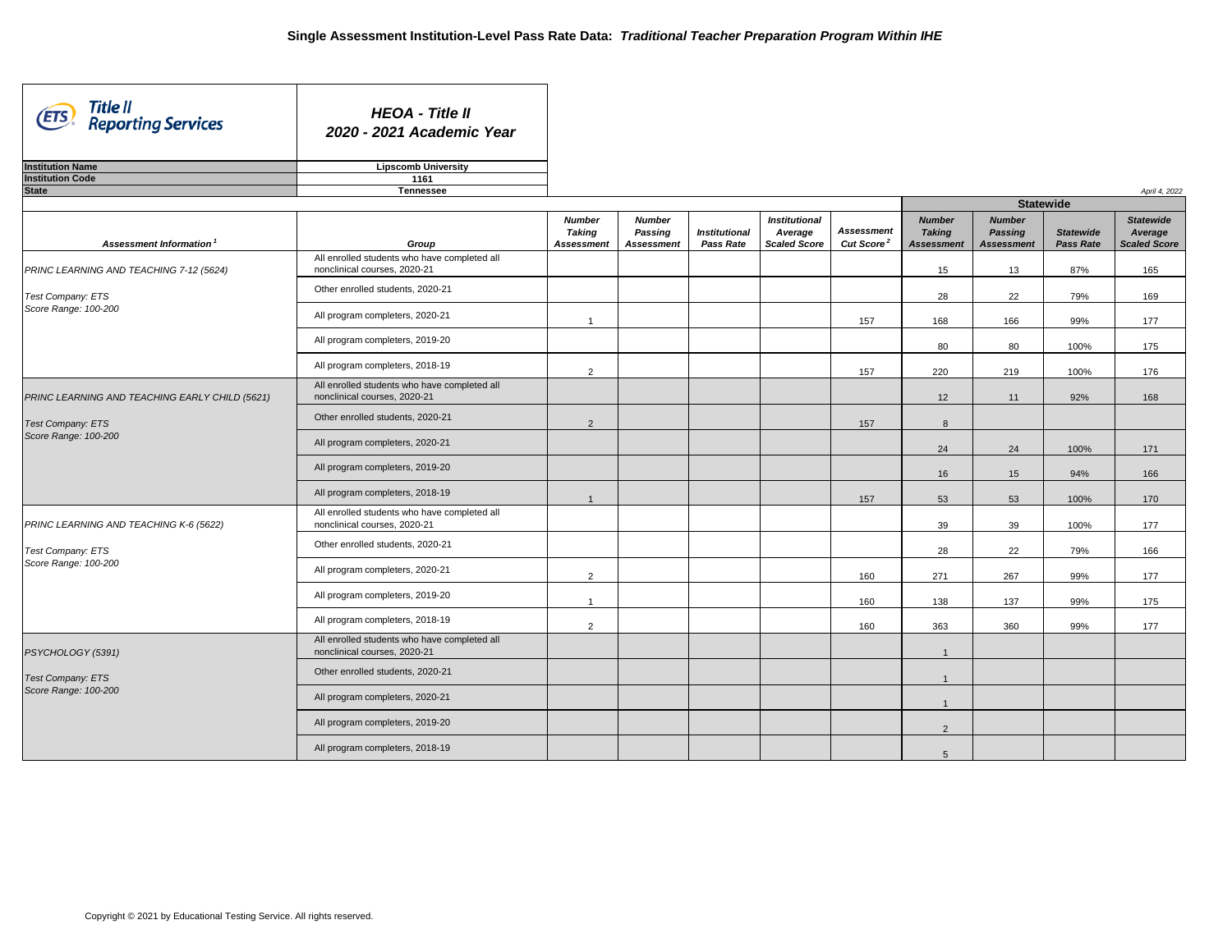# Single Assessment Institution-Level Pass Rate Data: *Traditional Teacher Preparation Program Within IHE*

**Title II Reporting Services**

***HEOA - Title II***
***2020 - 2021 Academic Year***

| | |
|---|---|
| **Institution Name** | **Lipscomb University** |
| **Institution Code** | **1161** |
| **State** | **Tennessee** |

*April 4, 2022*

| Assessment Information [1] | Group | Number Taking Assessment | Number Passing Assessment | Institutional Pass Rate | Institutional Average Scaled Score | Assessment Cut Score [2] | Statewide Number Taking Assessment | Statewide Number Passing Assessment | Statewide Pass Rate | Statewide Average Scaled Score |
|---|---|---|---|---|---|---|---|---|---|---|
| *PRINC LEARNING AND TEACHING 7-12 (5624)* | All enrolled students who have completed all nonclinical courses, 2020-21 | | | | | | 15 | 13 | 87% | 165 |
| *Test Company: ETS* *Score Range: 100-200* | Other enrolled students, 2020-21 | | | | | | 28 | 22 | 79% | 169 |
| | All program completers, 2020-21 | 1 | | | | 157 | 168 | 166 | 99% | 177 |
| | All program completers, 2019-20 | | | | | | 80 | 80 | 100% | 175 |
| | All program completers, 2018-19 | 2 | | | | 157 | 220 | 219 | 100% | 176 |
| *PRINC LEARNING AND TEACHING EARLY CHILD (5621)* | All enrolled students who have completed all nonclinical courses, 2020-21 | | | | | | 12 | 11 | 92% | 168 |
| *Test Company: ETS* *Score Range: 100-200* | Other enrolled students, 2020-21 | 2 | | | | 157 | 8 | | | |
| | All program completers, 2020-21 | | | | | | 24 | 24 | 100% | 171 |
| | All program completers, 2019-20 | | | | | | 16 | 15 | 94% | 166 |
| | All program completers, 2018-19 | 1 | | | | 157 | 53 | 53 | 100% | 170 |
| *PRINC LEARNING AND TEACHING K-6 (5622)* | All enrolled students who have completed all nonclinical courses, 2020-21 | | | | | | 39 | 39 | 100% | 177 |
| *Test Company: ETS* *Score Range: 100-200* | Other enrolled students, 2020-21 | | | | | | 28 | 22 | 79% | 166 |
| | All program completers, 2020-21 | 2 | | | | 160 | 271 | 267 | 99% | 177 |
| | All program completers, 2019-20 | 1 | | | | 160 | 138 | 137 | 99% | 175 |
| | All program completers, 2018-19 | 2 | | | | 160 | 363 | 360 | 99% | 177 |
| *PSYCHOLOGY (5391)* | All enrolled students who have completed all nonclinical courses, 2020-21 | | | | | | 1 | | | |
| *Test Company: ETS* *Score Range: 100-200* | Other enrolled students, 2020-21 | | | | | | 1 | | | |
| | All program completers, 2020-21 | | | | | | 1 | | | |
| | All program completers, 2019-20 | | | | | | 2 | | | |
| | All program completers, 2018-19 | | | | | | 5 | | | |

Copyright © 2021 by Educational Testing Service. All rights reserved.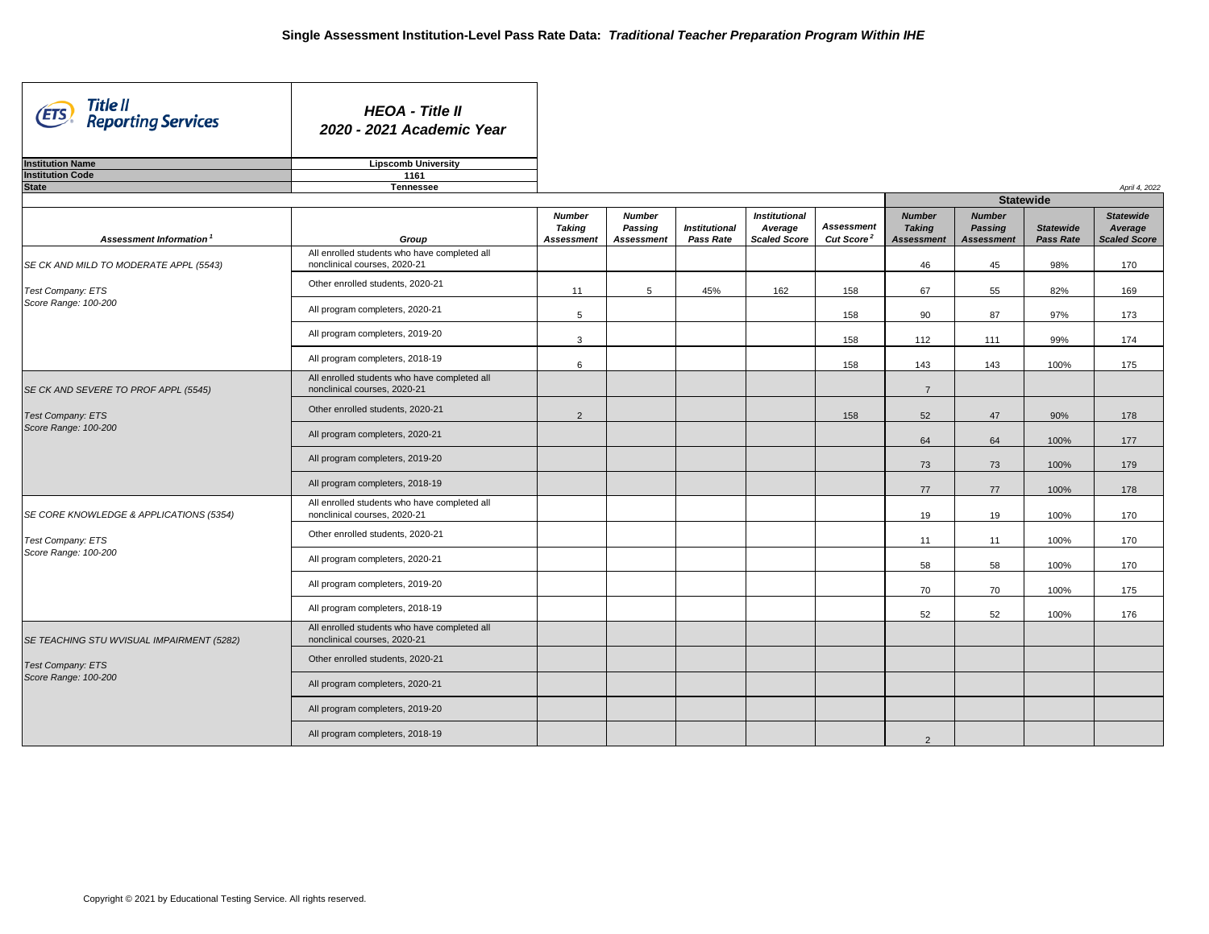# Single Assessment Institution-Level Pass Rate Data: *Traditional Teacher Preparation Program Within IHE*

**Title II Reporting Services**

***HEOA - Title II***
***2020 - 2021 Academic Year***

| | |
|---|---|
| **Institution Name** | **Lipscomb University** |
| **Institution Code** | **1161** |
| **State** | **Tennessee** |

*April 4, 2022*

| Assessment Information[1] | Group | Number Taking Assessment | Number Passing Assessment | Institutional Pass Rate | Institutional Average Scaled Score | Assessment Cut Score[2] | Statewide Number Taking Assessment | Statewide Number Passing Assessment | Statewide Pass Rate | Statewide Average Scaled Score |
|---|---|---|---|---|---|---|---|---|---|---|
| SE CK AND MILD TO MODERATE APPL (5543) | All enrolled students who have completed all nonclinical courses, 2020-21 | | | | | | 46 | 45 | 98% | 170 |
| Test Company: ETS | Other enrolled students, 2020-21 | 11 | 5 | 45% | 162 | 158 | 67 | 55 | 82% | 169 |
| Score Range: 100-200 | All program completers, 2020-21 | 5 | | | | 158 | 90 | 87 | 97% | 173 |
| | All program completers, 2019-20 | 3 | | | | 158 | 112 | 111 | 99% | 174 |
| | All program completers, 2018-19 | 6 | | | | 158 | 143 | 143 | 100% | 175 |
| SE CK AND SEVERE TO PROF APPL (5545) | All enrolled students who have completed all nonclinical courses, 2020-21 | | | | | | 7 | | | |
| Test Company: ETS | Other enrolled students, 2020-21 | 2 | | | | 158 | 52 | 47 | 90% | 178 |
| Score Range: 100-200 | All program completers, 2020-21 | | | | | | 64 | 64 | 100% | 177 |
| | All program completers, 2019-20 | | | | | | 73 | 73 | 100% | 179 |
| | All program completers, 2018-19 | | | | | | 77 | 77 | 100% | 178 |
| SE CORE KNOWLEDGE & APPLICATIONS (5354) | All enrolled students who have completed all nonclinical courses, 2020-21 | | | | | | 19 | 19 | 100% | 170 |
| Test Company: ETS | Other enrolled students, 2020-21 | | | | | | 11 | 11 | 100% | 170 |
| Score Range: 100-200 | All program completers, 2020-21 | | | | | | 58 | 58 | 100% | 170 |
| | All program completers, 2019-20 | | | | | | 70 | 70 | 100% | 175 |
| | All program completers, 2018-19 | | | | | | 52 | 52 | 100% | 176 |
| SE TEACHING STU WVISUAL IMPAIRMENT (5282) | All enrolled students who have completed all nonclinical courses, 2020-21 | | | | | | | | | |
| Test Company: ETS | Other enrolled students, 2020-21 | | | | | | | | | |
| Score Range: 100-200 | All program completers, 2020-21 | | | | | | | | | |
| | All program completers, 2019-20 | | | | | | | | | |
| | All program completers, 2018-19 | | | | | | 2 | | | |

Copyright © 2021 by Educational Testing Service. All rights reserved.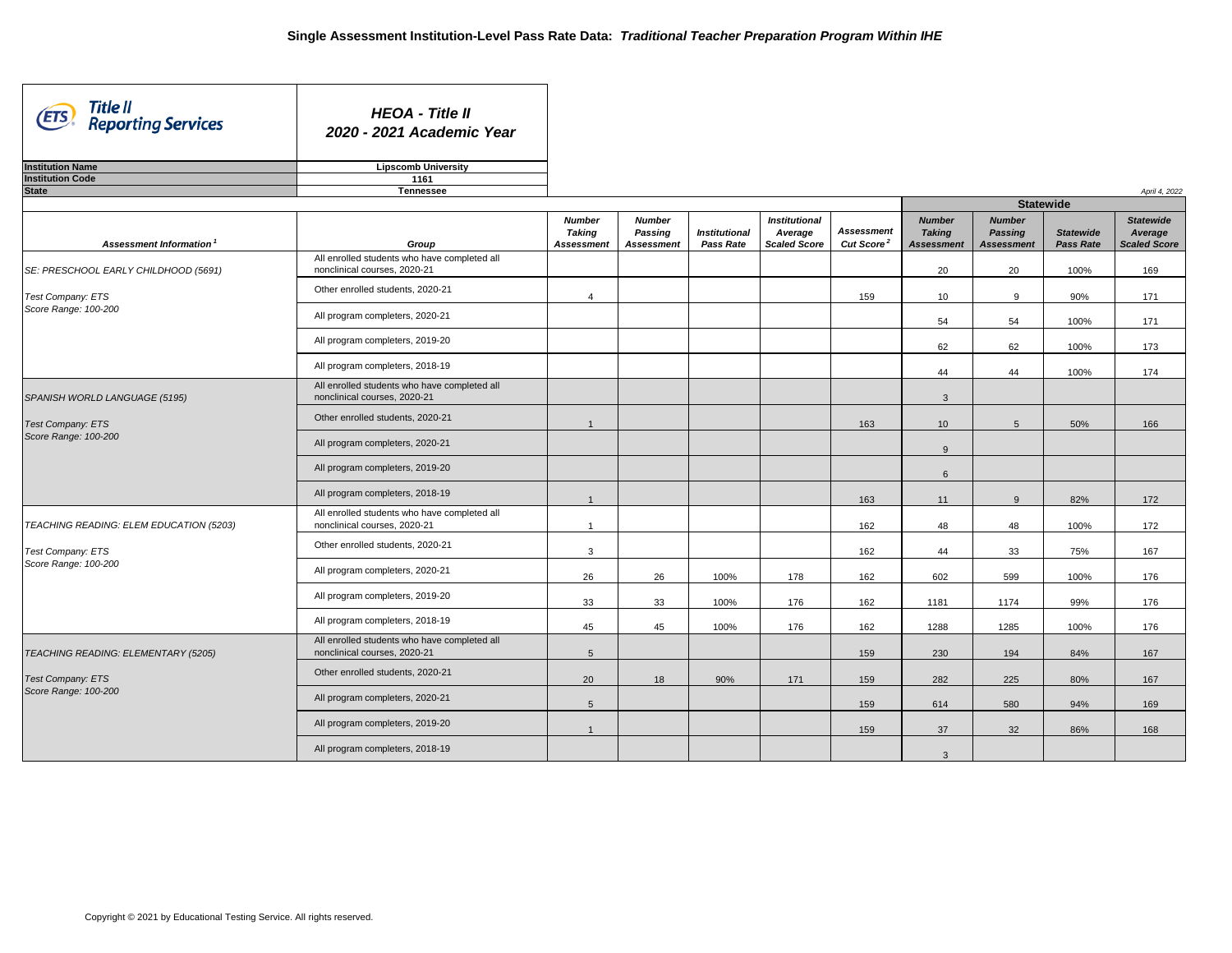# Single Assessment Institution-Level Pass Rate Data: *Traditional Teacher Preparation Program Within IHE*

**HEOA - Title II**
**2020 - 2021 Academic Year**

| | |
|---|---|
| **Institution Name** | **Lipscomb University** |
| **Institution Code** | **1161** |
| **State** | **Tennessee** |

*April 4, 2022*

| Assessment Information[1] | Group | Number Taking Assessment | Number Passing Assessment | Institutional Pass Rate | Institutional Average Scaled Score | Assessment Cut Score[2] | Statewide Number Taking Assessment | Statewide Number Passing Assessment | Statewide Pass Rate | Statewide Average Scaled Score |
|---|---|---|---|---|---|---|---|---|---|---|
| SE: PRESCHOOL EARLY CHILDHOOD (5691) | All enrolled students who have completed all nonclinical courses, 2020-21 | | | | | | 20 | 20 | 100% | 169 |
| Test Company: ETS | Other enrolled students, 2020-21 | 4 | | | | 159 | 10 | 9 | 90% | 171 |
| Score Range: 100-200 | All program completers, 2020-21 | | | | | | 54 | 54 | 100% | 171 |
| | All program completers, 2019-20 | | | | | | 62 | 62 | 100% | 173 |
| | All program completers, 2018-19 | | | | | | 44 | 44 | 100% | 174 |
| SPANISH WORLD LANGUAGE (5195) | All enrolled students who have completed all nonclinical courses, 2020-21 | | | | | | 3 | | | |
| Test Company: ETS | Other enrolled students, 2020-21 | 1 | | | | 163 | 10 | 5 | 50% | 166 |
| Score Range: 100-200 | All program completers, 2020-21 | | | | | | 9 | | | |
| | All program completers, 2019-20 | | | | | | 6 | | | |
| | All program completers, 2018-19 | 1 | | | | 163 | 11 | 9 | 82% | 172 |
| TEACHING READING: ELEM EDUCATION (5203) | All enrolled students who have completed all nonclinical courses, 2020-21 | 1 | | | | 162 | 48 | 48 | 100% | 172 |
| Test Company: ETS | Other enrolled students, 2020-21 | 3 | | | | 162 | 44 | 33 | 75% | 167 |
| Score Range: 100-200 | All program completers, 2020-21 | 26 | 26 | 100% | 178 | 162 | 602 | 599 | 100% | 176 |
| | All program completers, 2019-20 | 33 | 33 | 100% | 176 | 162 | 1181 | 1174 | 99% | 176 |
| | All program completers, 2018-19 | 45 | 45 | 100% | 176 | 162 | 1288 | 1285 | 100% | 176 |
| TEACHING READING: ELEMENTARY (5205) | All enrolled students who have completed all nonclinical courses, 2020-21 | 5 | | | | 159 | 230 | 194 | 84% | 167 |
| Test Company: ETS | Other enrolled students, 2020-21 | 20 | 18 | 90% | 171 | 159 | 282 | 225 | 80% | 167 |
| Score Range: 100-200 | All program completers, 2020-21 | 5 | | | | 159 | 614 | 580 | 94% | 169 |
| | All program completers, 2019-20 | 1 | | | | 159 | 37 | 32 | 86% | 168 |
| | All program completers, 2018-19 | | | | | | 3 | | | |

Copyright © 2021 by Educational Testing Service. All rights reserved.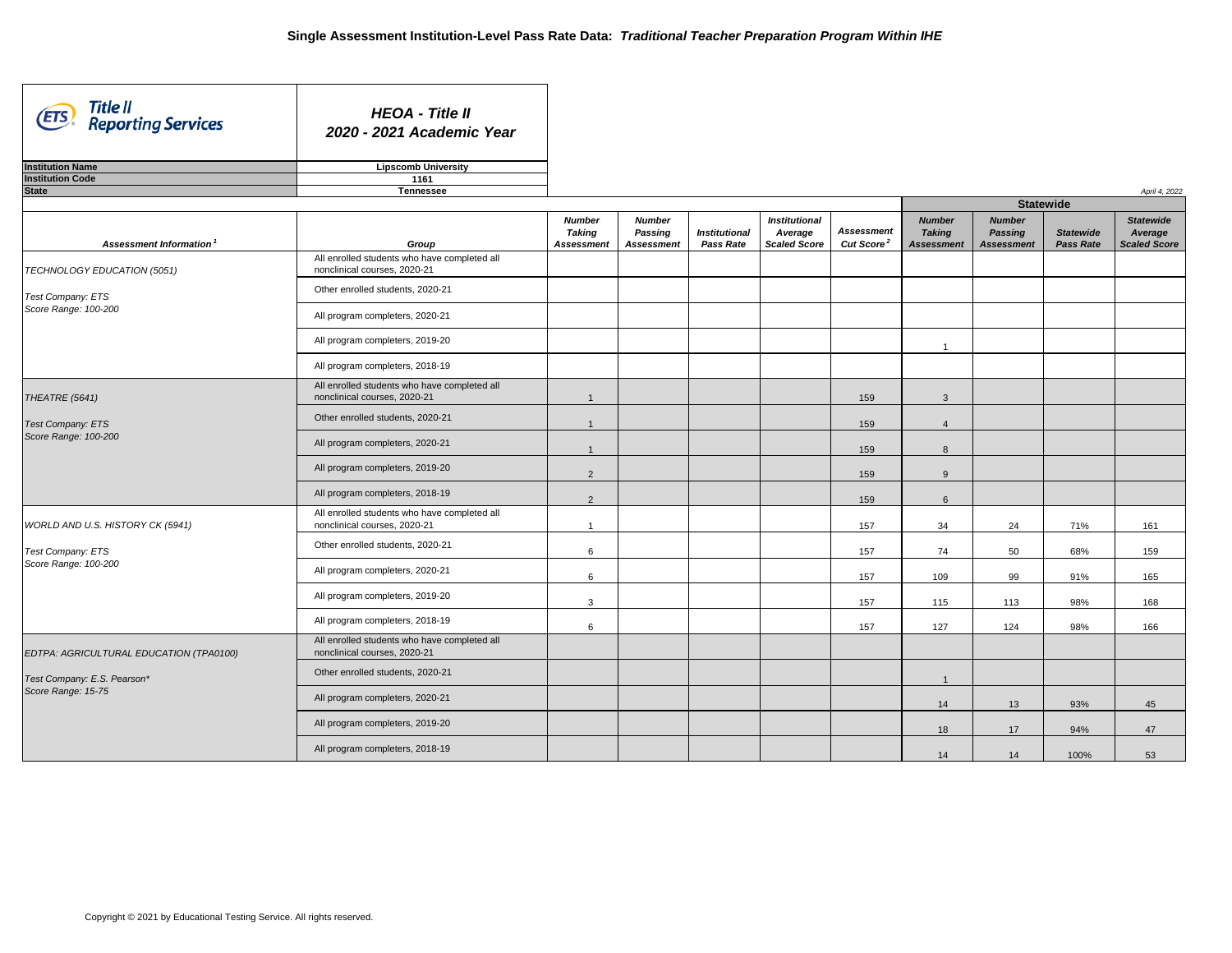# Single Assessment Institution-Level Pass Rate Data: *Traditional Teacher Preparation Program Within IHE*

**HEOA - Title II**
**2020 - 2021 Academic Year**

| | |
|---|---|
| **Institution Name** | **Lipscomb University** |
| **Institution Code** | **1161** |
| **State** | **Tennessee** |

*April 4, 2022*

| Assessment Information [1] | Group | Number Taking Assessment | Number Passing Assessment | Institutional Pass Rate | Institutional Average Scaled Score | Assessment Cut Score [2] | Statewide Number Taking Assessment | Statewide Number Passing Assessment | Statewide Pass Rate | Statewide Average Scaled Score |
|---|---|---|---|---|---|---|---|---|---|---|
| TECHNOLOGY EDUCATION (5051) | All enrolled students who have completed all nonclinical courses, 2020-21 | | | | | | | | | |
| Test Company: ETS | Other enrolled students, 2020-21 | | | | | | | | | |
| Score Range: 100-200 | All program completers, 2020-21 | | | | | | | | | |
| | All program completers, 2019-20 | | | | | | 1 | | | |
| | All program completers, 2018-19 | | | | | | | | | |
| THEATRE (5641) | All enrolled students who have completed all nonclinical courses, 2020-21 | 1 | | | | 159 | 3 | | | |
| Test Company: ETS | Other enrolled students, 2020-21 | 1 | | | | 159 | 4 | | | |
| Score Range: 100-200 | All program completers, 2020-21 | 1 | | | | 159 | 8 | | | |
| | All program completers, 2019-20 | 2 | | | | 159 | 9 | | | |
| | All program completers, 2018-19 | 2 | | | | 159 | 6 | | | |
| WORLD AND U.S. HISTORY CK (5941) | All enrolled students who have completed all nonclinical courses, 2020-21 | 1 | | | | 157 | 34 | 24 | 71% | 161 |
| Test Company: ETS | Other enrolled students, 2020-21 | 6 | | | | 157 | 74 | 50 | 68% | 159 |
| Score Range: 100-200 | All program completers, 2020-21 | 6 | | | | 157 | 109 | 99 | 91% | 165 |
| | All program completers, 2019-20 | 3 | | | | 157 | 115 | 113 | 98% | 168 |
| | All program completers, 2018-19 | 6 | | | | 157 | 127 | 124 | 98% | 166 |
| EDTPA: AGRICULTURAL EDUCATION (TPA0100) | All enrolled students who have completed all nonclinical courses, 2020-21 | | | | | | | | | |
| Test Company: E.S. Pearson* | Other enrolled students, 2020-21 | | | | | | 1 | | | |
| Score Range: 15-75 | All program completers, 2020-21 | | | | | | 14 | 13 | 93% | 45 |
| | All program completers, 2019-20 | | | | | | 18 | 17 | 94% | 47 |
| | All program completers, 2018-19 | | | | | | 14 | 14 | 100% | 53 |

Copyright © 2021 by Educational Testing Service. All rights reserved.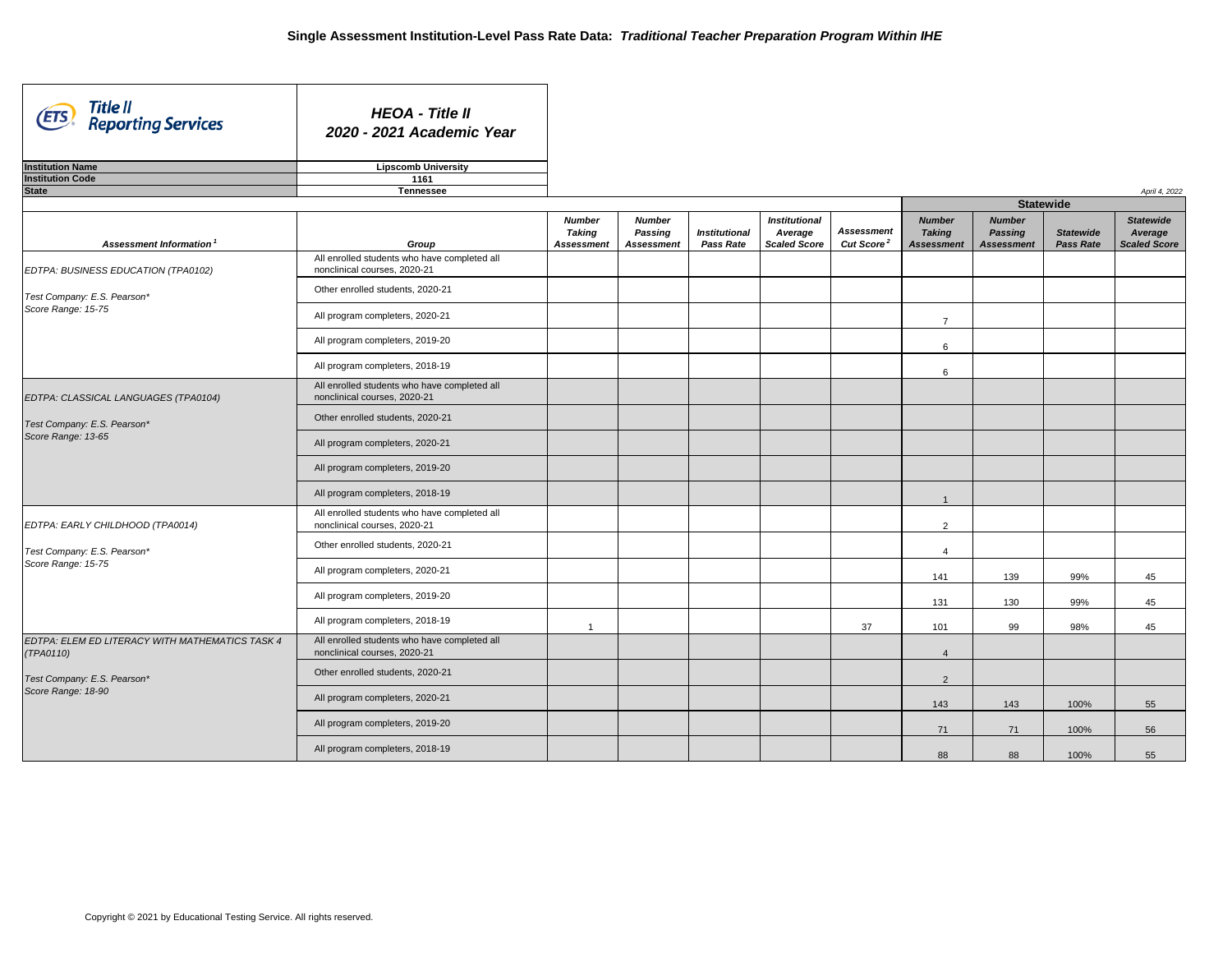# Single Assessment Institution-Level Pass Rate Data: *Traditional Teacher Preparation Program Within IHE*

**Title II Reporting Services**

***HEOA - Title II***
***2020 - 2021 Academic Year***

| | |
|---|---|
| **Institution Name** | **Lipscomb University** |
| **Institution Code** | **1161** |
| **State** | **Tennessee** |

*April 4, 2022*

| Assessment Information[1] | Group | Number Taking Assessment | Number Passing Assessment | Institutional Pass Rate | Institutional Average Scaled Score | Assessment Cut Score[2] | Statewide Number Taking Assessment | Statewide Number Passing Assessment | Statewide Pass Rate | Statewide Average Scaled Score |
|---|---|---|---|---|---|---|---|---|---|---|
| EDTPA: BUSINESS EDUCATION (TPA0102) | All enrolled students who have completed all nonclinical courses, 2020-21 | | | | | | | | | |
| Test Company: E.S. Pearson* | Other enrolled students, 2020-21 | | | | | | | | | |
| Score Range: 15-75 | All program completers, 2020-21 | | | | | | 7 | | | |
| | All program completers, 2019-20 | | | | | | 6 | | | |
| | All program completers, 2018-19 | | | | | | 6 | | | |
| EDTPA: CLASSICAL LANGUAGES (TPA0104) | All enrolled students who have completed all nonclinical courses, 2020-21 | | | | | | | | | |
| Test Company: E.S. Pearson* | Other enrolled students, 2020-21 | | | | | | | | | |
| Score Range: 13-65 | All program completers, 2020-21 | | | | | | | | | |
| | All program completers, 2019-20 | | | | | | | | | |
| | All program completers, 2018-19 | | | | | | 1 | | | |
| EDTPA: EARLY CHILDHOOD (TPA0014) | All enrolled students who have completed all nonclinical courses, 2020-21 | | | | | | 2 | | | |
| Test Company: E.S. Pearson* | Other enrolled students, 2020-21 | | | | | | 4 | | | |
| Score Range: 15-75 | All program completers, 2020-21 | | | | | | 141 | 139 | 99% | 45 |
| | All program completers, 2019-20 | | | | | | 131 | 130 | 99% | 45 |
| | All program completers, 2018-19 | 1 | | | | 37 | 101 | 99 | 98% | 45 |
| EDTPA: ELEM ED LITERACY WITH MATHEMATICS TASK 4 (TPA0110) | All enrolled students who have completed all nonclinical courses, 2020-21 | | | | | | 4 | | | |
| Test Company: E.S. Pearson* | Other enrolled students, 2020-21 | | | | | | 2 | | | |
| Score Range: 18-90 | All program completers, 2020-21 | | | | | | 143 | 143 | 100% | 55 |
| | All program completers, 2019-20 | | | | | | 71 | 71 | 100% | 56 |
| | All program completers, 2018-19 | | | | | | 88 | 88 | 100% | 55 |

Copyright © 2021 by Educational Testing Service. All rights reserved.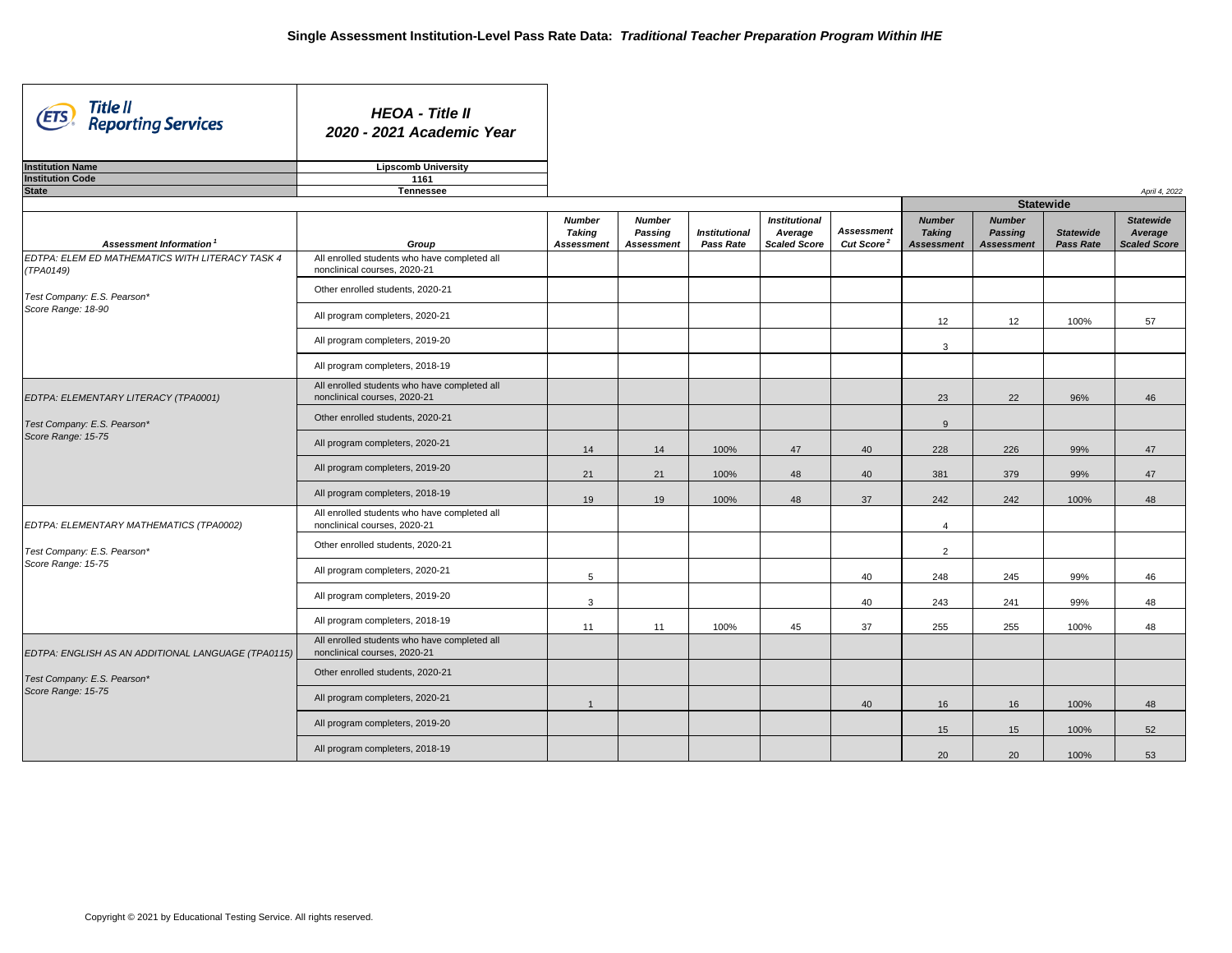# Single Assessment Institution-Level Pass Rate Data: *Traditional Teacher Preparation Program Within IHE*

**Title II Reporting Services**

***HEOA - Title II***
***2020 - 2021 Academic Year***

| | |
|---|---|
| **Institution Name** | **Lipscomb University** |
| **Institution Code** | **1161** |
| **State** | **Tennessee** |

*April 4, 2022*

| Assessment Information [1] | Group | Number Taking Assessment | Number Passing Assessment | Institutional Pass Rate | Institutional Average Scaled Score | Assessment Cut Score [2] | Statewide Number Taking Assessment | Statewide Number Passing Assessment | Statewide Pass Rate | Statewide Average Scaled Score |
|---|---|---|---|---|---|---|---|---|---|---|
| EDTPA: ELEM ED MATHEMATICS WITH LITERACY TASK 4 (TPA0149) | All enrolled students who have completed all nonclinical courses, 2020-21 | | | | | | | | | |
| Test Company: E.S. Pearson* | Other enrolled students, 2020-21 | | | | | | | | | |
| Score Range: 18-90 | All program completers, 2020-21 | | | | | | 12 | 12 | 100% | 57 |
| | All program completers, 2019-20 | | | | | | 3 | | | |
| | All program completers, 2018-19 | | | | | | | | | |
| EDTPA: ELEMENTARY LITERACY (TPA0001) | All enrolled students who have completed all nonclinical courses, 2020-21 | | | | | | 23 | 22 | 96% | 46 |
| Test Company: E.S. Pearson* | Other enrolled students, 2020-21 | | | | | | 9 | | | |
| Score Range: 15-75 | All program completers, 2020-21 | 14 | 14 | 100% | 47 | 40 | 228 | 226 | 99% | 47 |
| | All program completers, 2019-20 | 21 | 21 | 100% | 48 | 40 | 381 | 379 | 99% | 47 |
| | All program completers, 2018-19 | 19 | 19 | 100% | 48 | 37 | 242 | 242 | 100% | 48 |
| EDTPA: ELEMENTARY MATHEMATICS (TPA0002) | All enrolled students who have completed all nonclinical courses, 2020-21 | | | | | | 4 | | | |
| Test Company: E.S. Pearson* | Other enrolled students, 2020-21 | | | | | | 2 | | | |
| Score Range: 15-75 | All program completers, 2020-21 | 5 | | | | 40 | 248 | 245 | 99% | 46 |
| | All program completers, 2019-20 | 3 | | | | 40 | 243 | 241 | 99% | 48 |
| | All program completers, 2018-19 | 11 | 11 | 100% | 45 | 37 | 255 | 255 | 100% | 48 |
| EDTPA: ENGLISH AS AN ADDITIONAL LANGUAGE (TPA0115) | All enrolled students who have completed all nonclinical courses, 2020-21 | | | | | | | | | |
| Test Company: E.S. Pearson* | Other enrolled students, 2020-21 | | | | | | | | | |
| Score Range: 15-75 | All program completers, 2020-21 | 1 | | | | 40 | 16 | 16 | 100% | 48 |
| | All program completers, 2019-20 | | | | | | 15 | 15 | 100% | 52 |
| | All program completers, 2018-19 | | | | | | 20 | 20 | 100% | 53 |

Copyright © 2021 by Educational Testing Service. All rights reserved.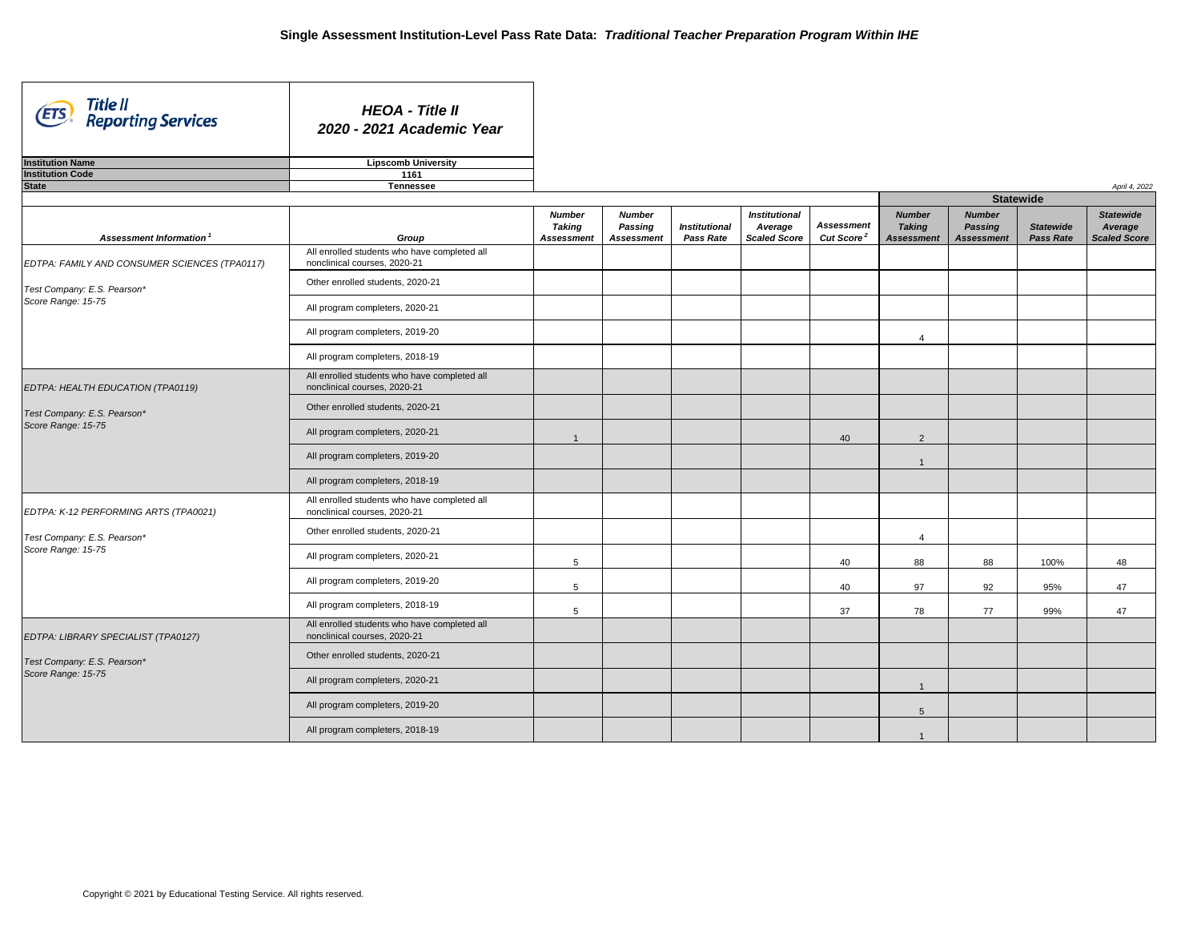# Single Assessment Institution-Level Pass Rate Data: *Traditional Teacher Preparation Program Within IHE*

**HEOA - Title II**
**2020 - 2021 Academic Year**

| | |
|---|---|
| **Institution Name** | **Lipscomb University** |
| **Institution Code** | **1161** |
| **State** | **Tennessee** |

*April 4, 2022*

| Assessment Information[1] | Group | Number Taking Assessment | Number Passing Assessment | Institutional Pass Rate | Institutional Average Scaled Score | Assessment Cut Score[2] | Statewide Number Taking Assessment | Statewide Number Passing Assessment | Statewide Pass Rate | Statewide Average Scaled Score |
|---|---|---|---|---|---|---|---|---|---|---|
| EDTPA: FAMILY AND CONSUMER SCIENCES (TPA0117) Test Company: E.S. Pearson* Score Range: 15-75 | All enrolled students who have completed all nonclinical courses, 2020-21 | | | | | | | | | |
| | Other enrolled students, 2020-21 | | | | | | | | | |
| | All program completers, 2020-21 | | | | | | | | | |
| | All program completers, 2019-20 | | | | | | 4 | | | |
| | All program completers, 2018-19 | | | | | | | | | |
| EDTPA: HEALTH EDUCATION (TPA0119) Test Company: E.S. Pearson* Score Range: 15-75 | All enrolled students who have completed all nonclinical courses, 2020-21 | | | | | | | | | |
| | Other enrolled students, 2020-21 | | | | | | | | | |
| | All program completers, 2020-21 | 1 | | | | 40 | 2 | | | |
| | All program completers, 2019-20 | | | | | | 1 | | | |
| | All program completers, 2018-19 | | | | | | | | | |
| EDTPA: K-12 PERFORMING ARTS (TPA0021) Test Company: E.S. Pearson* Score Range: 15-75 | All enrolled students who have completed all nonclinical courses, 2020-21 | | | | | | | | | |
| | Other enrolled students, 2020-21 | | | | | | 4 | | | |
| | All program completers, 2020-21 | 5 | | | | 40 | 88 | 88 | 100% | 48 |
| | All program completers, 2019-20 | 5 | | | | 40 | 97 | 92 | 95% | 47 |
| | All program completers, 2018-19 | 5 | | | | 37 | 78 | 77 | 99% | 47 |
| EDTPA: LIBRARY SPECIALIST (TPA0127) Test Company: E.S. Pearson* Score Range: 15-75 | All enrolled students who have completed all nonclinical courses, 2020-21 | | | | | | | | | |
| | Other enrolled students, 2020-21 | | | | | | | | | |
| | All program completers, 2020-21 | | | | | | 1 | | | |
| | All program completers, 2019-20 | | | | | | 5 | | | |
| | All program completers, 2018-19 | | | | | | 1 | | | |

Copyright © 2021 by Educational Testing Service. All rights reserved.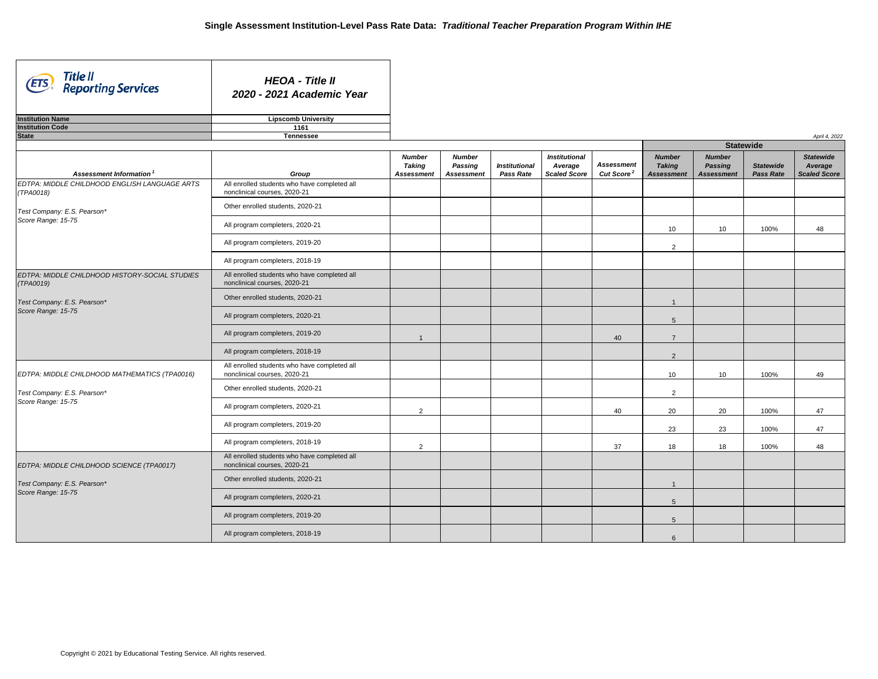# Single Assessment Institution-Level Pass Rate Data: *Traditional Teacher Preparation Program Within IHE*

**Title II Reporting Services**

***HEOA - Title II***
***2020 - 2021 Academic Year***

| | |
|---|---|
| **Institution Name** | **Lipscomb University** |
| **Institution Code** | **1161** |
| **State** | **Tennessee** |

*April 4, 2022*

| Assessment Information[1] | Group | Number Taking Assessment | Number Passing Assessment | Institutional Pass Rate | Institutional Average Scaled Score | Assessment Cut Score[2] | Statewide Number Taking Assessment | Statewide Number Passing Assessment | Statewide Pass Rate | Statewide Average Scaled Score |
|---|---|---|---|---|---|---|---|---|---|---|
| *EDTPA: MIDDLE CHILDHOOD ENGLISH LANGUAGE ARTS (TPA0018)* | All enrolled students who have completed all nonclinical courses, 2020-21 | | | | | | | | | |
| *Test Company: E.S. Pearson** | Other enrolled students, 2020-21 | | | | | | | | | |
| *Score Range: 15-75* | All program completers, 2020-21 | | | | | | 10 | 10 | 100% | 48 |
| | All program completers, 2019-20 | | | | | | 2 | | | |
| | All program completers, 2018-19 | | | | | | | | | |
| *EDTPA: MIDDLE CHILDHOOD HISTORY-SOCIAL STUDIES (TPA0019)* | All enrolled students who have completed all nonclinical courses, 2020-21 | | | | | | | | | |
| *Test Company: E.S. Pearson** | Other enrolled students, 2020-21 | | | | | | 1 | | | |
| *Score Range: 15-75* | All program completers, 2020-21 | | | | | | 5 | | | |
| | All program completers, 2019-20 | 1 | | | | 40 | 7 | | | |
| | All program completers, 2018-19 | | | | | | 2 | | | |
| *EDTPA: MIDDLE CHILDHOOD MATHEMATICS (TPA0016)* | All enrolled students who have completed all nonclinical courses, 2020-21 | | | | | | 10 | 10 | 100% | 49 |
| *Test Company: E.S. Pearson** | Other enrolled students, 2020-21 | | | | | | 2 | | | |
| *Score Range: 15-75* | All program completers, 2020-21 | 2 | | | | 40 | 20 | 20 | 100% | 47 |
| | All program completers, 2019-20 | | | | | | 23 | 23 | 100% | 47 |
| | All program completers, 2018-19 | 2 | | | | 37 | 18 | 18 | 100% | 48 |
| *EDTPA: MIDDLE CHILDHOOD SCIENCE (TPA0017)* | All enrolled students who have completed all nonclinical courses, 2020-21 | | | | | | | | | |
| *Test Company: E.S. Pearson** | Other enrolled students, 2020-21 | | | | | | 1 | | | |
| *Score Range: 15-75* | All program completers, 2020-21 | | | | | | 5 | | | |
| | All program completers, 2019-20 | | | | | | 5 | | | |
| | All program completers, 2018-19 | | | | | | 6 | | | |

Copyright © 2021 by Educational Testing Service. All rights reserved.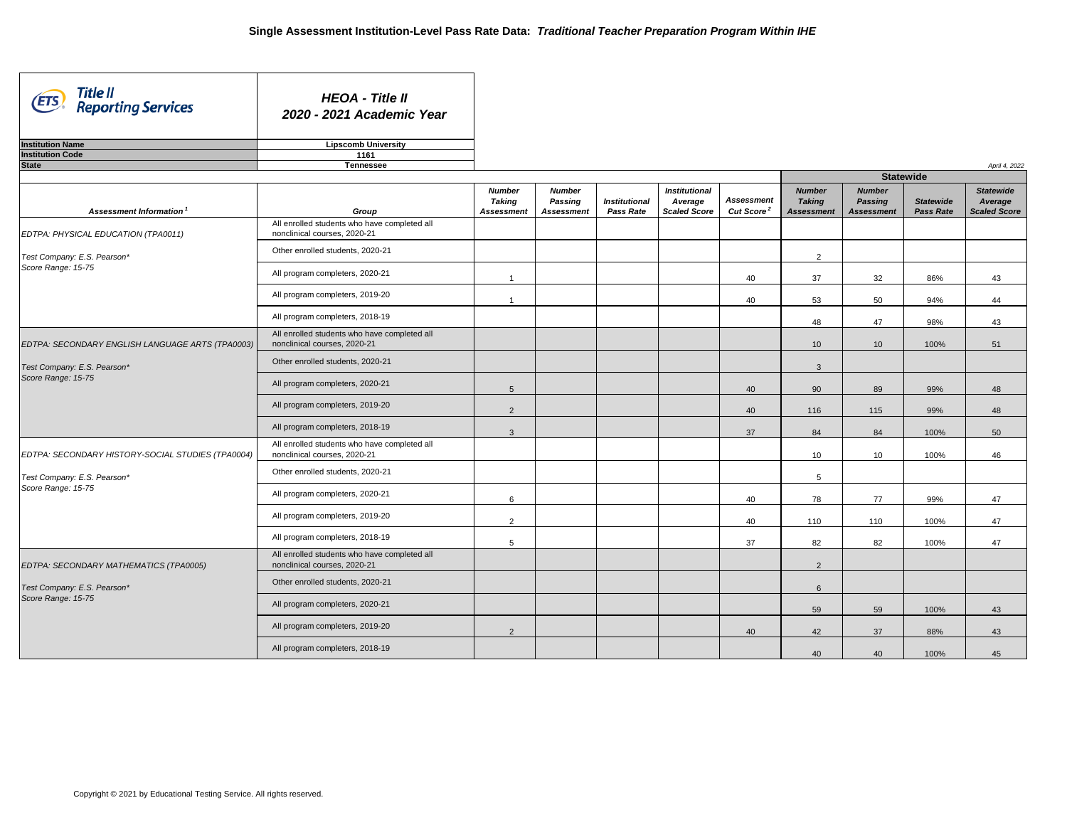# Single Assessment Institution-Level Pass Rate Data: *Traditional Teacher Preparation Program Within IHE*

**HEOA - Title II**
**2020 - 2021 Academic Year**

| | |
|---|---|
| **Institution Name** | **Lipscomb University** |
| **Institution Code** | **1161** |
| **State** | **Tennessee** |

*April 4, 2022*

| Assessment Information [1] | Group | Number Taking Assessment | Number Passing Assessment | Institutional Pass Rate | Institutional Average Scaled Score | Assessment Cut Score [2] | Statewide Number Taking Assessment | Statewide Number Passing Assessment | Statewide Pass Rate | Statewide Average Scaled Score |
|---|---|---|---|---|---|---|---|---|---|---|
| EDTPA: PHYSICAL EDUCATION (TPA0011) | All enrolled students who have completed all nonclinical courses, 2020-21 | | | | | | | | | |
| Test Company: E.S. Pearson* Score Range: 15-75 | Other enrolled students, 2020-21 | | | | | | 2 | | | |
| | All program completers, 2020-21 | 1 | | | | 40 | 37 | 32 | 86% | 43 |
| | All program completers, 2019-20 | 1 | | | | 40 | 53 | 50 | 94% | 44 |
| | All program completers, 2018-19 | | | | | | 48 | 47 | 98% | 43 |
| EDTPA: SECONDARY ENGLISH LANGUAGE ARTS (TPA0003) | All enrolled students who have completed all nonclinical courses, 2020-21 | | | | | | 10 | 10 | 100% | 51 |
| Test Company: E.S. Pearson* Score Range: 15-75 | Other enrolled students, 2020-21 | | | | | | 3 | | | |
| | All program completers, 2020-21 | 5 | | | | 40 | 90 | 89 | 99% | 48 |
| | All program completers, 2019-20 | 2 | | | | 40 | 116 | 115 | 99% | 48 |
| | All program completers, 2018-19 | 3 | | | | 37 | 84 | 84 | 100% | 50 |
| EDTPA: SECONDARY HISTORY-SOCIAL STUDIES (TPA0004) | All enrolled students who have completed all nonclinical courses, 2020-21 | | | | | | 10 | 10 | 100% | 46 |
| Test Company: E.S. Pearson* Score Range: 15-75 | Other enrolled students, 2020-21 | | | | | | 5 | | | |
| | All program completers, 2020-21 | 6 | | | | 40 | 78 | 77 | 99% | 47 |
| | All program completers, 2019-20 | 2 | | | | 40 | 110 | 110 | 100% | 47 |
| | All program completers, 2018-19 | 5 | | | | 37 | 82 | 82 | 100% | 47 |
| EDTPA: SECONDARY MATHEMATICS (TPA0005) | All enrolled students who have completed all nonclinical courses, 2020-21 | | | | | | 2 | | | |
| Test Company: E.S. Pearson* Score Range: 15-75 | Other enrolled students, 2020-21 | | | | | | 6 | | | |
| | All program completers, 2020-21 | | | | | | 59 | 59 | 100% | 43 |
| | All program completers, 2019-20 | 2 | | | | 40 | 42 | 37 | 88% | 43 |
| | All program completers, 2018-19 | | | | | | 40 | 40 | 100% | 45 |

Copyright © 2021 by Educational Testing Service. All rights reserved.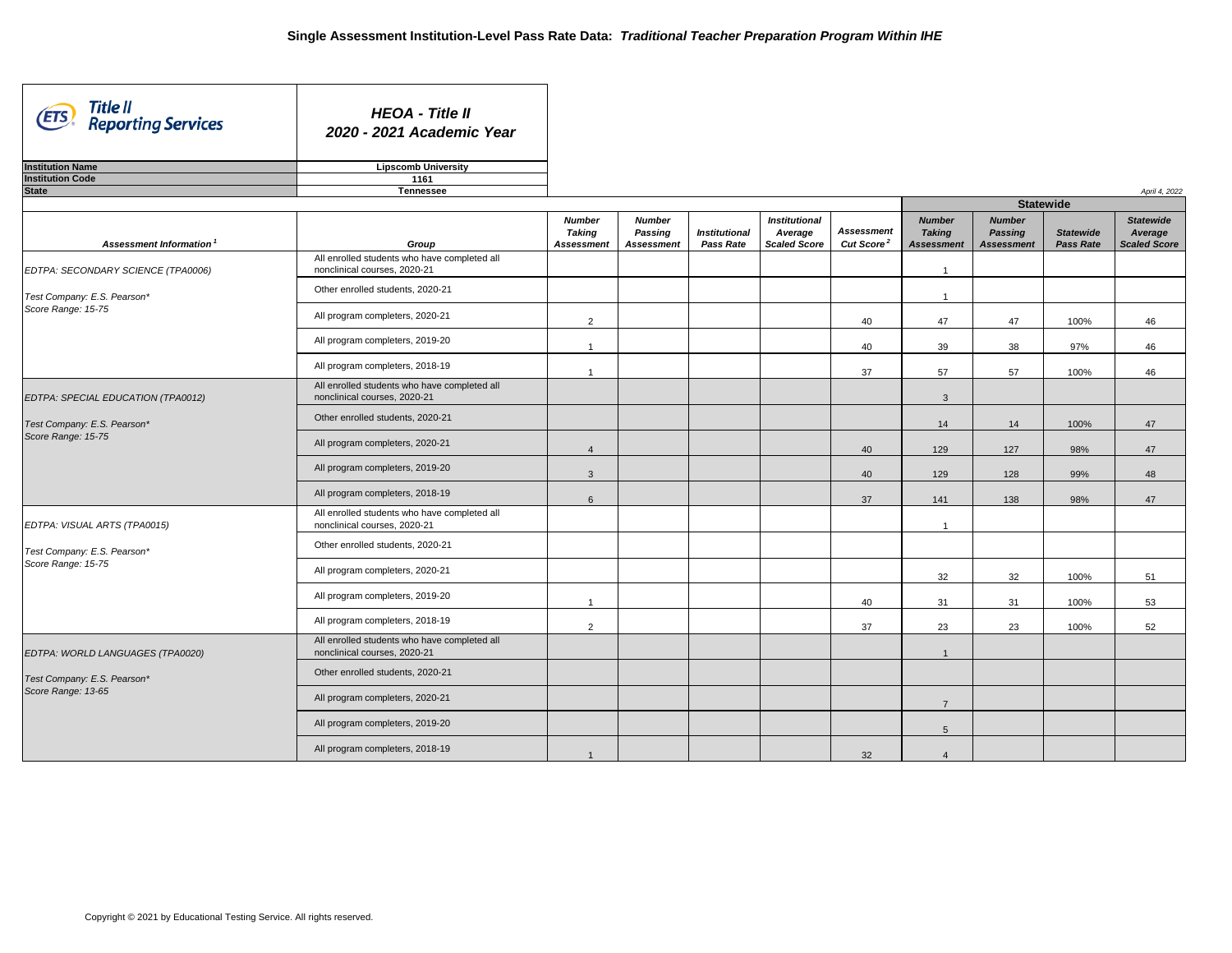# Single Assessment Institution-Level Pass Rate Data: *Traditional Teacher Preparation Program Within IHE*

**HEOA - Title II**
**2020 - 2021 Academic Year**

| | |
|---|---|
| **Institution Name** | **Lipscomb University** |
| **Institution Code** | **1161** |
| **State** | **Tennessee** |

*April 4, 2022*

| Assessment Information[1] | Group | Number Taking Assessment | Number Passing Assessment | Institutional Pass Rate | Institutional Average Scaled Score | Assessment Cut Score[2] | Statewide Number Taking Assessment | Statewide Number Passing Assessment | Statewide Pass Rate | Statewide Average Scaled Score |
|---|---|---|---|---|---|---|---|---|---|---|
| EDTPA: SECONDARY SCIENCE (TPA0006) | All enrolled students who have completed all nonclinical courses, 2020-21 | | | | | | 1 | | | |
| Test Company: E.S. Pearson* | Other enrolled students, 2020-21 | | | | | | 1 | | | |
| Score Range: 15-75 | All program completers, 2020-21 | 2 | | | | 40 | 47 | 47 | 100% | 46 |
| | All program completers, 2019-20 | 1 | | | | 40 | 39 | 38 | 97% | 46 |
| | All program completers, 2018-19 | 1 | | | | 37 | 57 | 57 | 100% | 46 |
| EDTPA: SPECIAL EDUCATION (TPA0012) | All enrolled students who have completed all nonclinical courses, 2020-21 | | | | | | 3 | | | |
| Test Company: E.S. Pearson* | Other enrolled students, 2020-21 | | | | | | 14 | 14 | 100% | 47 |
| Score Range: 15-75 | All program completers, 2020-21 | 4 | | | | 40 | 129 | 127 | 98% | 47 |
| | All program completers, 2019-20 | 3 | | | | 40 | 129 | 128 | 99% | 48 |
| | All program completers, 2018-19 | 6 | | | | 37 | 141 | 138 | 98% | 47 |
| EDTPA: VISUAL ARTS (TPA0015) | All enrolled students who have completed all nonclinical courses, 2020-21 | | | | | | 1 | | | |
| Test Company: E.S. Pearson* | Other enrolled students, 2020-21 | | | | | | | | | |
| Score Range: 15-75 | All program completers, 2020-21 | | | | | | 32 | 32 | 100% | 51 |
| | All program completers, 2019-20 | 1 | | | | 40 | 31 | 31 | 100% | 53 |
| | All program completers, 2018-19 | 2 | | | | 37 | 23 | 23 | 100% | 52 |
| EDTPA: WORLD LANGUAGES (TPA0020) | All enrolled students who have completed all nonclinical courses, 2020-21 | | | | | | 1 | | | |
| Test Company: E.S. Pearson* | Other enrolled students, 2020-21 | | | | | | | | | |
| Score Range: 13-65 | All program completers, 2020-21 | | | | | | 7 | | | |
| | All program completers, 2019-20 | | | | | | 5 | | | |
| | All program completers, 2018-19 | 1 | | | | 32 | 4 | | | |

Copyright © 2021 by Educational Testing Service. All rights reserved.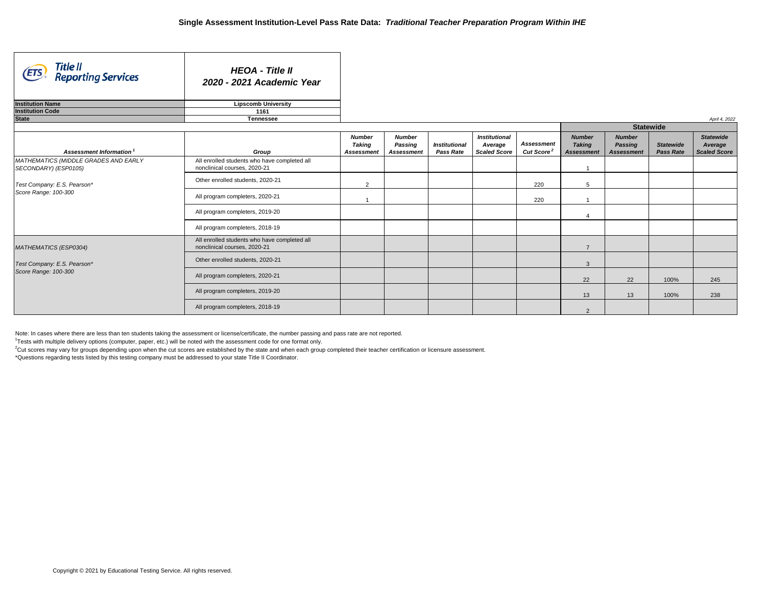## Single Assessment Institution-Level Pass Rate Data: *Traditional Teacher Preparation Program Within IHE*

**Title II Reporting Services**

***HEOA - Title II***
***2020 - 2021 Academic Year***

| | |
|---|---|
| **Institution Name** | **Lipscomb University** |
| **Institution Code** | **1161** |
| **State** | **Tennessee** |

*April 4, 2022*

| Assessment Information[1] | Group | Number Taking Assessment | Number Passing Assessment | Institutional Pass Rate | Institutional Average Scaled Score | Assessment Cut Score[2] | Statewide Number Taking Assessment | Statewide Number Passing Assessment | Statewide Pass Rate | Statewide Average Scaled Score |
|---|---|---|---|---|---|---|---|---|---|---|
| MATHEMATICS (MIDDLE GRADES AND EARLY SECONDARY) (ESP0105) | All enrolled students who have completed all nonclinical courses, 2020-21 | | | | | | 1 | | | |
| Test Company: E.S. Pearson* | Other enrolled students, 2020-21 | 2 | | | | 220 | 5 | | | |
| Score Range: 100-300 | All program completers, 2020-21 | 1 | | | | 220 | 1 | | | |
| | All program completers, 2019-20 | | | | | | 4 | | | |
| | All program completers, 2018-19 | | | | | | | | | |
| MATHEMATICS (ESP0304) | All enrolled students who have completed all nonclinical courses, 2020-21 | | | | | | 7 | | | |
| Test Company: E.S. Pearson* | Other enrolled students, 2020-21 | | | | | | 3 | | | |
| Score Range: 100-300 | All program completers, 2020-21 | | | | | | 22 | 22 | 100% | 245 |
| | All program completers, 2019-20 | | | | | | 13 | 13 | 100% | 238 |
| | All program completers, 2018-19 | | | | | | 2 | | | |

Note: In cases where there are less than ten students taking the assessment or license/certificate, the number passing and pass rate are not reported.

[1]Tests with multiple delivery options (computer, paper, etc.) will be noted with the assessment code for one format only.

[2]Cut scores may vary for groups depending upon when the cut scores are established by the state and when each group completed their teacher certification or licensure assessment.

*Questions regarding tests listed by this testing company must be addressed to your state Title II Coordinator.

Copyright © 2021 by Educational Testing Service. All rights reserved.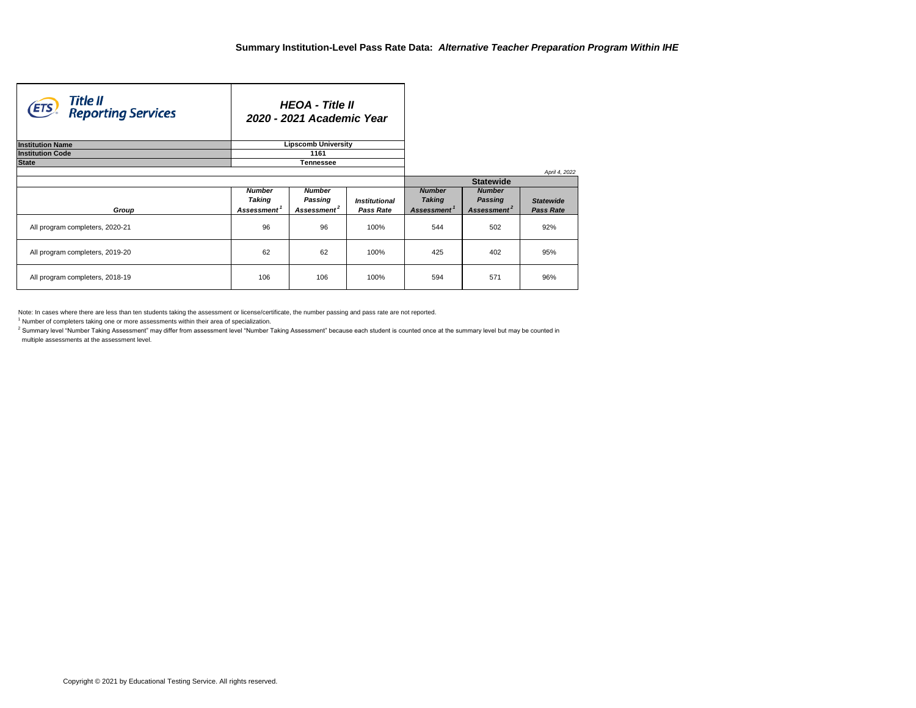## Summary Institution-Level Pass Rate Data: *Alternative Teacher Preparation Program Within IHE*

Title II Reporting Services

***HEOA - Title II***
***2020 - 2021 Academic Year***

| | |
|---|---|
| **Institution Name** | **Lipscomb University** |
| **Institution Code** | **1161** |
| **State** | **Tennessee** |

*April 4, 2022*

| | | | | Statewide | | |
|---|---|---|---|---|---|---|
| ***Group*** | ***Number Taking Assessment[1]*** | ***Number Passing Assessment[2]*** | ***Institutional Pass Rate*** | ***Number Taking Assessment[1]*** | ***Number Passing Assessment[2]*** | ***Statewide Pass Rate*** |
| All program completers, 2020-21 | 96 | 96 | 100% | 544 | 502 | 92% |
| All program completers, 2019-20 | 62 | 62 | 100% | 425 | 402 | 95% |
| All program completers, 2018-19 | 106 | 106 | 100% | 594 | 571 | 96% |

Note: In cases where there are less than ten students taking the assessment or license/certificate, the number passing and pass rate are not reported.

[1] Number of completers taking one or more assessments within their area of specialization.

[2] Summary level "Number Taking Assessment" may differ from assessment level "Number Taking Assessment" because each student is counted once at the summary level but may be counted in multiple assessments at the assessment level.

Copyright © 2021 by Educational Testing Service. All rights reserved.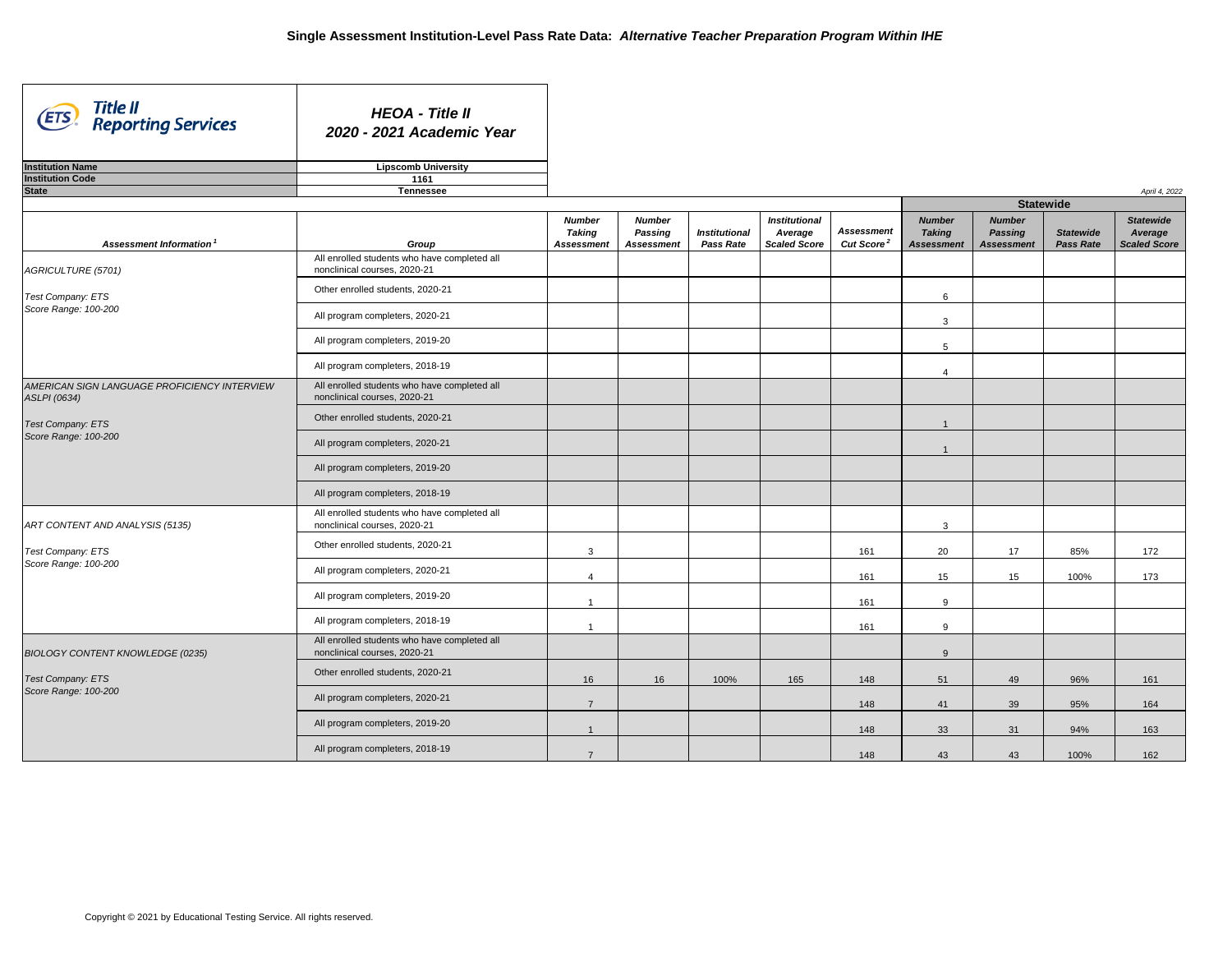# Single Assessment Institution-Level Pass Rate Data: *Alternative Teacher Preparation Program Within IHE*

**HEOA - Title II**
**2020 - 2021 Academic Year**

| | |
|---|---|
| **Institution Name** | **Lipscomb University** |
| **Institution Code** | **1161** |
| **State** | **Tennessee** |

*April 4, 2022*

| Assessment Information[1] | Group | Number Taking Assessment | Number Passing Assessment | Institutional Pass Rate | Institutional Average Scaled Score | Assessment Cut Score[2] | Statewide Number Taking Assessment | Statewide Number Passing Assessment | Statewide Pass Rate | Statewide Average Scaled Score |
|---|---|---|---|---|---|---|---|---|---|---|
| AGRICULTURE (5701) | All enrolled students who have completed all nonclinical courses, 2020-21 | | | | | | | | | |
| Test Company: ETS Score Range: 100-200 | Other enrolled students, 2020-21 | | | | | | 6 | | | |
| | All program completers, 2020-21 | | | | | | 3 | | | |
| | All program completers, 2019-20 | | | | | | 5 | | | |
| | All program completers, 2018-19 | | | | | | 4 | | | |
| AMERICAN SIGN LANGUAGE PROFICIENCY INTERVIEW ASLPI (0634) | All enrolled students who have completed all nonclinical courses, 2020-21 | | | | | | | | | |
| Test Company: ETS Score Range: 100-200 | Other enrolled students, 2020-21 | | | | | | 1 | | | |
| | All program completers, 2020-21 | | | | | | 1 | | | |
| | All program completers, 2019-20 | | | | | | | | | |
| | All program completers, 2018-19 | | | | | | | | | |
| ART CONTENT AND ANALYSIS (5135) | All enrolled students who have completed all nonclinical courses, 2020-21 | | | | | | 3 | | | |
| Test Company: ETS Score Range: 100-200 | Other enrolled students, 2020-21 | 3 | | | | 161 | 20 | 17 | 85% | 172 |
| | All program completers, 2020-21 | 4 | | | | 161 | 15 | 15 | 100% | 173 |
| | All program completers, 2019-20 | 1 | | | | 161 | 9 | | | |
| | All program completers, 2018-19 | 1 | | | | 161 | 9 | | | |
| BIOLOGY CONTENT KNOWLEDGE (0235) | All enrolled students who have completed all nonclinical courses, 2020-21 | | | | | | 9 | | | |
| Test Company: ETS Score Range: 100-200 | Other enrolled students, 2020-21 | 16 | 16 | 100% | 165 | 148 | 51 | 49 | 96% | 161 |
| | All program completers, 2020-21 | 7 | | | | 148 | 41 | 39 | 95% | 164 |
| | All program completers, 2019-20 | 1 | | | | 148 | 33 | 31 | 94% | 163 |
| | All program completers, 2018-19 | 7 | | | | 148 | 43 | 43 | 100% | 162 |

Copyright © 2021 by Educational Testing Service. All rights reserved.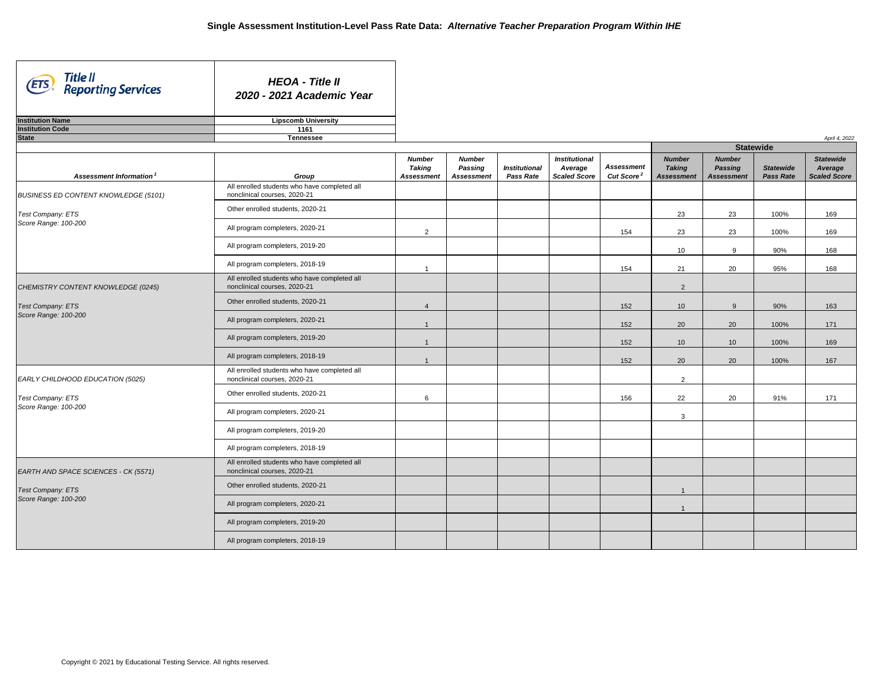# Single Assessment Institution-Level Pass Rate Data: *Alternative Teacher Preparation Program Within IHE*

**HEOA - Title II**
**2020 - 2021 Academic Year**

| | |
|---|---|
| Institution Name | Lipscomb University |
| Institution Code | 1161 |
| State | Tennessee |

April 4, 2022

| Assessment Information [1] | Group | Number Taking Assessment | Number Passing Assessment | Institutional Pass Rate | Institutional Average Scaled Score | Assessment Cut Score [2] | Statewide Number Taking Assessment | Statewide Number Passing Assessment | Statewide Pass Rate | Statewide Average Scaled Score |
|---|---|---|---|---|---|---|---|---|---|---|
| BUSINESS ED CONTENT KNOWLEDGE (5101) | All enrolled students who have completed all nonclinical courses, 2020-21 | | | | | | | | | |
| Test Company: ETS | Other enrolled students, 2020-21 | | | | | | 23 | 23 | 100% | 169 |
| Score Range: 100-200 | All program completers, 2020-21 | 2 | | | | 154 | 23 | 23 | 100% | 169 |
| | All program completers, 2019-20 | | | | | | 10 | 9 | 90% | 168 |
| | All program completers, 2018-19 | 1 | | | | 154 | 21 | 20 | 95% | 168 |
| CHEMISTRY CONTENT KNOWLEDGE (0245) | All enrolled students who have completed all nonclinical courses, 2020-21 | | | | | | 2 | | | |
| Test Company: ETS | Other enrolled students, 2020-21 | 4 | | | | 152 | 10 | 9 | 90% | 163 |
| Score Range: 100-200 | All program completers, 2020-21 | 1 | | | | 152 | 20 | 20 | 100% | 171 |
| | All program completers, 2019-20 | 1 | | | | 152 | 10 | 10 | 100% | 169 |
| | All program completers, 2018-19 | 1 | | | | 152 | 20 | 20 | 100% | 167 |
| EARLY CHILDHOOD EDUCATION (5025) | All enrolled students who have completed all nonclinical courses, 2020-21 | | | | | | 2 | | | |
| Test Company: ETS | Other enrolled students, 2020-21 | 6 | | | | 156 | 22 | 20 | 91% | 171 |
| Score Range: 100-200 | All program completers, 2020-21 | | | | | | 3 | | | |
| | All program completers, 2019-20 | | | | | | | | | |
| | All program completers, 2018-19 | | | | | | | | | |
| EARTH AND SPACE SCIENCES - CK (5571) | All enrolled students who have completed all nonclinical courses, 2020-21 | | | | | | | | | |
| Test Company: ETS | Other enrolled students, 2020-21 | | | | | | 1 | | | |
| Score Range: 100-200 | All program completers, 2020-21 | | | | | | 1 | | | |
| | All program completers, 2019-20 | | | | | | | | | |
| | All program completers, 2018-19 | | | | | | | | | |

Copyright © 2021 by Educational Testing Service. All rights reserved.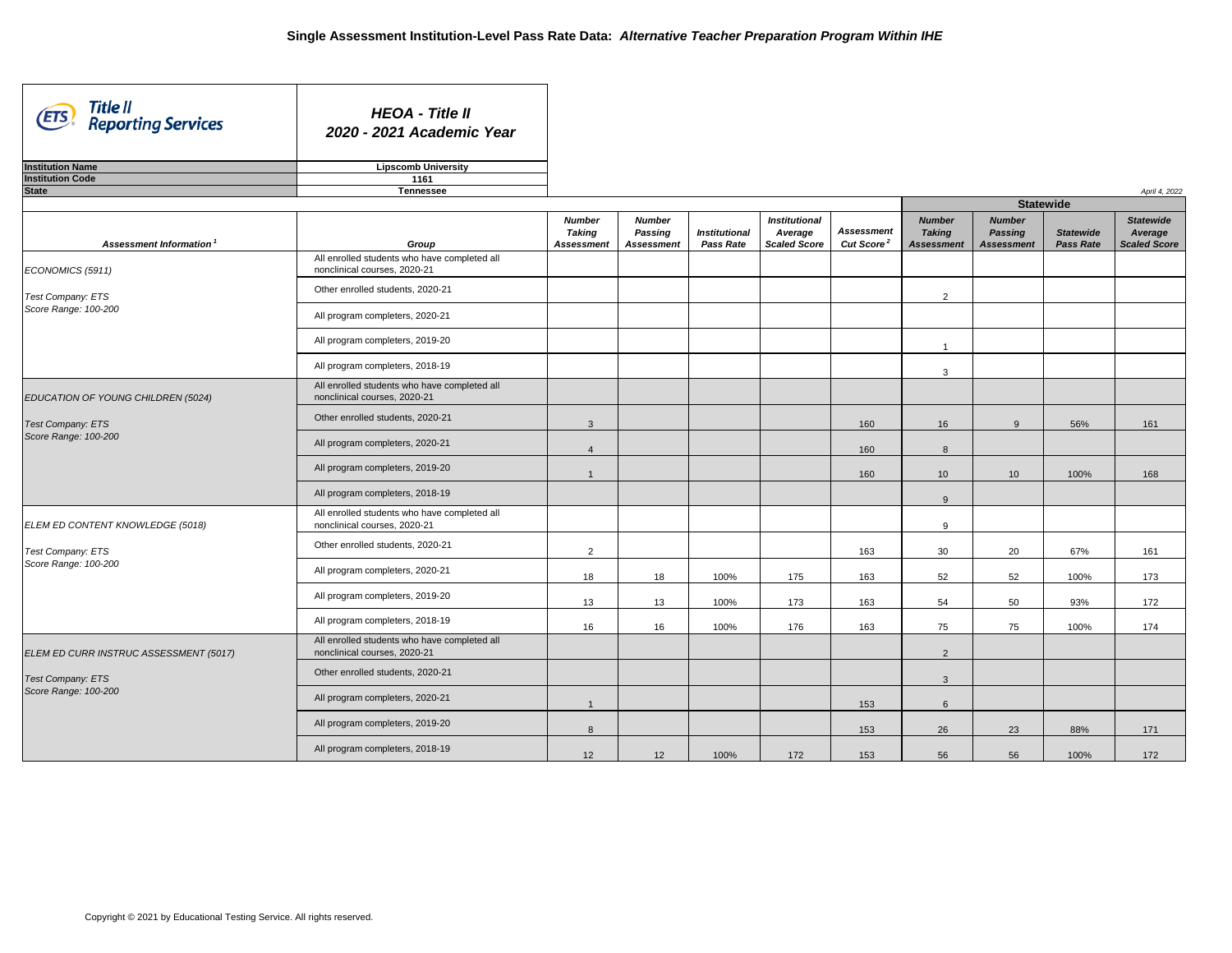# Single Assessment Institution-Level Pass Rate Data: *Alternative Teacher Preparation Program Within IHE*

**Title II Reporting Services**

***HEOA - Title II***
***2020 - 2021 Academic Year***

| | |
|---|---|
| **Institution Name** | **Lipscomb University** |
| **Institution Code** | **1161** |
| **State** | **Tennessee** |

*April 4, 2022*

| Assessment Information [1] | Group | Number Taking Assessment | Number Passing Assessment | Institutional Pass Rate | Institutional Average Scaled Score | Assessment Cut Score [2] | Statewide Number Taking Assessment | Statewide Number Passing Assessment | Statewide Pass Rate | Statewide Average Scaled Score |
|---|---|---|---|---|---|---|---|---|---|---|
| ECONOMICS (5911) | All enrolled students who have completed all nonclinical courses, 2020-21 | | | | | | | | | |
| Test Company: ETS | Other enrolled students, 2020-21 | | | | | | 2 | | | |
| Score Range: 100-200 | All program completers, 2020-21 | | | | | | | | | |
| | All program completers, 2019-20 | | | | | | 1 | | | |
| | All program completers, 2018-19 | | | | | | 3 | | | |
| EDUCATION OF YOUNG CHILDREN (5024) | All enrolled students who have completed all nonclinical courses, 2020-21 | | | | | | | | | |
| Test Company: ETS | Other enrolled students, 2020-21 | 3 | | | | 160 | 16 | 9 | 56% | 161 |
| Score Range: 100-200 | All program completers, 2020-21 | 4 | | | | 160 | 8 | | | |
| | All program completers, 2019-20 | 1 | | | | 160 | 10 | 10 | 100% | 168 |
| | All program completers, 2018-19 | | | | | | 9 | | | |
| ELEM ED CONTENT KNOWLEDGE (5018) | All enrolled students who have completed all nonclinical courses, 2020-21 | | | | | | 9 | | | |
| Test Company: ETS | Other enrolled students, 2020-21 | 2 | | | | 163 | 30 | 20 | 67% | 161 |
| Score Range: 100-200 | All program completers, 2020-21 | 18 | 18 | 100% | 175 | 163 | 52 | 52 | 100% | 173 |
| | All program completers, 2019-20 | 13 | 13 | 100% | 173 | 163 | 54 | 50 | 93% | 172 |
| | All program completers, 2018-19 | 16 | 16 | 100% | 176 | 163 | 75 | 75 | 100% | 174 |
| ELEM ED CURR INSTRUC ASSESSMENT (5017) | All enrolled students who have completed all nonclinical courses, 2020-21 | | | | | | 2 | | | |
| Test Company: ETS | Other enrolled students, 2020-21 | | | | | | 3 | | | |
| Score Range: 100-200 | All program completers, 2020-21 | 1 | | | | 153 | 6 | | | |
| | All program completers, 2019-20 | 8 | | | | 153 | 26 | 23 | 88% | 171 |
| | All program completers, 2018-19 | 12 | 12 | 100% | 172 | 153 | 56 | 56 | 100% | 172 |

Copyright © 2021 by Educational Testing Service. All rights reserved.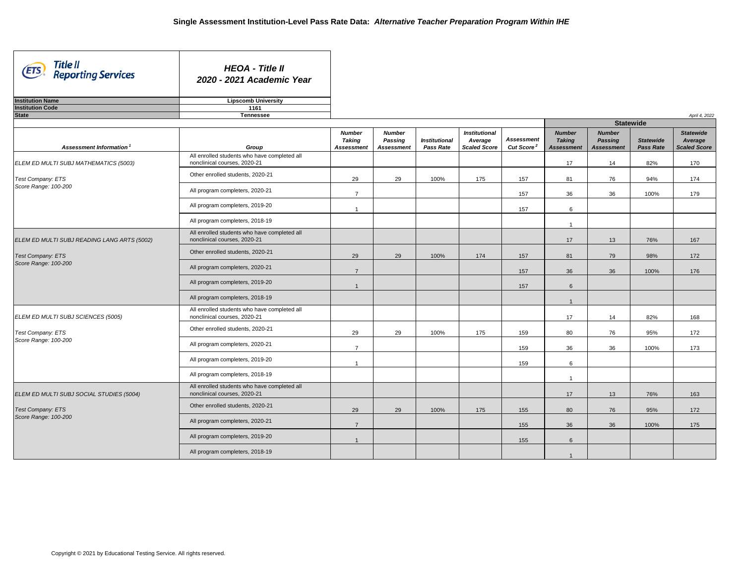# Single Assessment Institution-Level Pass Rate Data: *Alternative Teacher Preparation Program Within IHE*

**HEOA - Title II**
**2020 - 2021 Academic Year**

| | |
|---|---|
| **Institution Name** | **Lipscomb University** |
| **Institution Code** | **1161** |
| **State** | **Tennessee** |

*April 4, 2022*

| Assessment Information[1] | Group | Number Taking Assessment | Number Passing Assessment | Institutional Pass Rate | Institutional Average Scaled Score | Assessment Cut Score[2] | Statewide Number Taking Assessment | Statewide Number Passing Assessment | Statewide Pass Rate | Statewide Average Scaled Score |
|---|---|---|---|---|---|---|---|---|---|---|
| ELEM ED MULTI SUBJ MATHEMATICS (5003) | All enrolled students who have completed all nonclinical courses, 2020-21 | | | | | | 17 | 14 | 82% | 170 |
| Test Company: ETS Score Range: 100-200 | Other enrolled students, 2020-21 | 29 | 29 | 100% | 175 | 157 | 81 | 76 | 94% | 174 |
| | All program completers, 2020-21 | 7 | | | | 157 | 36 | 36 | 100% | 179 |
| | All program completers, 2019-20 | 1 | | | | 157 | 6 | | | |
| | All program completers, 2018-19 | | | | | | 1 | | | |
| ELEM ED MULTI SUBJ READING LANG ARTS (5002) | All enrolled students who have completed all nonclinical courses, 2020-21 | | | | | | 17 | 13 | 76% | 167 |
| Test Company: ETS Score Range: 100-200 | Other enrolled students, 2020-21 | 29 | 29 | 100% | 174 | 157 | 81 | 79 | 98% | 172 |
| | All program completers, 2020-21 | 7 | | | | 157 | 36 | 36 | 100% | 176 |
| | All program completers, 2019-20 | 1 | | | | 157 | 6 | | | |
| | All program completers, 2018-19 | | | | | | 1 | | | |
| ELEM ED MULTI SUBJ SCIENCES (5005) | All enrolled students who have completed all nonclinical courses, 2020-21 | | | | | | 17 | 14 | 82% | 168 |
| Test Company: ETS Score Range: 100-200 | Other enrolled students, 2020-21 | 29 | 29 | 100% | 175 | 159 | 80 | 76 | 95% | 172 |
| | All program completers, 2020-21 | 7 | | | | 159 | 36 | 36 | 100% | 173 |
| | All program completers, 2019-20 | 1 | | | | 159 | 6 | | | |
| | All program completers, 2018-19 | | | | | | 1 | | | |
| ELEM ED MULTI SUBJ SOCIAL STUDIES (5004) | All enrolled students who have completed all nonclinical courses, 2020-21 | | | | | | 17 | 13 | 76% | 163 |
| Test Company: ETS Score Range: 100-200 | Other enrolled students, 2020-21 | 29 | 29 | 100% | 175 | 155 | 80 | 76 | 95% | 172 |
| | All program completers, 2020-21 | 7 | | | | 155 | 36 | 36 | 100% | 175 |
| | All program completers, 2019-20 | 1 | | | | 155 | 6 | | | |
| | All program completers, 2018-19 | | | | | | 1 | | | |

Copyright © 2021 by Educational Testing Service. All rights reserved.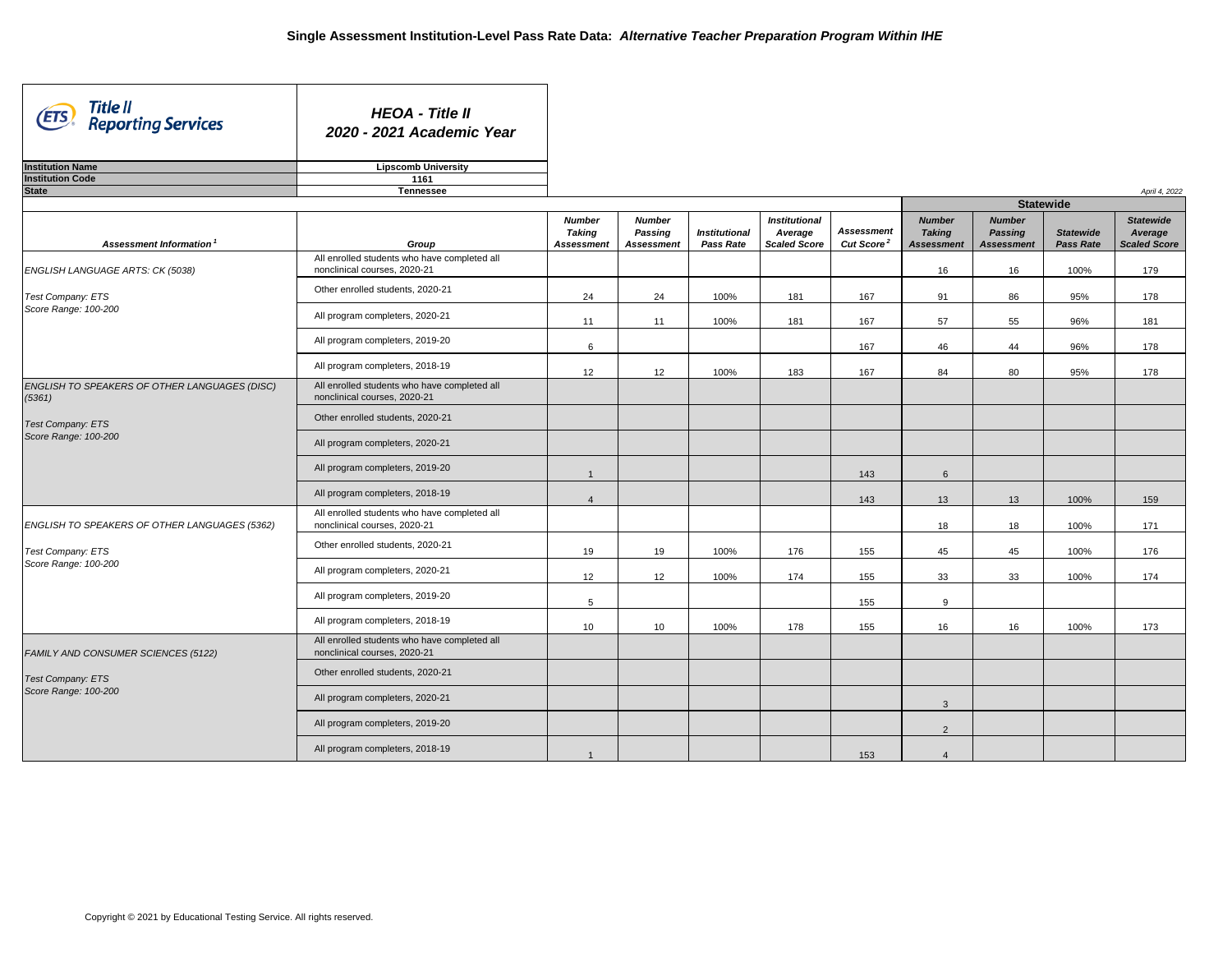# Single Assessment Institution-Level Pass Rate Data: *Alternative Teacher Preparation Program Within IHE*

**HEOA - Title II**
**2020 - 2021 Academic Year**

| | |
|---|---|
| **Institution Name** | **Lipscomb University** |
| **Institution Code** | **1161** |
| **State** | **Tennessee** |

*April 4, 2022*

| Assessment Information[1] | Group | Number Taking Assessment | Number Passing Assessment | Institutional Pass Rate | Institutional Average Scaled Score | Assessment Cut Score[2] | Statewide Number Taking Assessment | Statewide Number Passing Assessment | Statewide Pass Rate | Statewide Average Scaled Score |
|---|---|---|---|---|---|---|---|---|---|---|
| ENGLISH LANGUAGE ARTS: CK (5038) | All enrolled students who have completed all nonclinical courses, 2020-21 | | | | | | 16 | 16 | 100% | 179 |
| Test Company: ETS | Other enrolled students, 2020-21 | 24 | 24 | 100% | 181 | 167 | 91 | 86 | 95% | 178 |
| Score Range: 100-200 | All program completers, 2020-21 | 11 | 11 | 100% | 181 | 167 | 57 | 55 | 96% | 181 |
| | All program completers, 2019-20 | 6 | | | | 167 | 46 | 44 | 96% | 178 |
| | All program completers, 2018-19 | 12 | 12 | 100% | 183 | 167 | 84 | 80 | 95% | 178 |
| ENGLISH TO SPEAKERS OF OTHER LANGUAGES (DISC) (5361) | All enrolled students who have completed all nonclinical courses, 2020-21 | | | | | | | | | |
| Test Company: ETS | Other enrolled students, 2020-21 | | | | | | | | | |
| Score Range: 100-200 | All program completers, 2020-21 | | | | | | | | | |
| | All program completers, 2019-20 | 1 | | | | 143 | 6 | | | |
| | All program completers, 2018-19 | 4 | | | | 143 | 13 | 13 | 100% | 159 |
| ENGLISH TO SPEAKERS OF OTHER LANGUAGES (5362) | All enrolled students who have completed all nonclinical courses, 2020-21 | | | | | | 18 | 18 | 100% | 171 |
| Test Company: ETS | Other enrolled students, 2020-21 | 19 | 19 | 100% | 176 | 155 | 45 | 45 | 100% | 176 |
| Score Range: 100-200 | All program completers, 2020-21 | 12 | 12 | 100% | 174 | 155 | 33 | 33 | 100% | 174 |
| | All program completers, 2019-20 | 5 | | | | 155 | 9 | | | |
| | All program completers, 2018-19 | 10 | 10 | 100% | 178 | 155 | 16 | 16 | 100% | 173 |
| FAMILY AND CONSUMER SCIENCES (5122) | All enrolled students who have completed all nonclinical courses, 2020-21 | | | | | | | | | |
| Test Company: ETS | Other enrolled students, 2020-21 | | | | | | | | | |
| Score Range: 100-200 | All program completers, 2020-21 | | | | | | 3 | | | |
| | All program completers, 2019-20 | | | | | | 2 | | | |
| | All program completers, 2018-19 | 1 | | | | 153 | 4 | | | |

Copyright © 2021 by Educational Testing Service. All rights reserved.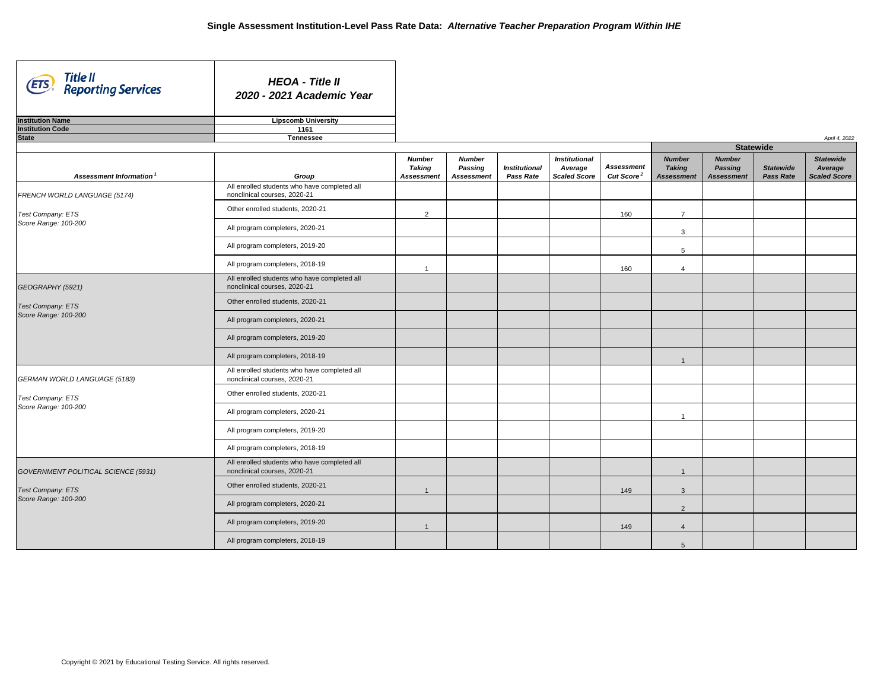# Single Assessment Institution-Level Pass Rate Data: *Alternative Teacher Preparation Program Within IHE*

**Title II Reporting Services**

***HEOA - Title II***
***2020 - 2021 Academic Year***

| | |
|---|---|
| **Institution Name** | **Lipscomb University** |
| **Institution Code** | **1161** |
| **State** | **Tennessee** |

*April 4, 2022*

| Assessment Information [1] | Group | Number Taking Assessment | Number Passing Assessment | Institutional Pass Rate | Institutional Average Scaled Score | Assessment Cut Score [2] | Statewide Number Taking Assessment | Statewide Number Passing Assessment | Statewide Pass Rate | Statewide Average Scaled Score |
|---|---|---|---|---|---|---|---|---|---|---|
| FRENCH WORLD LANGUAGE (5174) | All enrolled students who have completed all nonclinical courses, 2020-21 | | | | | | | | | |
| Test Company: ETS<br>Score Range: 100-200 | Other enrolled students, 2020-21 | 2 | | | | 160 | 7 | | | |
| | All program completers, 2020-21 | | | | | | 3 | | | |
| | All program completers, 2019-20 | | | | | | 5 | | | |
| | All program completers, 2018-19 | 1 | | | | 160 | 4 | | | |
| GEOGRAPHY (5921) | All enrolled students who have completed all nonclinical courses, 2020-21 | | | | | | | | | |
| Test Company: ETS<br>Score Range: 100-200 | Other enrolled students, 2020-21 | | | | | | | | | |
| | All program completers, 2020-21 | | | | | | | | | |
| | All program completers, 2019-20 | | | | | | | | | |
| | All program completers, 2018-19 | | | | | | 1 | | | |
| GERMAN WORLD LANGUAGE (5183) | All enrolled students who have completed all nonclinical courses, 2020-21 | | | | | | | | | |
| Test Company: ETS<br>Score Range: 100-200 | Other enrolled students, 2020-21 | | | | | | | | | |
| | All program completers, 2020-21 | | | | | | 1 | | | |
| | All program completers, 2019-20 | | | | | | | | | |
| | All program completers, 2018-19 | | | | | | | | | |
| GOVERNMENT POLITICAL SCIENCE (5931) | All enrolled students who have completed all nonclinical courses, 2020-21 | | | | | | 1 | | | |
| Test Company: ETS<br>Score Range: 100-200 | Other enrolled students, 2020-21 | 1 | | | | 149 | 3 | | | |
| | All program completers, 2020-21 | | | | | | 2 | | | |
| | All program completers, 2019-20 | 1 | | | | 149 | 4 | | | |
| | All program completers, 2018-19 | | | | | | 5 | | | |

Copyright © 2021 by Educational Testing Service. All rights reserved.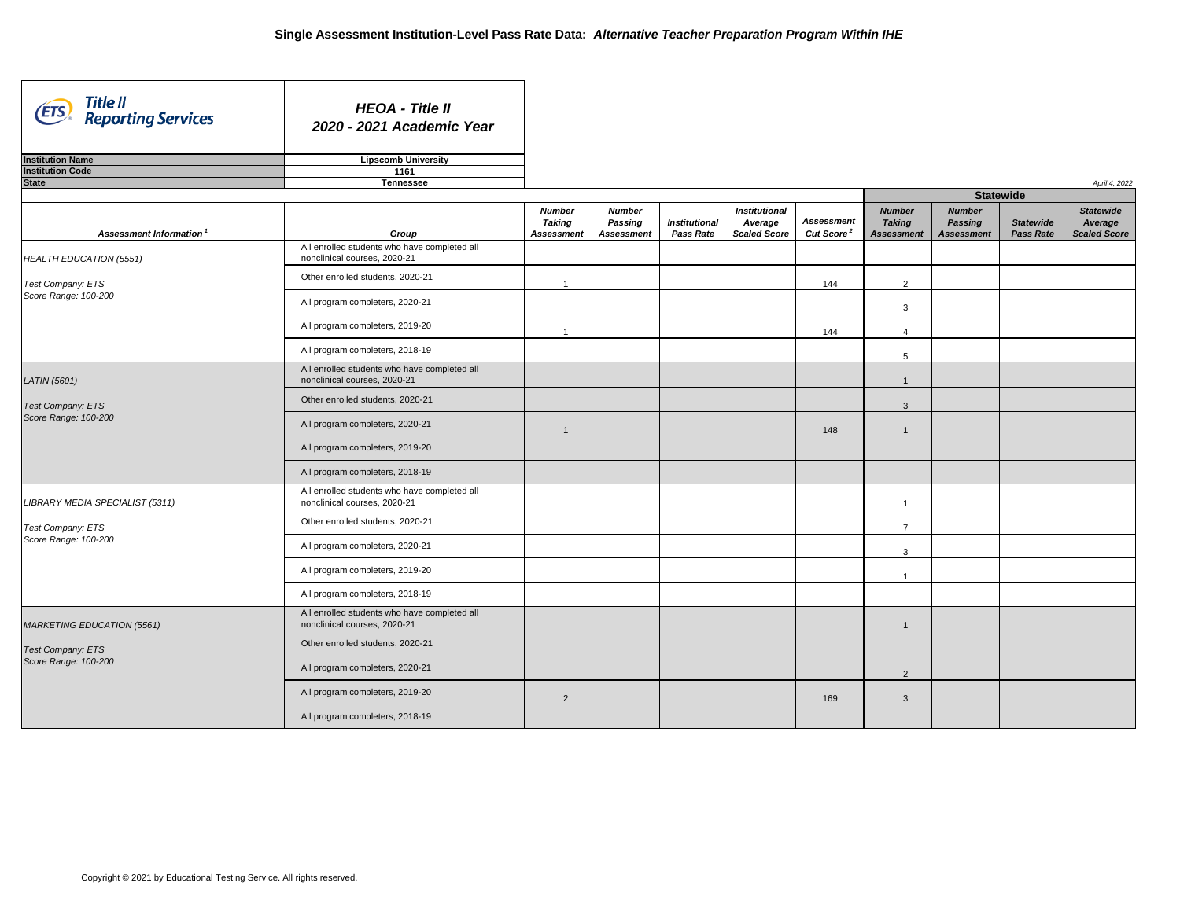# Single Assessment Institution-Level Pass Rate Data: *Alternative Teacher Preparation Program Within IHE*

**HEOA - Title II**
**2020 - 2021 Academic Year**

| | |
|---|---|
| **Institution Name** | **Lipscomb University** |
| **Institution Code** | **1161** |
| **State** | **Tennessee** |

*April 4, 2022*

| Assessment Information[1] | Group | Number Taking Assessment | Number Passing Assessment | Institutional Pass Rate | Institutional Average Scaled Score | Assessment Cut Score[2] | Statewide Number Taking Assessment | Statewide Number Passing Assessment | Statewide Pass Rate | Statewide Average Scaled Score |
|---|---|---|---|---|---|---|---|---|---|---|
| HEALTH EDUCATION (5551) | All enrolled students who have completed all nonclinical courses, 2020-21 | | | | | | | | | |
| Test Company: ETS Score Range: 100-200 | Other enrolled students, 2020-21 | 1 | | | | 144 | 2 | | | |
| | All program completers, 2020-21 | | | | | | 3 | | | |
| | All program completers, 2019-20 | 1 | | | | 144 | 4 | | | |
| | All program completers, 2018-19 | | | | | | 5 | | | |
| LATIN (5601) | All enrolled students who have completed all nonclinical courses, 2020-21 | | | | | | 1 | | | |
| Test Company: ETS Score Range: 100-200 | Other enrolled students, 2020-21 | | | | | | 3 | | | |
| | All program completers, 2020-21 | 1 | | | | 148 | 1 | | | |
| | All program completers, 2019-20 | | | | | | | | | |
| | All program completers, 2018-19 | | | | | | | | | |
| LIBRARY MEDIA SPECIALIST (5311) | All enrolled students who have completed all nonclinical courses, 2020-21 | | | | | | 1 | | | |
| Test Company: ETS Score Range: 100-200 | Other enrolled students, 2020-21 | | | | | | 7 | | | |
| | All program completers, 2020-21 | | | | | | 3 | | | |
| | All program completers, 2019-20 | | | | | | 1 | | | |
| | All program completers, 2018-19 | | | | | | | | | |
| MARKETING EDUCATION (5561) | All enrolled students who have completed all nonclinical courses, 2020-21 | | | | | | 1 | | | |
| Test Company: ETS Score Range: 100-200 | Other enrolled students, 2020-21 | | | | | | | | | |
| | All program completers, 2020-21 | | | | | | 2 | | | |
| | All program completers, 2019-20 | 2 | | | | 169 | 3 | | | |
| | All program completers, 2018-19 | | | | | | | | | |

Copyright © 2021 by Educational Testing Service. All rights reserved.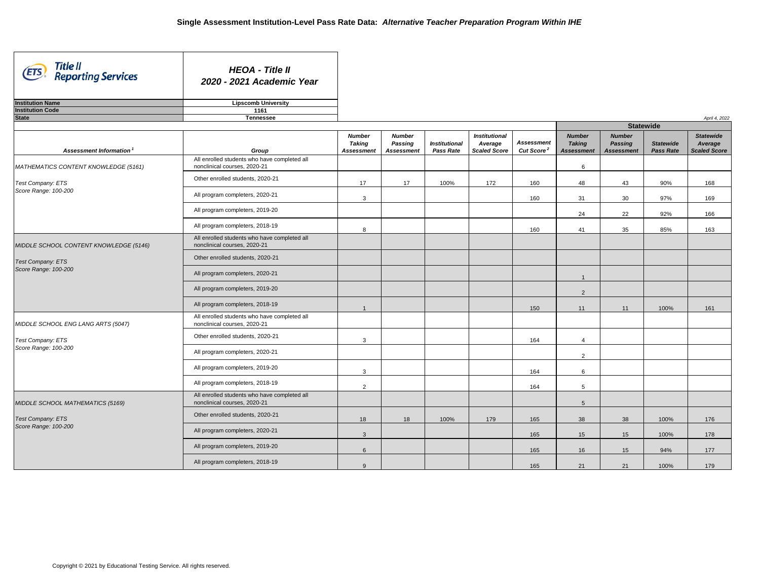# Single Assessment Institution-Level Pass Rate Data: *Alternative Teacher Preparation Program Within IHE*

**Title II Reporting Services**

***HEOA - Title II***
***2020 - 2021 Academic Year***

| | |
|---|---|
| **Institution Name** | **Lipscomb University** |
| **Institution Code** | **1161** |
| **State** | **Tennessee** |

*April 4, 2022*

| Assessment Information[1] | Group | Number Taking Assessment | Number Passing Assessment | Institutional Pass Rate | Institutional Average Scaled Score | Assessment Cut Score[2] | Statewide Number Taking Assessment | Statewide Number Passing Assessment | Statewide Pass Rate | Statewide Average Scaled Score |
|---|---|---|---|---|---|---|---|---|---|---|
| MATHEMATICS CONTENT KNOWLEDGE (5161) | All enrolled students who have completed all nonclinical courses, 2020-21 | | | | | | 6 | | | |
| Test Company: ETS Score Range: 100-200 | Other enrolled students, 2020-21 | 17 | 17 | 100% | 172 | 160 | 48 | 43 | 90% | 168 |
| | All program completers, 2020-21 | 3 | | | | 160 | 31 | 30 | 97% | 169 |
| | All program completers, 2019-20 | | | | | | 24 | 22 | 92% | 166 |
| | All program completers, 2018-19 | 8 | | | | 160 | 41 | 35 | 85% | 163 |
| MIDDLE SCHOOL CONTENT KNOWLEDGE (5146) | All enrolled students who have completed all nonclinical courses, 2020-21 | | | | | | | | | |
| Test Company: ETS Score Range: 100-200 | Other enrolled students, 2020-21 | | | | | | | | | |
| | All program completers, 2020-21 | | | | | | 1 | | | |
| | All program completers, 2019-20 | | | | | | 2 | | | |
| | All program completers, 2018-19 | 1 | | | | 150 | 11 | 11 | 100% | 161 |
| MIDDLE SCHOOL ENG LANG ARTS (5047) | All enrolled students who have completed all nonclinical courses, 2020-21 | | | | | | | | | |
| Test Company: ETS Score Range: 100-200 | Other enrolled students, 2020-21 | 3 | | | | 164 | 4 | | | |
| | All program completers, 2020-21 | | | | | | 2 | | | |
| | All program completers, 2019-20 | 3 | | | | 164 | 6 | | | |
| | All program completers, 2018-19 | 2 | | | | 164 | 5 | | | |
| MIDDLE SCHOOL MATHEMATICS (5169) | All enrolled students who have completed all nonclinical courses, 2020-21 | | | | | | 5 | | | |
| Test Company: ETS Score Range: 100-200 | Other enrolled students, 2020-21 | 18 | 18 | 100% | 179 | 165 | 38 | 38 | 100% | 176 |
| | All program completers, 2020-21 | 3 | | | | 165 | 15 | 15 | 100% | 178 |
| | All program completers, 2019-20 | 6 | | | | 165 | 16 | 15 | 94% | 177 |
| | All program completers, 2018-19 | 9 | | | | 165 | 21 | 21 | 100% | 179 |

Copyright © 2021 by Educational Testing Service. All rights reserved.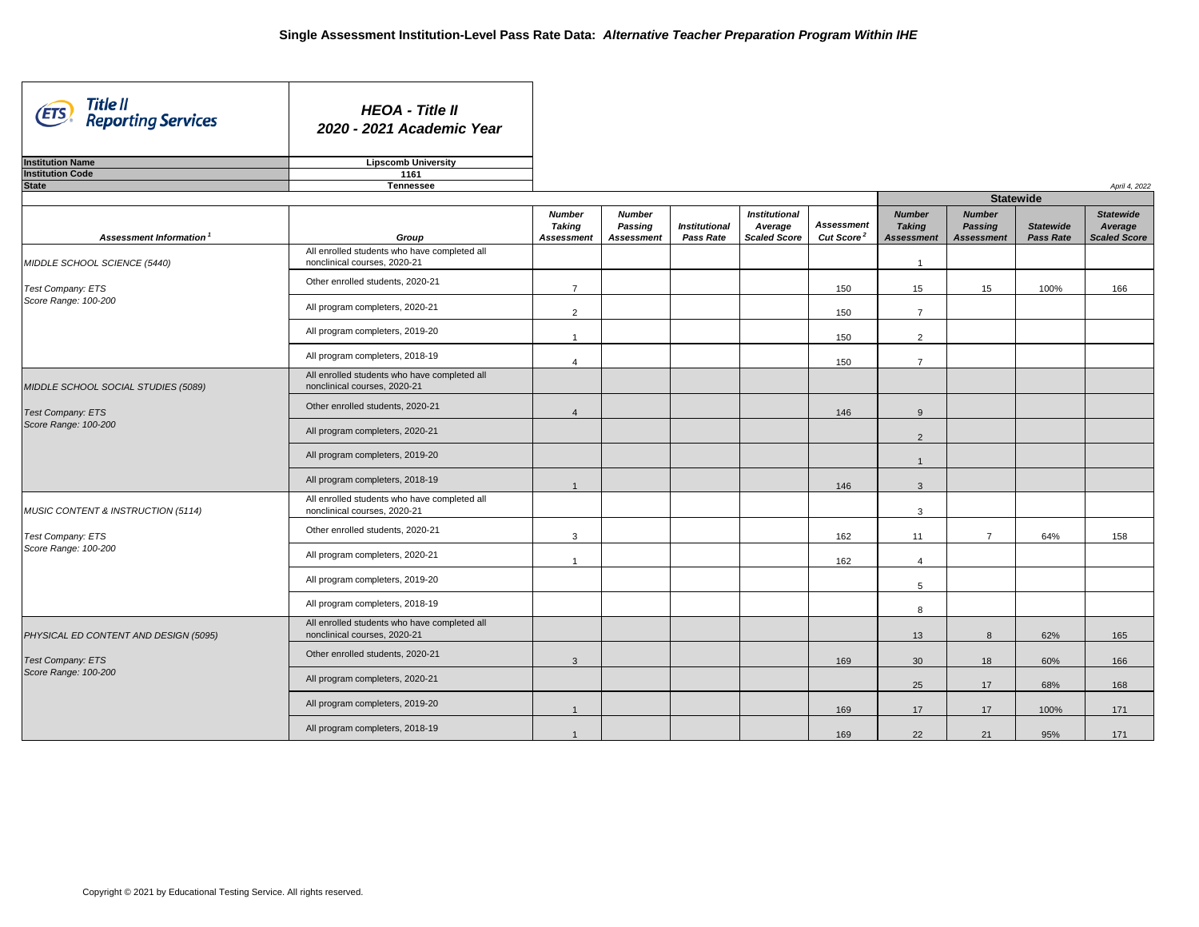# Single Assessment Institution-Level Pass Rate Data: *Alternative Teacher Preparation Program Within IHE*

**Title II Reporting Services**

***HEOA - Title II***
***2020 - 2021 Academic Year***

| | |
|---|---|
| **Institution Name** | **Lipscomb University** |
| **Institution Code** | **1161** |
| **State** | **Tennessee** |

*April 4, 2022*

| Assessment Information [1] | Group | Number Taking Assessment | Number Passing Assessment | Institutional Pass Rate | Institutional Average Scaled Score | Assessment Cut Score [2] | Statewide Number Taking Assessment | Statewide Number Passing Assessment | Statewide Pass Rate | Statewide Average Scaled Score |
|---|---|---|---|---|---|---|---|---|---|---|
| MIDDLE SCHOOL SCIENCE (5440) | All enrolled students who have completed all nonclinical courses, 2020-21 | | | | | | 1 | | | |
| Test Company: ETS | Other enrolled students, 2020-21 | 7 | | | | 150 | 15 | 15 | 100% | 166 |
| Score Range: 100-200 | All program completers, 2020-21 | 2 | | | | 150 | 7 | | | |
| | All program completers, 2019-20 | 1 | | | | 150 | 2 | | | |
| | All program completers, 2018-19 | 4 | | | | 150 | 7 | | | |
| MIDDLE SCHOOL SOCIAL STUDIES (5089) | All enrolled students who have completed all nonclinical courses, 2020-21 | | | | | | | | | |
| Test Company: ETS | Other enrolled students, 2020-21 | 4 | | | | 146 | 9 | | | |
| Score Range: 100-200 | All program completers, 2020-21 | | | | | | 2 | | | |
| | All program completers, 2019-20 | | | | | | 1 | | | |
| | All program completers, 2018-19 | 1 | | | | 146 | 3 | | | |
| MUSIC CONTENT & INSTRUCTION (5114) | All enrolled students who have completed all nonclinical courses, 2020-21 | | | | | | 3 | | | |
| Test Company: ETS | Other enrolled students, 2020-21 | 3 | | | | 162 | 11 | 7 | 64% | 158 |
| Score Range: 100-200 | All program completers, 2020-21 | 1 | | | | 162 | 4 | | | |
| | All program completers, 2019-20 | | | | | | 5 | | | |
| | All program completers, 2018-19 | | | | | | 8 | | | |
| PHYSICAL ED CONTENT AND DESIGN (5095) | All enrolled students who have completed all nonclinical courses, 2020-21 | | | | | | 13 | 8 | 62% | 165 |
| Test Company: ETS | Other enrolled students, 2020-21 | 3 | | | | 169 | 30 | 18 | 60% | 166 |
| Score Range: 100-200 | All program completers, 2020-21 | | | | | | 25 | 17 | 68% | 168 |
| | All program completers, 2019-20 | 1 | | | | 169 | 17 | 17 | 100% | 171 |
| | All program completers, 2018-19 | 1 | | | | 169 | 22 | 21 | 95% | 171 |

Copyright © 2021 by Educational Testing Service. All rights reserved.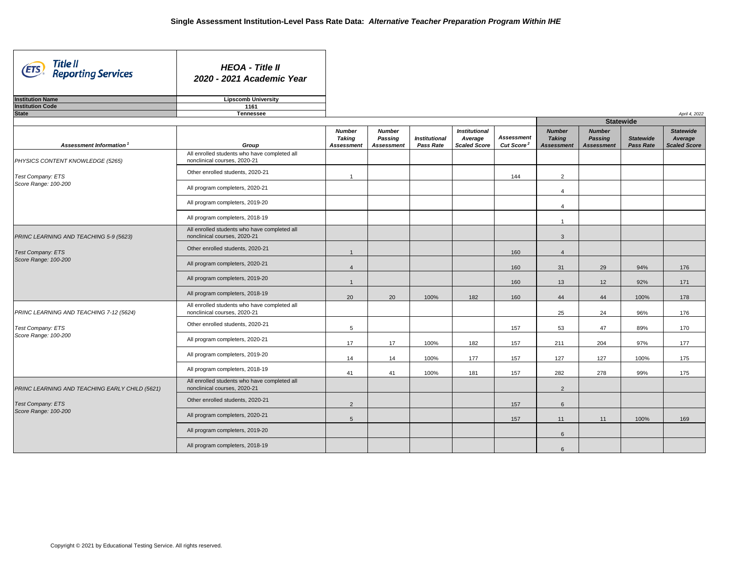# Single Assessment Institution-Level Pass Rate Data: *Alternative Teacher Preparation Program Within IHE*

**HEOA - Title II**
**2020 - 2021 Academic Year**

| | |
|---|---|
| **Institution Name** | **Lipscomb University** |
| **Institution Code** | **1161** |
| **State** | **Tennessee** |

*April 4, 2022*

| Assessment Information[1] | Group | Number Taking Assessment | Number Passing Assessment | Institutional Pass Rate | Institutional Average Scaled Score | Assessment Cut Score[2] | Statewide Number Taking Assessment | Statewide Number Passing Assessment | Statewide Pass Rate | Statewide Average Scaled Score |
|---|---|---|---|---|---|---|---|---|---|---|
| PHYSICS CONTENT KNOWLEDGE (5265) | All enrolled students who have completed all nonclinical courses, 2020-21 | | | | | | | | | |
| Test Company: ETS | Other enrolled students, 2020-21 | 1 | | | | 144 | 2 | | | |
| Score Range: 100-200 | All program completers, 2020-21 | | | | | | 4 | | | |
| | All program completers, 2019-20 | | | | | | 4 | | | |
| | All program completers, 2018-19 | | | | | | 1 | | | |
| PRINC LEARNING AND TEACHING 5-9 (5623) | All enrolled students who have completed all nonclinical courses, 2020-21 | | | | | | 3 | | | |
| Test Company: ETS | Other enrolled students, 2020-21 | 1 | | | | 160 | 4 | | | |
| Score Range: 100-200 | All program completers, 2020-21 | 4 | | | | 160 | 31 | 29 | 94% | 176 |
| | All program completers, 2019-20 | 1 | | | | 160 | 13 | 12 | 92% | 171 |
| | All program completers, 2018-19 | 20 | 20 | 100% | 182 | 160 | 44 | 44 | 100% | 178 |
| PRINC LEARNING AND TEACHING 7-12 (5624) | All enrolled students who have completed all nonclinical courses, 2020-21 | | | | | | 25 | 24 | 96% | 176 |
| Test Company: ETS | Other enrolled students, 2020-21 | 5 | | | | 157 | 53 | 47 | 89% | 170 |
| Score Range: 100-200 | All program completers, 2020-21 | 17 | 17 | 100% | 182 | 157 | 211 | 204 | 97% | 177 |
| | All program completers, 2019-20 | 14 | 14 | 100% | 177 | 157 | 127 | 127 | 100% | 175 |
| | All program completers, 2018-19 | 41 | 41 | 100% | 181 | 157 | 282 | 278 | 99% | 175 |
| PRINC LEARNING AND TEACHING EARLY CHILD (5621) | All enrolled students who have completed all nonclinical courses, 2020-21 | | | | | | 2 | | | |
| Test Company: ETS | Other enrolled students, 2020-21 | 2 | | | | 157 | 6 | | | |
| Score Range: 100-200 | All program completers, 2020-21 | 5 | | | | 157 | 11 | 11 | 100% | 169 |
| | All program completers, 2019-20 | | | | | | 6 | | | |
| | All program completers, 2018-19 | | | | | | 6 | | | |

Copyright © 2021 by Educational Testing Service. All rights reserved.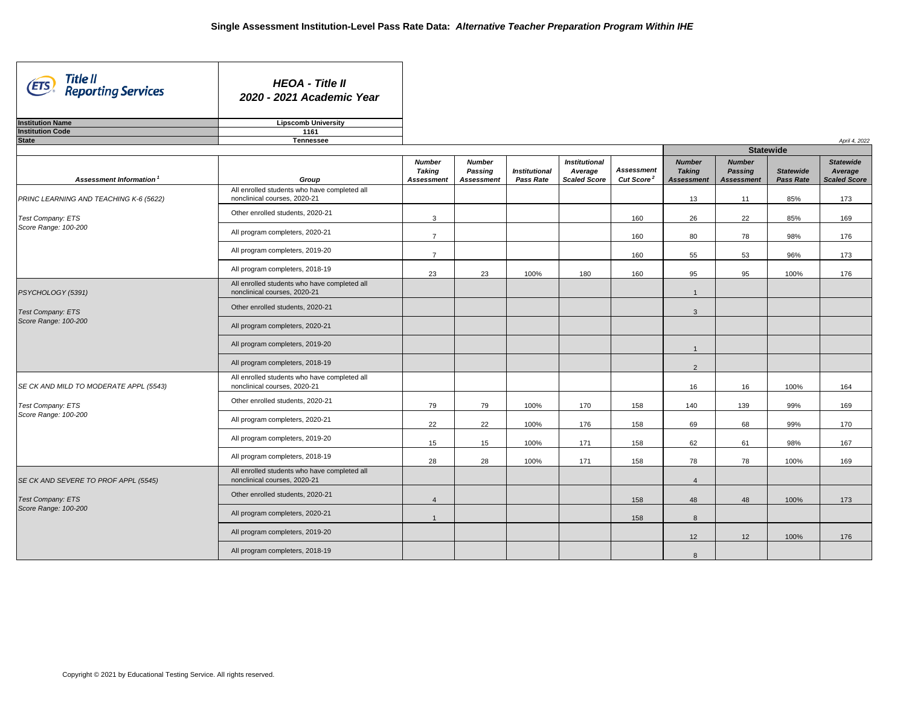# Single Assessment Institution-Level Pass Rate Data: *Alternative Teacher Preparation Program Within IHE*

**Title II Reporting Services**

***HEOA - Title II***
***2020 - 2021 Academic Year***

| | |
|---|---|
| **Institution Name** | **Lipscomb University** |
| **Institution Code** | **1161** |
| **State** | **Tennessee** |

*April 4, 2022*

| Assessment Information[1] | Group | Number Taking Assessment | Number Passing Assessment | Institutional Pass Rate | Institutional Average Scaled Score | Assessment Cut Score[2] | Statewide Number Taking Assessment | Statewide Number Passing Assessment | Statewide Pass Rate | Statewide Average Scaled Score |
|---|---|---|---|---|---|---|---|---|---|---|
| PRINC LEARNING AND TEACHING K-6 (5622) | All enrolled students who have completed all nonclinical courses, 2020-21 | | | | | | 13 | 11 | 85% | 173 |
| Test Company: ETS | Other enrolled students, 2020-21 | 3 | | | | 160 | 26 | 22 | 85% | 169 |
| Score Range: 100-200 | All program completers, 2020-21 | 7 | | | | 160 | 80 | 78 | 98% | 176 |
| | All program completers, 2019-20 | 7 | | | | 160 | 55 | 53 | 96% | 173 |
| | All program completers, 2018-19 | 23 | 23 | 100% | 180 | 160 | 95 | 95 | 100% | 176 |
| PSYCHOLOGY (5391) | All enrolled students who have completed all nonclinical courses, 2020-21 | | | | | | 1 | | | |
| Test Company: ETS | Other enrolled students, 2020-21 | | | | | | 3 | | | |
| Score Range: 100-200 | All program completers, 2020-21 | | | | | | | | | |
| | All program completers, 2019-20 | | | | | | 1 | | | |
| | All program completers, 2018-19 | | | | | | 2 | | | |
| SE CK AND MILD TO MODERATE APPL (5543) | All enrolled students who have completed all nonclinical courses, 2020-21 | | | | | | 16 | 16 | 100% | 164 |
| Test Company: ETS | Other enrolled students, 2020-21 | 79 | 79 | 100% | 170 | 158 | 140 | 139 | 99% | 169 |
| Score Range: 100-200 | All program completers, 2020-21 | 22 | 22 | 100% | 176 | 158 | 69 | 68 | 99% | 170 |
| | All program completers, 2019-20 | 15 | 15 | 100% | 171 | 158 | 62 | 61 | 98% | 167 |
| | All program completers, 2018-19 | 28 | 28 | 100% | 171 | 158 | 78 | 78 | 100% | 169 |
| SE CK AND SEVERE TO PROF APPL (5545) | All enrolled students who have completed all nonclinical courses, 2020-21 | | | | | | 4 | | | |
| Test Company: ETS | Other enrolled students, 2020-21 | 4 | | | | 158 | 48 | 48 | 100% | 173 |
| Score Range: 100-200 | All program completers, 2020-21 | 1 | | | | 158 | 8 | | | |
| | All program completers, 2019-20 | | | | | | 12 | 12 | 100% | 176 |
| | All program completers, 2018-19 | | | | | | 8 | | | |

Copyright © 2021 by Educational Testing Service. All rights reserved.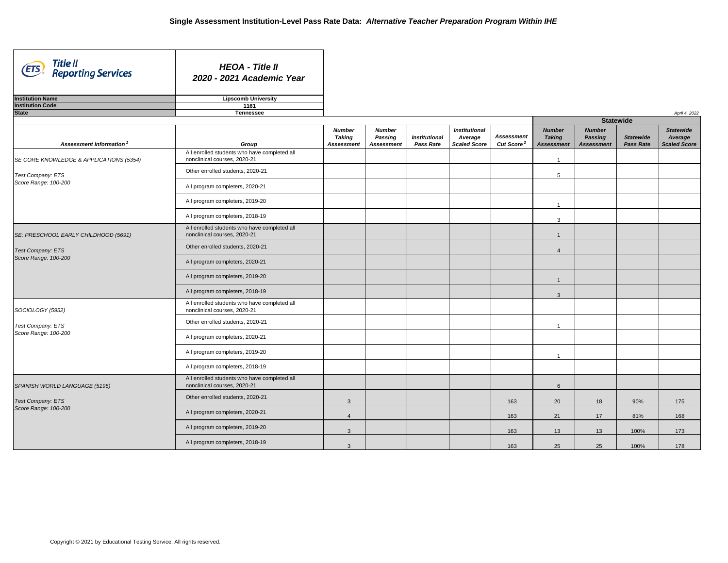# Single Assessment Institution-Level Pass Rate Data: *Alternative Teacher Preparation Program Within IHE*

**Title II Reporting Services**

***HEOA - Title II***
***2020 - 2021 Academic Year***

| | |
|---|---|
| **Institution Name** | **Lipscomb University** |
| **Institution Code** | **1161** |
| **State** | **Tennessee** |

*April 4, 2022*

| Assessment Information[1] | Group | Number Taking Assessment | Number Passing Assessment | Institutional Pass Rate | Institutional Average Scaled Score | Assessment Cut Score[2] | Statewide Number Taking Assessment | Statewide Number Passing Assessment | Statewide Pass Rate | Statewide Average Scaled Score |
|---|---|---|---|---|---|---|---|---|---|---|
| SE CORE KNOWLEDGE & APPLICATIONS (5354) | All enrolled students who have completed all nonclinical courses, 2020-21 | | | | | | 1 | | | |
| Test Company: ETS Score Range: 100-200 | Other enrolled students, 2020-21 | | | | | | 5 | | | |
| | All program completers, 2020-21 | | | | | | | | | |
| | All program completers, 2019-20 | | | | | | 1 | | | |
| | All program completers, 2018-19 | | | | | | 3 | | | |
| SE: PRESCHOOL EARLY CHILDHOOD (5691) | All enrolled students who have completed all nonclinical courses, 2020-21 | | | | | | 1 | | | |
| Test Company: ETS Score Range: 100-200 | Other enrolled students, 2020-21 | | | | | | 4 | | | |
| | All program completers, 2020-21 | | | | | | | | | |
| | All program completers, 2019-20 | | | | | | 1 | | | |
| | All program completers, 2018-19 | | | | | | 3 | | | |
| SOCIOLOGY (5952) | All enrolled students who have completed all nonclinical courses, 2020-21 | | | | | | | | | |
| Test Company: ETS Score Range: 100-200 | Other enrolled students, 2020-21 | | | | | | 1 | | | |
| | All program completers, 2020-21 | | | | | | | | | |
| | All program completers, 2019-20 | | | | | | 1 | | | |
| | All program completers, 2018-19 | | | | | | | | | |
| SPANISH WORLD LANGUAGE (5195) | All enrolled students who have completed all nonclinical courses, 2020-21 | | | | | | 6 | | | |
| Test Company: ETS Score Range: 100-200 | Other enrolled students, 2020-21 | 3 | | | | 163 | 20 | 18 | 90% | 175 |
| | All program completers, 2020-21 | 4 | | | | 163 | 21 | 17 | 81% | 168 |
| | All program completers, 2019-20 | 3 | | | | 163 | 13 | 13 | 100% | 173 |
| | All program completers, 2018-19 | 3 | | | | 163 | 25 | 25 | 100% | 178 |

Copyright © 2021 by Educational Testing Service. All rights reserved.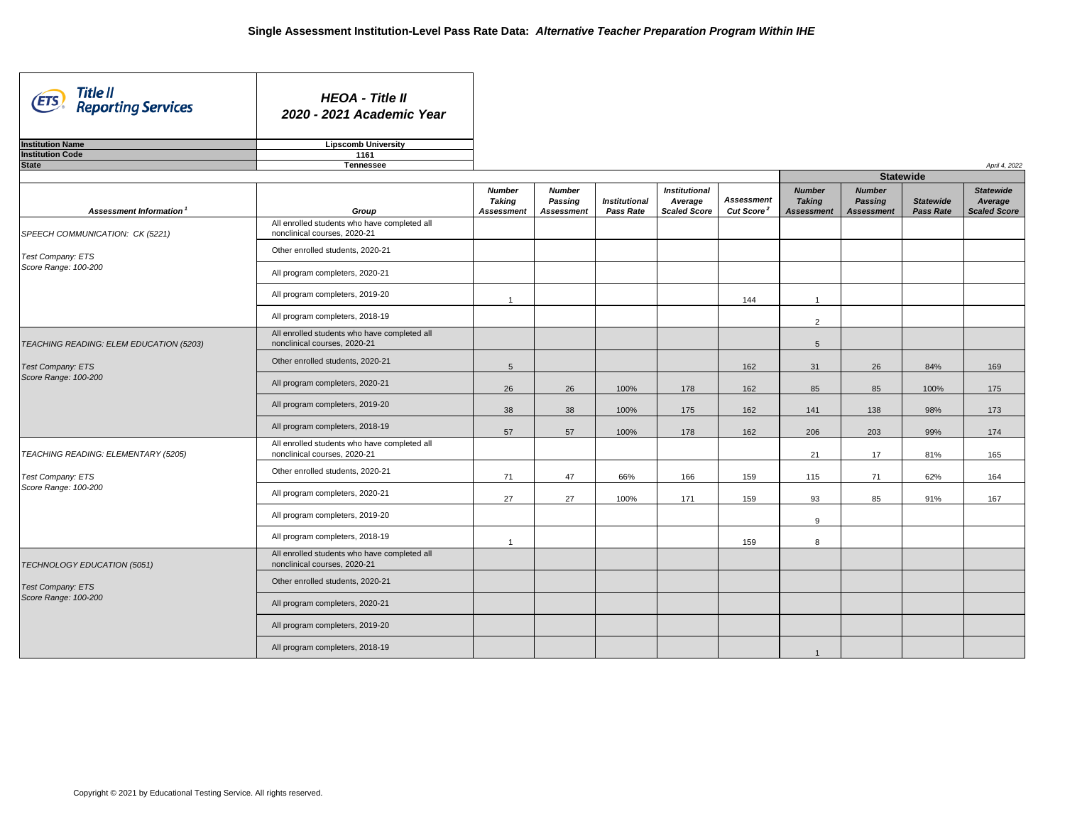# Single Assessment Institution-Level Pass Rate Data: *Alternative Teacher Preparation Program Within IHE*

**Title II Reporting Services**

***HEOA - Title II***
***2020 - 2021 Academic Year***

| | |
|---|---|
| **Institution Name** | **Lipscomb University** |
| **Institution Code** | **1161** |
| **State** | **Tennessee** |

*April 4, 2022*

| Assessment Information[1] | Group | Number Taking Assessment | Number Passing Assessment | Institutional Pass Rate | Institutional Average Scaled Score | Assessment Cut Score[2] | Statewide Number Taking Assessment | Statewide Number Passing Assessment | Statewide Pass Rate | Statewide Average Scaled Score |
|---|---|---|---|---|---|---|---|---|---|---|
| SPEECH COMMUNICATION: CK (5221) | All enrolled students who have completed all nonclinical courses, 2020-21 | | | | | | | | | |
| Test Company: ETS<br>Score Range: 100-200 | Other enrolled students, 2020-21 | | | | | | | | | |
| | All program completers, 2020-21 | | | | | | | | | |
| | All program completers, 2019-20 | 1 | | | | 144 | 1 | | | |
| | All program completers, 2018-19 | | | | | | 2 | | | |
| TEACHING READING: ELEM EDUCATION (5203) | All enrolled students who have completed all nonclinical courses, 2020-21 | | | | | | 5 | | | |
| Test Company: ETS<br>Score Range: 100-200 | Other enrolled students, 2020-21 | 5 | | | | 162 | 31 | 26 | 84% | 169 |
| | All program completers, 2020-21 | 26 | 26 | 100% | 178 | 162 | 85 | 85 | 100% | 175 |
| | All program completers, 2019-20 | 38 | 38 | 100% | 175 | 162 | 141 | 138 | 98% | 173 |
| | All program completers, 2018-19 | 57 | 57 | 100% | 178 | 162 | 206 | 203 | 99% | 174 |
| TEACHING READING: ELEMENTARY (5205) | All enrolled students who have completed all nonclinical courses, 2020-21 | | | | | | 21 | 17 | 81% | 165 |
| Test Company: ETS<br>Score Range: 100-200 | Other enrolled students, 2020-21 | 71 | 47 | 66% | 166 | 159 | 115 | 71 | 62% | 164 |
| | All program completers, 2020-21 | 27 | 27 | 100% | 171 | 159 | 93 | 85 | 91% | 167 |
| | All program completers, 2019-20 | | | | | | 9 | | | |
| | All program completers, 2018-19 | 1 | | | | 159 | 8 | | | |
| TECHNOLOGY EDUCATION (5051) | All enrolled students who have completed all nonclinical courses, 2020-21 | | | | | | | | | |
| Test Company: ETS<br>Score Range: 100-200 | Other enrolled students, 2020-21 | | | | | | | | | |
| | All program completers, 2020-21 | | | | | | | | | |
| | All program completers, 2019-20 | | | | | | | | | |
| | All program completers, 2018-19 | | | | | | 1 | | | |

Copyright © 2021 by Educational Testing Service. All rights reserved.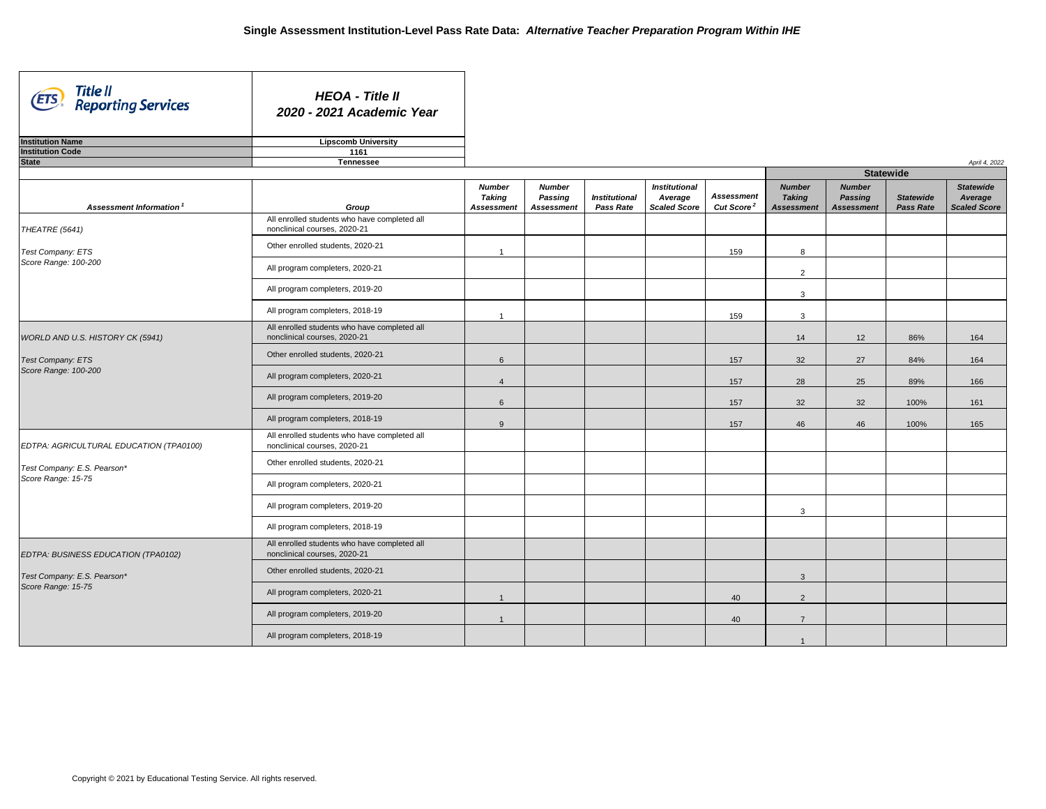# Single Assessment Institution-Level Pass Rate Data: *Alternative Teacher Preparation Program Within IHE*

**Title II Reporting Services**

***HEOA - Title II***
***2020 - 2021 Academic Year***

| | |
|---|---|
| **Institution Name** | **Lipscomb University** |
| **Institution Code** | **1161** |
| **State** | **Tennessee** |

*April 4, 2022*

| Assessment Information[1] | Group | Number Taking Assessment | Number Passing Assessment | Institutional Pass Rate | Institutional Average Scaled Score | Assessment Cut Score[2] | Statewide Number Taking Assessment | Statewide Number Passing Assessment | Statewide Pass Rate | Statewide Average Scaled Score |
|---|---|---|---|---|---|---|---|---|---|---|
| THEATRE (5641) | All enrolled students who have completed all nonclinical courses, 2020-21 | | | | | | | | | |
| Test Company: ETS | Other enrolled students, 2020-21 | 1 | | | | 159 | 8 | | | |
| Score Range: 100-200 | All program completers, 2020-21 | | | | | | 2 | | | |
| | All program completers, 2019-20 | | | | | | 3 | | | |
| | All program completers, 2018-19 | 1 | | | | 159 | 3 | | | |
| WORLD AND U.S. HISTORY CK (5941) | All enrolled students who have completed all nonclinical courses, 2020-21 | | | | | | 14 | 12 | 86% | 164 |
| Test Company: ETS | Other enrolled students, 2020-21 | 6 | | | | 157 | 32 | 27 | 84% | 164 |
| Score Range: 100-200 | All program completers, 2020-21 | 4 | | | | 157 | 28 | 25 | 89% | 166 |
| | All program completers, 2019-20 | 6 | | | | 157 | 32 | 32 | 100% | 161 |
| | All program completers, 2018-19 | 9 | | | | 157 | 46 | 46 | 100% | 165 |
| EDTPA: AGRICULTURAL EDUCATION (TPA0100) | All enrolled students who have completed all nonclinical courses, 2020-21 | | | | | | | | | |
| Test Company: E.S. Pearson* | Other enrolled students, 2020-21 | | | | | | | | | |
| Score Range: 15-75 | All program completers, 2020-21 | | | | | | | | | |
| | All program completers, 2019-20 | | | | | | 3 | | | |
| | All program completers, 2018-19 | | | | | | | | | |
| EDTPA: BUSINESS EDUCATION (TPA0102) | All enrolled students who have completed all nonclinical courses, 2020-21 | | | | | | | | | |
| Test Company: E.S. Pearson* | Other enrolled students, 2020-21 | | | | | | 3 | | | |
| Score Range: 15-75 | All program completers, 2020-21 | 1 | | | | 40 | 2 | | | |
| | All program completers, 2019-20 | 1 | | | | 40 | 7 | | | |
| | All program completers, 2018-19 | | | | | | 1 | | | |

Copyright © 2021 by Educational Testing Service. All rights reserved.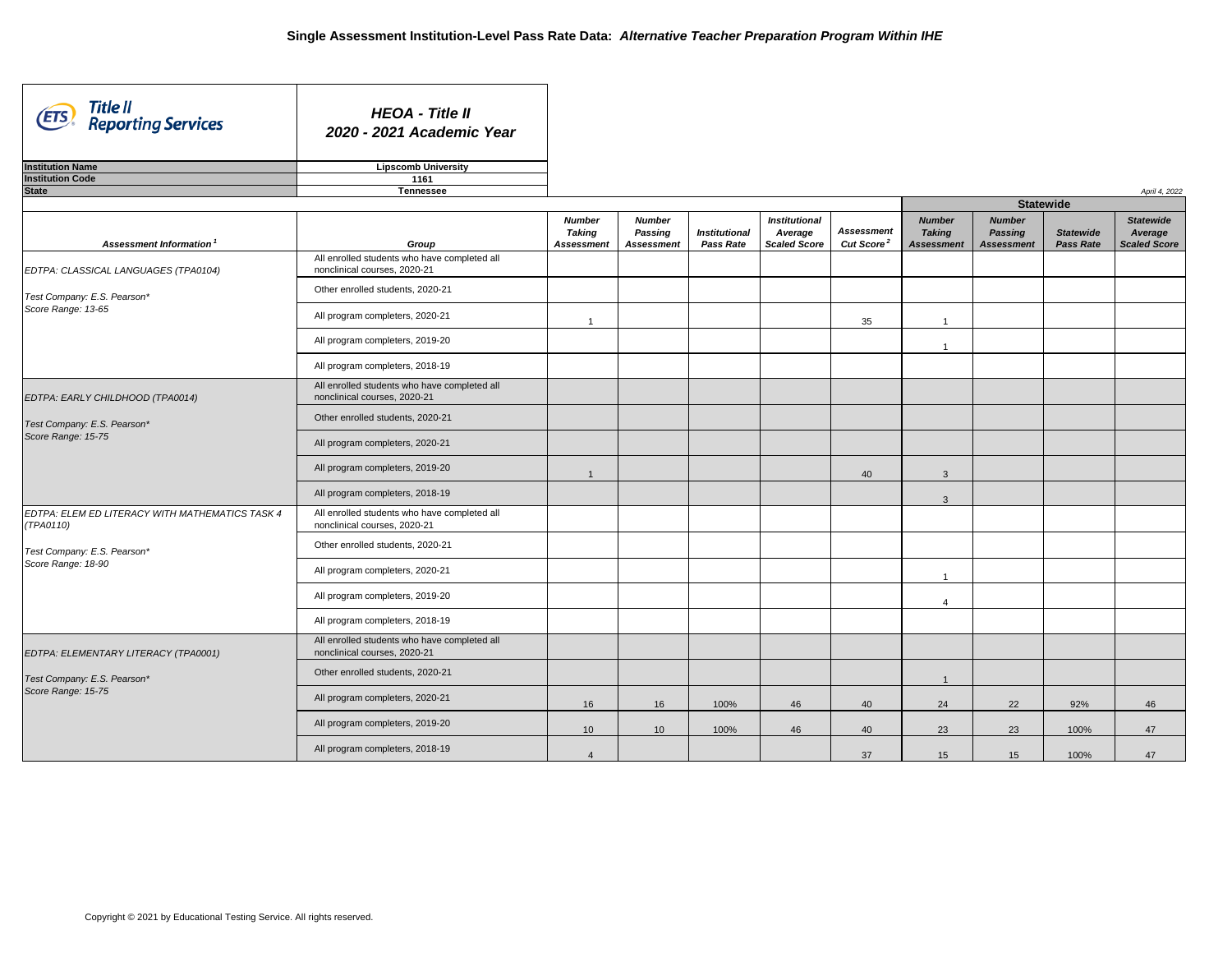# Single Assessment Institution-Level Pass Rate Data: *Alternative Teacher Preparation Program Within IHE*

| | |
|---|---|
| **Title II Reporting Services** | ***HEOA - Title II 2020 - 2021 Academic Year*** |
| **Institution Name** | **Lipscomb University** |
| **Institution Code** | **1161** |
| **State** | **Tennessee** |

*April 4, 2022*

| *Assessment Information*[1] | *Group* | *Number Taking Assessment* | *Number Passing Assessment* | *Institutional Pass Rate* | *Institutional Average Scaled Score* | *Assessment Cut Score*[2] | Statewide *Number Taking Assessment* | Statewide *Number Passing Assessment* | Statewide *Statewide Pass Rate* | Statewide *Statewide Average Scaled Score* |
|---|---|---|---|---|---|---|---|---|---|---|
| *EDTPA: CLASSICAL LANGUAGES (TPA0104)* *Test Company: E.S. Pearson** *Score Range: 13-65* | All enrolled students who have completed all nonclinical courses, 2020-21 | | | | | | | | | |
| | Other enrolled students, 2020-21 | | | | | | | | | |
| | All program completers, 2020-21 | 1 | | | | 35 | 1 | | | |
| | All program completers, 2019-20 | | | | | | 1 | | | |
| | All program completers, 2018-19 | | | | | | | | | |
| *EDTPA: EARLY CHILDHOOD (TPA0014)* *Test Company: E.S. Pearson** *Score Range: 15-75* | All enrolled students who have completed all nonclinical courses, 2020-21 | | | | | | | | | |
| | Other enrolled students, 2020-21 | | | | | | | | | |
| | All program completers, 2020-21 | | | | | | | | | |
| | All program completers, 2019-20 | 1 | | | | 40 | 3 | | | |
| | All program completers, 2018-19 | | | | | | 3 | | | |
| *EDTPA: ELEM ED LITERACY WITH MATHEMATICS TASK 4 (TPA0110)* *Test Company: E.S. Pearson** *Score Range: 18-90* | All enrolled students who have completed all nonclinical courses, 2020-21 | | | | | | | | | |
| | Other enrolled students, 2020-21 | | | | | | | | | |
| | All program completers, 2020-21 | | | | | | 1 | | | |
| | All program completers, 2019-20 | | | | | | 4 | | | |
| | All program completers, 2018-19 | | | | | | | | | |
| *EDTPA: ELEMENTARY LITERACY (TPA0001)* *Test Company: E.S. Pearson** *Score Range: 15-75* | All enrolled students who have completed all nonclinical courses, 2020-21 | | | | | | | | | |
| | Other enrolled students, 2020-21 | | | | | | 1 | | | |
| | All program completers, 2020-21 | 16 | 16 | 100% | 46 | 40 | 24 | 22 | 92% | 46 |
| | All program completers, 2019-20 | 10 | 10 | 100% | 46 | 40 | 23 | 23 | 100% | 47 |
| | All program completers, 2018-19 | 4 | | | | 37 | 15 | 15 | 100% | 47 |

Copyright © 2021 by Educational Testing Service. All rights reserved.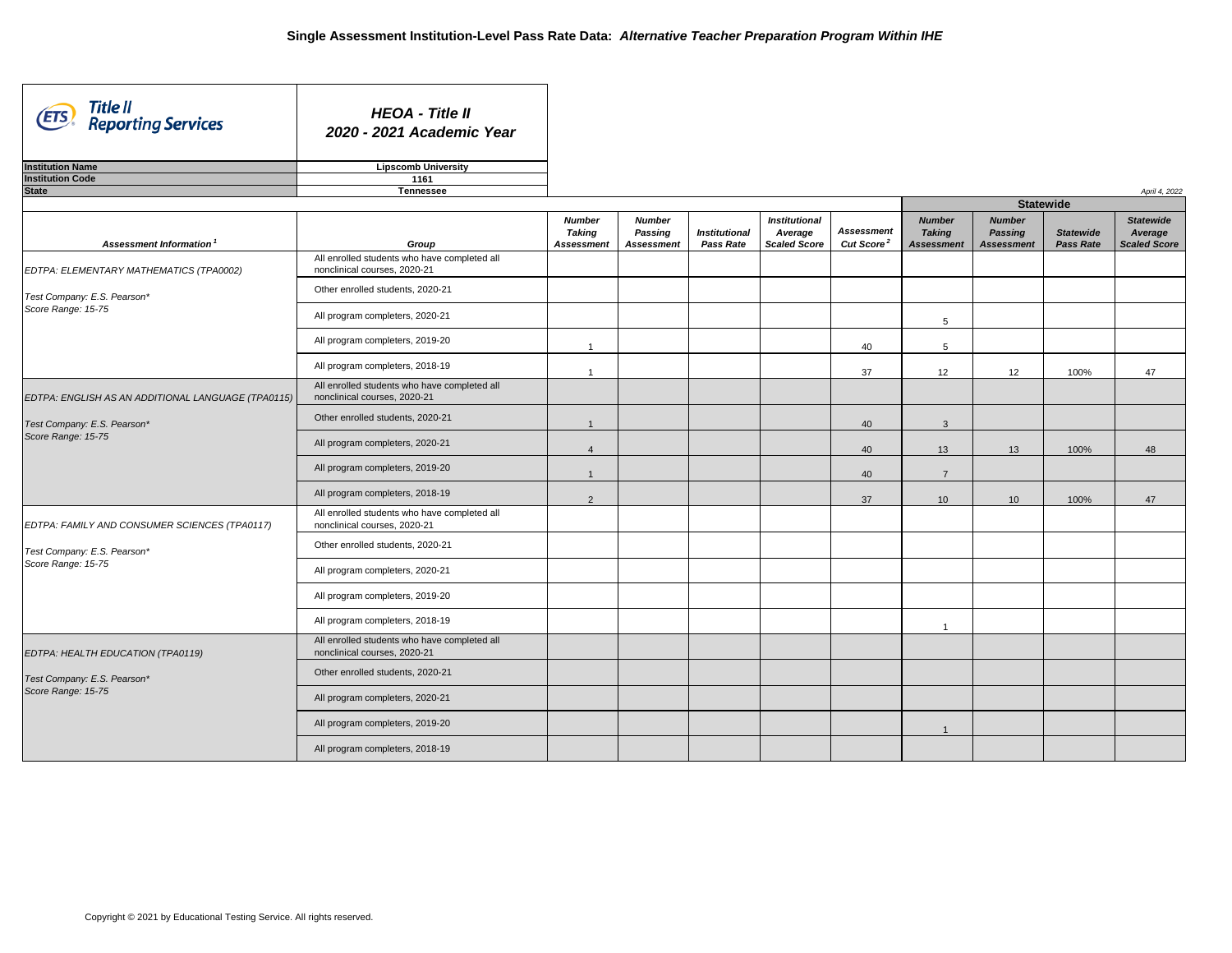# Single Assessment Institution-Level Pass Rate Data: *Alternative Teacher Preparation Program Within IHE*

**HEOA - Title II**
**2020 - 2021 Academic Year**

| | |
|---|---|
| **Institution Name** | **Lipscomb University** |
| **Institution Code** | **1161** |
| **State** | **Tennessee** |

*April 4, 2022*

| Assessment Information [1] | Group | Number Taking Assessment | Number Passing Assessment | Institutional Pass Rate | Institutional Average Scaled Score | Assessment Cut Score [2] | Statewide Number Taking Assessment | Statewide Number Passing Assessment | Statewide Pass Rate | Statewide Average Scaled Score |
|---|---|---|---|---|---|---|---|---|---|---|
| EDTPA: ELEMENTARY MATHEMATICS (TPA0002) | All enrolled students who have completed all nonclinical courses, 2020-21 | | | | | | | | | |
| Test Company: E.S. Pearson* | Other enrolled students, 2020-21 | | | | | | | | | |
| Score Range: 15-75 | All program completers, 2020-21 | | | | | | 5 | | | |
| | All program completers, 2019-20 | 1 | | | | 40 | 5 | | | |
| | All program completers, 2018-19 | 1 | | | | 37 | 12 | 12 | 100% | 47 |
| EDTPA: ENGLISH AS AN ADDITIONAL LANGUAGE (TPA0115) | All enrolled students who have completed all nonclinical courses, 2020-21 | | | | | | | | | |
| Test Company: E.S. Pearson* | Other enrolled students, 2020-21 | 1 | | | | 40 | 3 | | | |
| Score Range: 15-75 | All program completers, 2020-21 | 4 | | | | 40 | 13 | 13 | 100% | 48 |
| | All program completers, 2019-20 | 1 | | | | 40 | 7 | | | |
| | All program completers, 2018-19 | 2 | | | | 37 | 10 | 10 | 100% | 47 |
| EDTPA: FAMILY AND CONSUMER SCIENCES (TPA0117) | All enrolled students who have completed all nonclinical courses, 2020-21 | | | | | | | | | |
| Test Company: E.S. Pearson* | Other enrolled students, 2020-21 | | | | | | | | | |
| Score Range: 15-75 | All program completers, 2020-21 | | | | | | | | | |
| | All program completers, 2019-20 | | | | | | | | | |
| | All program completers, 2018-19 | | | | | | 1 | | | |
| EDTPA: HEALTH EDUCATION (TPA0119) | All enrolled students who have completed all nonclinical courses, 2020-21 | | | | | | | | | |
| Test Company: E.S. Pearson* | Other enrolled students, 2020-21 | | | | | | | | | |
| Score Range: 15-75 | All program completers, 2020-21 | | | | | | | | | |
| | All program completers, 2019-20 | | | | | | 1 | | | |
| | All program completers, 2018-19 | | | | | | | | | |

Copyright © 2021 by Educational Testing Service. All rights reserved.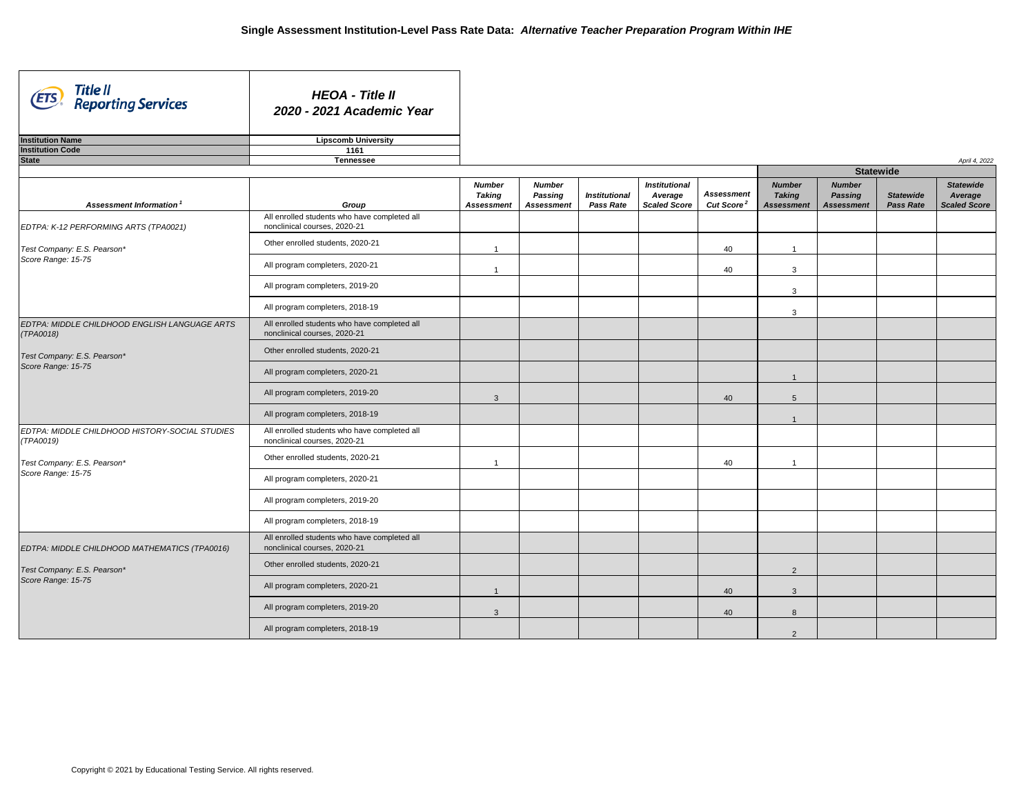# Single Assessment Institution-Level Pass Rate Data: *Alternative Teacher Preparation Program Within IHE*

**Title II Reporting Services**

***HEOA - Title II***
***2020 - 2021 Academic Year***

| | |
|---|---|
| **Institution Name** | **Lipscomb University** |
| **Institution Code** | **1161** |
| **State** | **Tennessee** |

*April 4, 2022*

| Assessment Information [1] | Group | Number Taking Assessment | Number Passing Assessment | Institutional Pass Rate | Institutional Average Scaled Score | Assessment Cut Score [2] | Statewide Number Taking Assessment | Statewide Number Passing Assessment | Statewide Pass Rate | Statewide Average Scaled Score |
|---|---|---|---|---|---|---|---|---|---|---|
| EDTPA: K-12 PERFORMING ARTS (TPA0021) | All enrolled students who have completed all nonclinical courses, 2020-21 | | | | | | | | | |
| Test Company: E.S. Pearson* | Other enrolled students, 2020-21 | 1 | | | | 40 | 1 | | | |
| Score Range: 15-75 | All program completers, 2020-21 | 1 | | | | 40 | 3 | | | |
| | All program completers, 2019-20 | | | | | | 3 | | | |
| | All program completers, 2018-19 | | | | | | 3 | | | |
| EDTPA: MIDDLE CHILDHOOD ENGLISH LANGUAGE ARTS (TPA0018) | All enrolled students who have completed all nonclinical courses, 2020-21 | | | | | | | | | |
| Test Company: E.S. Pearson* | Other enrolled students, 2020-21 | | | | | | | | | |
| Score Range: 15-75 | All program completers, 2020-21 | | | | | | 1 | | | |
| | All program completers, 2019-20 | 3 | | | | 40 | 5 | | | |
| | All program completers, 2018-19 | | | | | | 1 | | | |
| EDTPA: MIDDLE CHILDHOOD HISTORY-SOCIAL STUDIES (TPA0019) | All enrolled students who have completed all nonclinical courses, 2020-21 | | | | | | | | | |
| Test Company: E.S. Pearson* | Other enrolled students, 2020-21 | 1 | | | | 40 | 1 | | | |
| Score Range: 15-75 | All program completers, 2020-21 | | | | | | | | | |
| | All program completers, 2019-20 | | | | | | | | | |
| | All program completers, 2018-19 | | | | | | | | | |
| EDTPA: MIDDLE CHILDHOOD MATHEMATICS (TPA0016) | All enrolled students who have completed all nonclinical courses, 2020-21 | | | | | | | | | |
| Test Company: E.S. Pearson* | Other enrolled students, 2020-21 | | | | | | 2 | | | |
| Score Range: 15-75 | All program completers, 2020-21 | 1 | | | | 40 | 3 | | | |
| | All program completers, 2019-20 | 3 | | | | 40 | 8 | | | |
| | All program completers, 2018-19 | | | | | | 2 | | | |

Copyright © 2021 by Educational Testing Service. All rights reserved.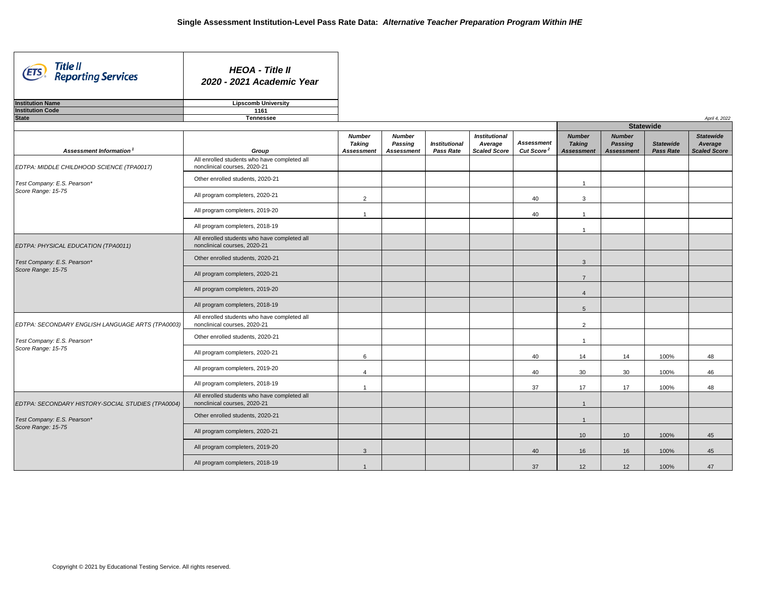# Single Assessment Institution-Level Pass Rate Data: *Alternative Teacher Preparation Program Within IHE*

**HEOA - Title II**
**2020 - 2021 Academic Year**

| | |
|---|---|
| **Institution Name** | **Lipscomb University** |
| **Institution Code** | **1161** |
| **State** | **Tennessee** |

*April 4, 2022*

| Assessment Information [1] | Group | Number Taking Assessment | Number Passing Assessment | Institutional Pass Rate | Institutional Average Scaled Score | Assessment Cut Score [2] | Statewide Number Taking Assessment | Statewide Number Passing Assessment | Statewide Pass Rate | Statewide Average Scaled Score |
|---|---|---|---|---|---|---|---|---|---|---|
| EDTPA: MIDDLE CHILDHOOD SCIENCE (TPA0017) | All enrolled students who have completed all nonclinical courses, 2020-21 | | | | | | | | | |
| Test Company: E.S. Pearson* | Other enrolled students, 2020-21 | | | | | | 1 | | | |
| Score Range: 15-75 | All program completers, 2020-21 | 2 | | | | 40 | 3 | | | |
| | All program completers, 2019-20 | 1 | | | | 40 | 1 | | | |
| | All program completers, 2018-19 | | | | | | 1 | | | |
| EDTPA: PHYSICAL EDUCATION (TPA0011) | All enrolled students who have completed all nonclinical courses, 2020-21 | | | | | | | | | |
| Test Company: E.S. Pearson* | Other enrolled students, 2020-21 | | | | | | 3 | | | |
| Score Range: 15-75 | All program completers, 2020-21 | | | | | | 7 | | | |
| | All program completers, 2019-20 | | | | | | 4 | | | |
| | All program completers, 2018-19 | | | | | | 5 | | | |
| EDTPA: SECONDARY ENGLISH LANGUAGE ARTS (TPA0003) | All enrolled students who have completed all nonclinical courses, 2020-21 | | | | | | 2 | | | |
| Test Company: E.S. Pearson* | Other enrolled students, 2020-21 | | | | | | 1 | | | |
| Score Range: 15-75 | All program completers, 2020-21 | 6 | | | | 40 | 14 | 14 | 100% | 48 |
| | All program completers, 2019-20 | 4 | | | | 40 | 30 | 30 | 100% | 46 |
| | All program completers, 2018-19 | 1 | | | | 37 | 17 | 17 | 100% | 48 |
| EDTPA: SECONDARY HISTORY-SOCIAL STUDIES (TPA0004) | All enrolled students who have completed all nonclinical courses, 2020-21 | | | | | | 1 | | | |
| Test Company: E.S. Pearson* | Other enrolled students, 2020-21 | | | | | | 1 | | | |
| Score Range: 15-75 | All program completers, 2020-21 | | | | | | 10 | 10 | 100% | 45 |
| | All program completers, 2019-20 | 3 | | | | 40 | 16 | 16 | 100% | 45 |
| | All program completers, 2018-19 | 1 | | | | 37 | 12 | 12 | 100% | 47 |

Copyright © 2021 by Educational Testing Service. All rights reserved.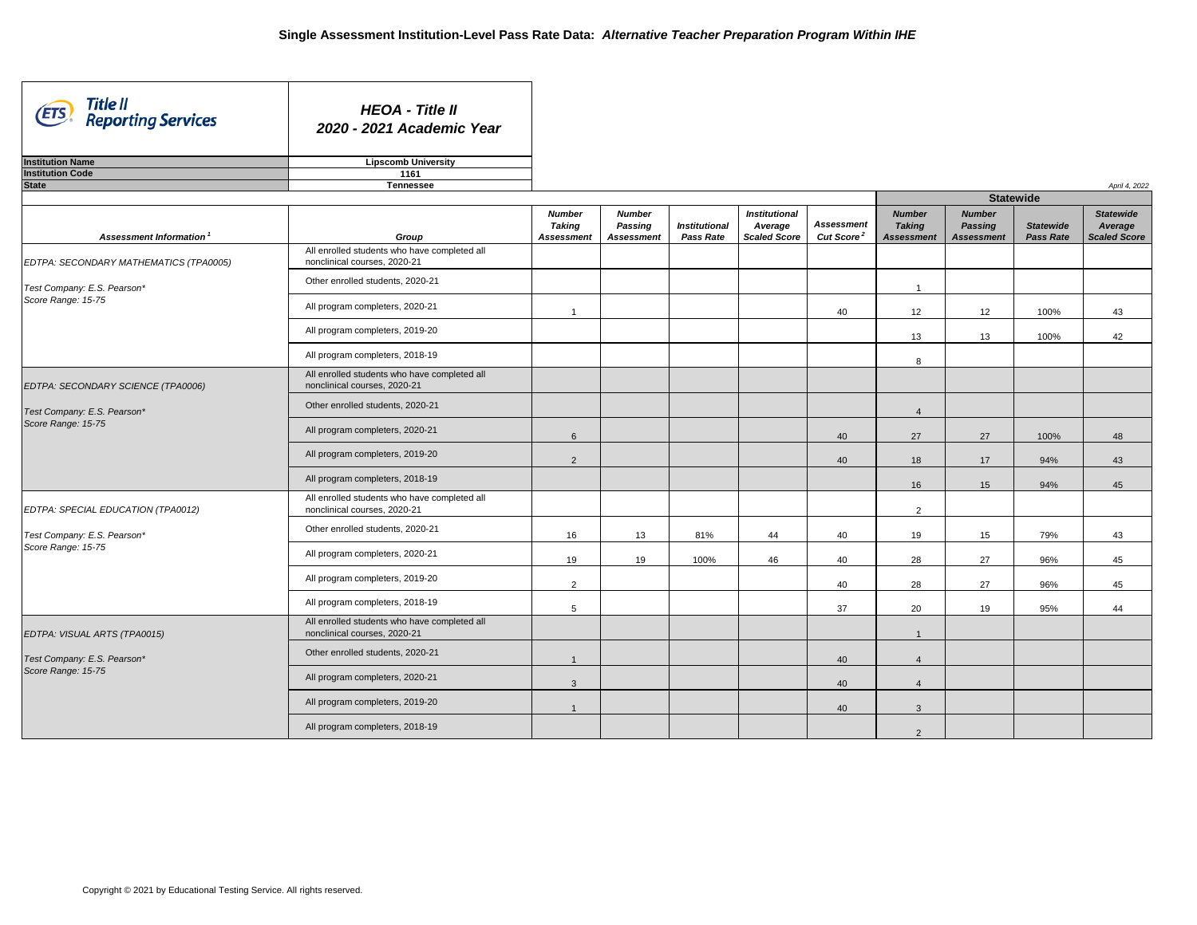# Single Assessment Institution-Level Pass Rate Data: *Alternative Teacher Preparation Program Within IHE*

**HEOA - Title II**
**2020 - 2021 Academic Year**

| | |
|---|---|
| **Institution Name** | **Lipscomb University** |
| **Institution Code** | **1161** |
| **State** | **Tennessee** |

*April 4, 2022*

| Assessment Information[1] | Group | Number Taking Assessment | Number Passing Assessment | Institutional Pass Rate | Institutional Average Scaled Score | Assessment Cut Score[2] | Statewide Number Taking Assessment | Statewide Number Passing Assessment | Statewide Pass Rate | Statewide Average Scaled Score |
|---|---|---|---|---|---|---|---|---|---|---|
| EDTPA: SECONDARY MATHEMATICS (TPA0005) | All enrolled students who have completed all nonclinical courses, 2020-21 | | | | | | | | | |
| Test Company: E.S. Pearson* | Other enrolled students, 2020-21 | | | | | | 1 | | | |
| Score Range: 15-75 | All program completers, 2020-21 | 1 | | | | 40 | 12 | 12 | 100% | 43 |
| | All program completers, 2019-20 | | | | | | 13 | 13 | 100% | 42 |
| | All program completers, 2018-19 | | | | | | 8 | | | |
| EDTPA: SECONDARY SCIENCE (TPA0006) | All enrolled students who have completed all nonclinical courses, 2020-21 | | | | | | | | | |
| Test Company: E.S. Pearson* | Other enrolled students, 2020-21 | | | | | | 4 | | | |
| Score Range: 15-75 | All program completers, 2020-21 | 6 | | | | 40 | 27 | 27 | 100% | 48 |
| | All program completers, 2019-20 | 2 | | | | 40 | 18 | 17 | 94% | 43 |
| | All program completers, 2018-19 | | | | | | 16 | 15 | 94% | 45 |
| EDTPA: SPECIAL EDUCATION (TPA0012) | All enrolled students who have completed all nonclinical courses, 2020-21 | | | | | | 2 | | | |
| Test Company: E.S. Pearson* | Other enrolled students, 2020-21 | 16 | 13 | 81% | 44 | 40 | 19 | 15 | 79% | 43 |
| Score Range: 15-75 | All program completers, 2020-21 | 19 | 19 | 100% | 46 | 40 | 28 | 27 | 96% | 45 |
| | All program completers, 2019-20 | 2 | | | | 40 | 28 | 27 | 96% | 45 |
| | All program completers, 2018-19 | 5 | | | | 37 | 20 | 19 | 95% | 44 |
| EDTPA: VISUAL ARTS (TPA0015) | All enrolled students who have completed all nonclinical courses, 2020-21 | | | | | | 1 | | | |
| Test Company: E.S. Pearson* | Other enrolled students, 2020-21 | 1 | | | | 40 | 4 | | | |
| Score Range: 15-75 | All program completers, 2020-21 | 3 | | | | 40 | 4 | | | |
| | All program completers, 2019-20 | 1 | | | | 40 | 3 | | | |
| | All program completers, 2018-19 | | | | | | 2 | | | |

Copyright © 2021 by Educational Testing Service. All rights reserved.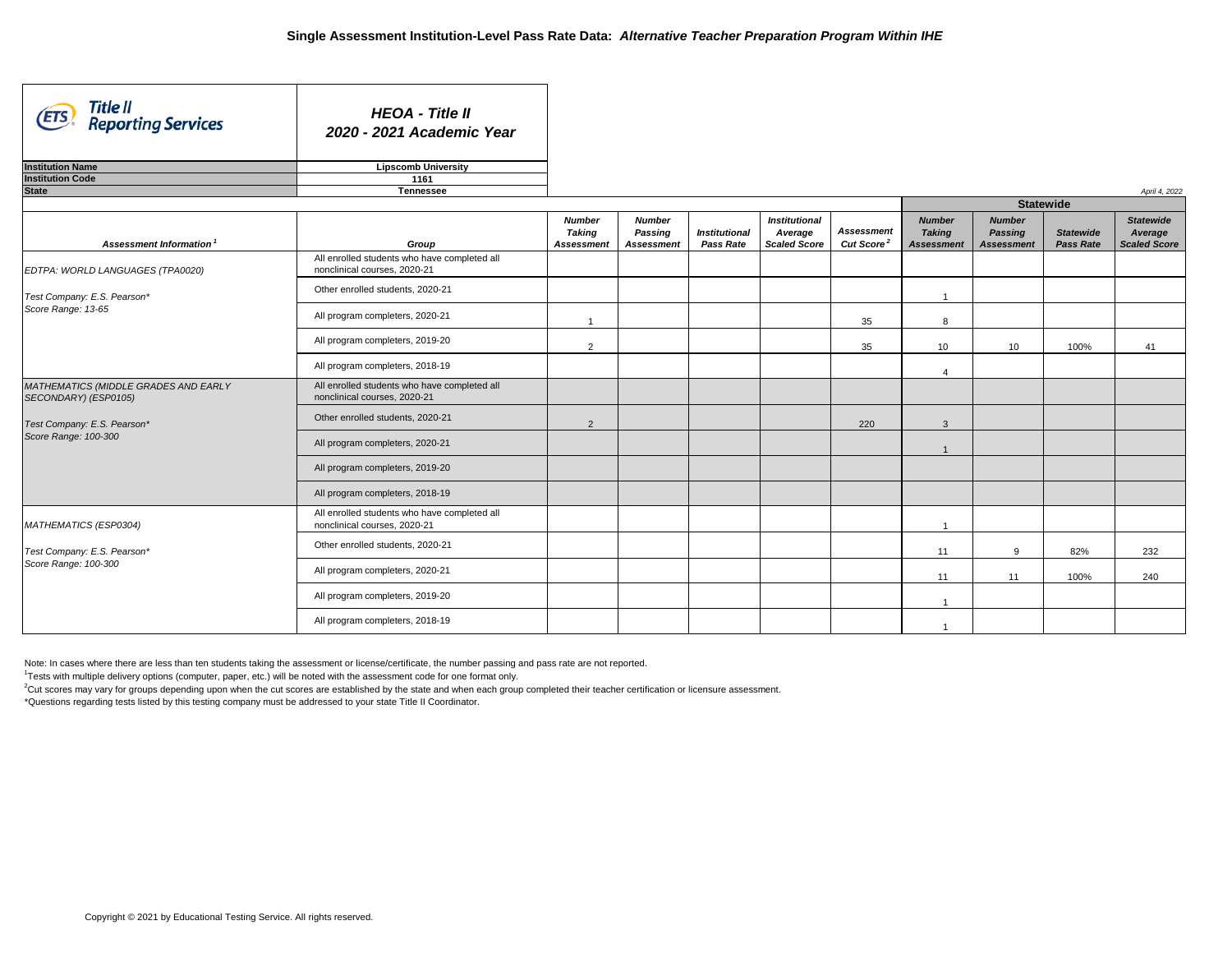# Single Assessment Institution-Level Pass Rate Data: *Alternative Teacher Preparation Program Within IHE*

**Title II Reporting Services**

***HEOA - Title II***
***2020 - 2021 Academic Year***

| | |
|---|---|
| **Institution Name** | **Lipscomb University** |
| **Institution Code** | **1161** |
| **State** | **Tennessee** |

*April 4, 2022*

| Assessment Information[1] | Group | Number Taking Assessment | Number Passing Assessment | Institutional Pass Rate | Institutional Average Scaled Score | Assessment Cut Score[2] | Statewide Number Taking Assessment | Statewide Number Passing Assessment | Statewide Pass Rate | Statewide Average Scaled Score |
|---|---|---|---|---|---|---|---|---|---|---|
| *EDTPA: WORLD LANGUAGES (TPA0020)* | All enrolled students who have completed all nonclinical courses, 2020-21 | | | | | | | | | |
| *Test Company: E.S. Pearson** | Other enrolled students, 2020-21 | | | | | | 1 | | | |
| *Score Range: 13-65* | All program completers, 2020-21 | 1 | | | | 35 | 8 | | | |
| | All program completers, 2019-20 | 2 | | | | 35 | 10 | 10 | 100% | 41 |
| | All program completers, 2018-19 | | | | | | 4 | | | |
| *MATHEMATICS (MIDDLE GRADES AND EARLY SECONDARY) (ESP0105)* | All enrolled students who have completed all nonclinical courses, 2020-21 | | | | | | | | | |
| *Test Company: E.S. Pearson** | Other enrolled students, 2020-21 | 2 | | | | 220 | 3 | | | |
| *Score Range: 100-300* | All program completers, 2020-21 | | | | | | 1 | | | |
| | All program completers, 2019-20 | | | | | | | | | |
| | All program completers, 2018-19 | | | | | | | | | |
| *MATHEMATICS (ESP0304)* | All enrolled students who have completed all nonclinical courses, 2020-21 | | | | | | 1 | | | |
| *Test Company: E.S. Pearson** | Other enrolled students, 2020-21 | | | | | | 11 | 9 | 82% | 232 |
| *Score Range: 100-300* | All program completers, 2020-21 | | | | | | 11 | 11 | 100% | 240 |
| | All program completers, 2019-20 | | | | | | 1 | | | |
| | All program completers, 2018-19 | | | | | | 1 | | | |

Note: In cases where there are less than ten students taking the assessment or license/certificate, the number passing and pass rate are not reported.

[1]Tests with multiple delivery options (computer, paper, etc.) will be noted with the assessment code for one format only.

[2]Cut scores may vary for groups depending upon when the cut scores are established by the state and when each group completed their teacher certification or licensure assessment.

*Questions regarding tests listed by this testing company must be addressed to your state Title II Coordinator.

Copyright © 2021 by Educational Testing Service. All rights reserved.